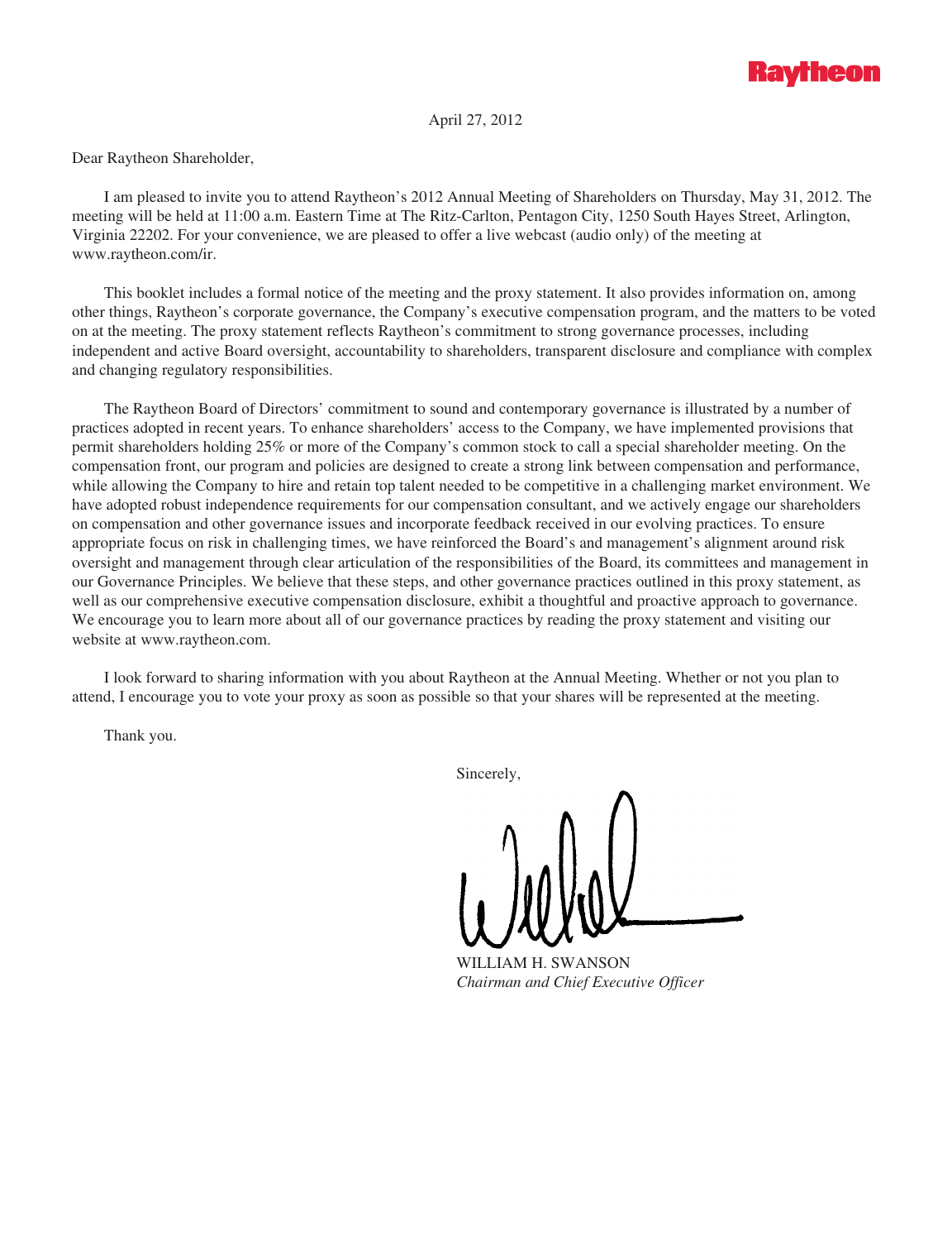Raytheon

April 27, 2012

Dear Raytheon Shareholder,

I am pleased to invite you to attend Raytheon's 2012 Annual Meeting of Shareholders on Thursday, May 31, 2012. The meeting will be held at 11:00 a.m. Eastern Time at The Ritz-Carlton, Pentagon City, 1250 South Hayes Street, Arlington, Virginia 22202. For your convenience, we are pleased to offer a live webcast (audio only) of the meeting at www.raytheon.com/ir.

This booklet includes a formal notice of the meeting and the proxy statement. It also provides information on, among other things, Raytheon's corporate governance, the Company's executive compensation program, and the matters to be voted on at the meeting. The proxy statement reflects Raytheon's commitment to strong governance processes, including independent and active Board oversight, accountability to shareholders, transparent disclosure and compliance with complex and changing regulatory responsibilities.

The Raytheon Board of Directors' commitment to sound and contemporary governance is illustrated by a number of practices adopted in recent years. To enhance shareholders' access to the Company, we have implemented provisions that permit shareholders holding 25% or more of the Company's common stock to call a special shareholder meeting. On the compensation front, our program and policies are designed to create a strong link between compensation and performance, while allowing the Company to hire and retain top talent needed to be competitive in a challenging market environment. We have adopted robust independence requirements for our compensation consultant, and we actively engage our shareholders on compensation and other governance issues and incorporate feedback received in our evolving practices. To ensure appropriate focus on risk in challenging times, we have reinforced the Board's and management's alignment around risk oversight and management through clear articulation of the responsibilities of the Board, its committees and management in our Governance Principles. We believe that these steps, and other governance practices outlined in this proxy statement, as well as our comprehensive executive compensation disclosure, exhibit a thoughtful and proactive approach to governance. We encourage you to learn more about all of our governance practices by reading the proxy statement and visiting our website at www.raytheon.com.

I look forward to sharing information with you about Raytheon at the Annual Meeting. Whether or not you plan to attend, I encourage you to vote your proxy as soon as possible so that your shares will be represented at the meeting.

Thank you.

Sincerely,

WILLIAM H. SWANSON
*Chairman and Chief Executive Officer*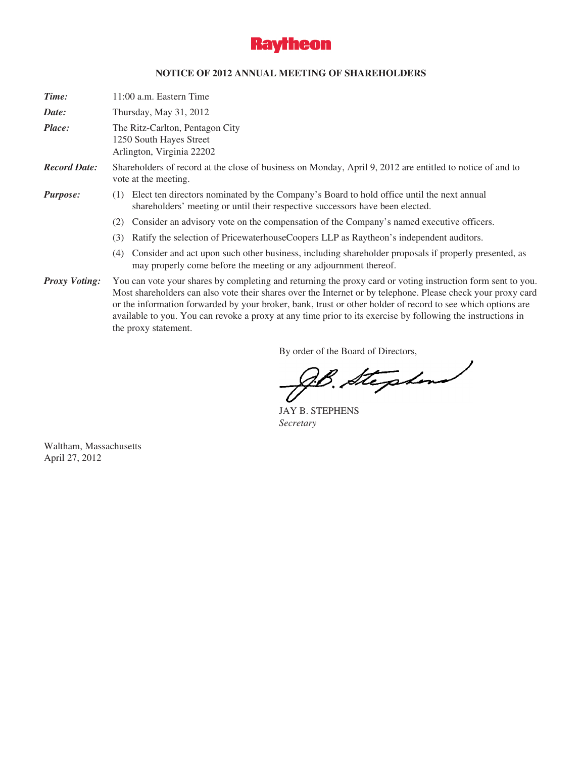**Raytheon**

# NOTICE OF 2012 ANNUAL MEETING OF SHAREHOLDERS

***Time:*** 11:00 a.m. Eastern Time

***Date:*** Thursday, May 31, 2012

***Place:*** The Ritz-Carlton, Pentagon City
1250 South Hayes Street
Arlington, Virginia 22202

***Record Date:*** Shareholders of record at the close of business on Monday, April 9, 2012 are entitled to notice of and to vote at the meeting.

***Purpose:***

(1) Elect ten directors nominated by the Company's Board to hold office until the next annual shareholders' meeting or until their respective successors have been elected.

(2) Consider an advisory vote on the compensation of the Company's named executive officers.

(3) Ratify the selection of PricewaterhouseCoopers LLP as Raytheon's independent auditors.

(4) Consider and act upon such other business, including shareholder proposals if properly presented, as may properly come before the meeting or any adjournment thereof.

***Proxy Voting:*** You can vote your shares by completing and returning the proxy card or voting instruction form sent to you. Most shareholders can also vote their shares over the Internet or by telephone. Please check your proxy card or the information forwarded by your broker, bank, trust or other holder of record to see which options are available to you. You can revoke a proxy at any time prior to its exercise by following the instructions in the proxy statement.

By order of the Board of Directors,

J.B. Stephens

JAY B. STEPHENS
*Secretary*

Waltham, Massachusetts
April 27, 2012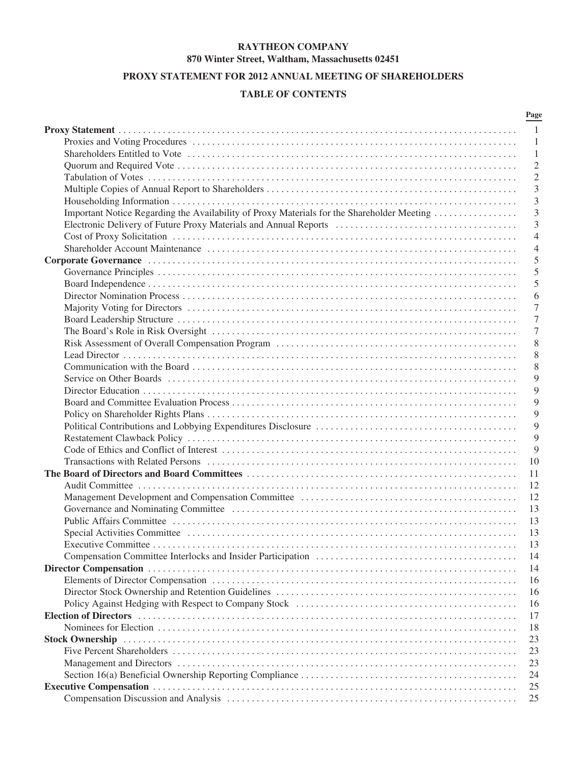**RAYTHEON COMPANY**

**870 Winter Street, Waltham, Massachusetts 02451**

**PROXY STATEMENT FOR 2012 ANNUAL MEETING OF SHAREHOLDERS**

**TABLE OF CONTENTS**

| | Page |
|---|---|
| **Proxy Statement** | 1 |
| Proxies and Voting Procedures | 1 |
| Shareholders Entitled to Vote | 1 |
| Quorum and Required Vote | 2 |
| Tabulation of Votes | 2 |
| Multiple Copies of Annual Report to Shareholders | 3 |
| Householding Information | 3 |
| Important Notice Regarding the Availability of Proxy Materials for the Shareholder Meeting | 3 |
| Electronic Delivery of Future Proxy Materials and Annual Reports | 3 |
| Cost of Proxy Solicitation | 4 |
| Shareholder Account Maintenance | 4 |
| **Corporate Governance** | 5 |
| Governance Principles | 5 |
| Board Independence | 5 |
| Director Nomination Process | 6 |
| Majority Voting for Directors | 7 |
| Board Leadership Structure | 7 |
| The Board's Role in Risk Oversight | 7 |
| Risk Assessment of Overall Compensation Program | 8 |
| Lead Director | 8 |
| Communication with the Board | 8 |
| Service on Other Boards | 9 |
| Director Education | 9 |
| Board and Committee Evaluation Process | 9 |
| Policy on Shareholder Rights Plans | 9 |
| Political Contributions and Lobbying Expenditures Disclosure | 9 |
| Restatement Clawback Policy | 9 |
| Code of Ethics and Conflict of Interest | 9 |
| Transactions with Related Persons | 10 |
| **The Board of Directors and Board Committees** | 11 |
| Audit Committee | 12 |
| Management Development and Compensation Committee | 12 |
| Governance and Nominating Committee | 13 |
| Public Affairs Committee | 13 |
| Special Activities Committee | 13 |
| Executive Committee | 13 |
| Compensation Committee Interlocks and Insider Participation | 14 |
| **Director Compensation** | 14 |
| Elements of Director Compensation | 16 |
| Director Stock Ownership and Retention Guidelines | 16 |
| Policy Against Hedging with Respect to Company Stock | 16 |
| **Election of Directors** | 17 |
| Nominees for Election | 18 |
| **Stock Ownership** | 23 |
| Five Percent Shareholders | 23 |
| Management and Directors | 23 |
| Section 16(a) Beneficial Ownership Reporting Compliance | 24 |
| **Executive Compensation** | 25 |
| Compensation Discussion and Analysis | 25 |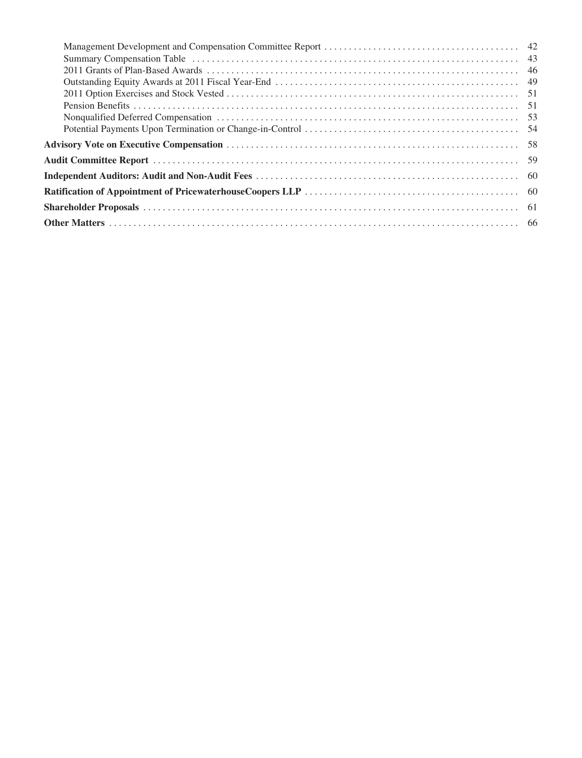| | |
|---|---|
| Management Development and Compensation Committee Report | 42 |
| Summary Compensation Table | 43 |
| 2011 Grants of Plan-Based Awards | 46 |
| Outstanding Equity Awards at 2011 Fiscal Year-End | 49 |
| 2011 Option Exercises and Stock Vested | 51 |
| Pension Benefits | 51 |
| Nonqualified Deferred Compensation | 53 |
| Potential Payments Upon Termination or Change-in-Control | 54 |
| **Advisory Vote on Executive Compensation** | 58 |
| **Audit Committee Report** | 59 |
| **Independent Auditors: Audit and Non-Audit Fees** | 60 |
| **Ratification of Appointment of PricewaterhouseCoopers LLP** | 60 |
| **Shareholder Proposals** | 61 |
| **Other Matters** | 66 |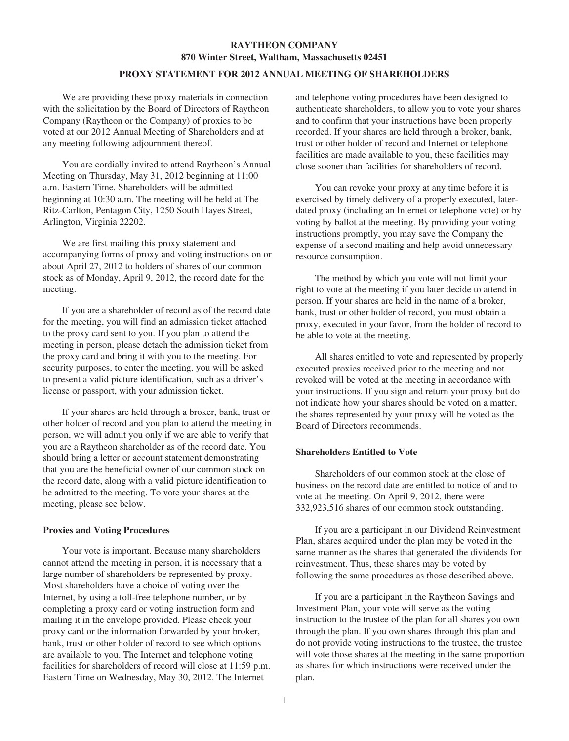**RAYTHEON COMPANY**
**870 Winter Street, Waltham, Massachusetts 02451**

**PROXY STATEMENT FOR 2012 ANNUAL MEETING OF SHAREHOLDERS**

We are providing these proxy materials in connection with the solicitation by the Board of Directors of Raytheon Company (Raytheon or the Company) of proxies to be voted at our 2012 Annual Meeting of Shareholders and at any meeting following adjournment thereof.

You are cordially invited to attend Raytheon's Annual Meeting on Thursday, May 31, 2012 beginning at 11:00 a.m. Eastern Time. Shareholders will be admitted beginning at 10:30 a.m. The meeting will be held at The Ritz-Carlton, Pentagon City, 1250 South Hayes Street, Arlington, Virginia 22202.

We are first mailing this proxy statement and accompanying forms of proxy and voting instructions on or about April 27, 2012 to holders of shares of our common stock as of Monday, April 9, 2012, the record date for the meeting.

If you are a shareholder of record as of the record date for the meeting, you will find an admission ticket attached to the proxy card sent to you. If you plan to attend the meeting in person, please detach the admission ticket from the proxy card and bring it with you to the meeting. For security purposes, to enter the meeting, you will be asked to present a valid picture identification, such as a driver's license or passport, with your admission ticket.

If your shares are held through a broker, bank, trust or other holder of record and you plan to attend the meeting in person, we will admit you only if we are able to verify that you are a Raytheon shareholder as of the record date. You should bring a letter or account statement demonstrating that you are the beneficial owner of our common stock on the record date, along with a valid picture identification to be admitted to the meeting. To vote your shares at the meeting, please see below.

**Proxies and Voting Procedures**

Your vote is important. Because many shareholders cannot attend the meeting in person, it is necessary that a large number of shareholders be represented by proxy. Most shareholders have a choice of voting over the Internet, by using a toll-free telephone number, or by completing a proxy card or voting instruction form and mailing it in the envelope provided. Please check your proxy card or the information forwarded by your broker, bank, trust or other holder of record to see which options are available to you. The Internet and telephone voting facilities for shareholders of record will close at 11:59 p.m. Eastern Time on Wednesday, May 30, 2012. The Internet and telephone voting procedures have been designed to authenticate shareholders, to allow you to vote your shares and to confirm that your instructions have been properly recorded. If your shares are held through a broker, bank, trust or other holder of record and Internet or telephone facilities are made available to you, these facilities may close sooner than facilities for shareholders of record.

You can revoke your proxy at any time before it is exercised by timely delivery of a properly executed, later-dated proxy (including an Internet or telephone vote) or by voting by ballot at the meeting. By providing your voting instructions promptly, you may save the Company the expense of a second mailing and help avoid unnecessary resource consumption.

The method by which you vote will not limit your right to vote at the meeting if you later decide to attend in person. If your shares are held in the name of a broker, bank, trust or other holder of record, you must obtain a proxy, executed in your favor, from the holder of record to be able to vote at the meeting.

All shares entitled to vote and represented by properly executed proxies received prior to the meeting and not revoked will be voted at the meeting in accordance with your instructions. If you sign and return your proxy but do not indicate how your shares should be voted on a matter, the shares represented by your proxy will be voted as the Board of Directors recommends.

**Shareholders Entitled to Vote**

Shareholders of our common stock at the close of business on the record date are entitled to notice of and to vote at the meeting. On April 9, 2012, there were 332,923,516 shares of our common stock outstanding.

If you are a participant in our Dividend Reinvestment Plan, shares acquired under the plan may be voted in the same manner as the shares that generated the dividends for reinvestment. Thus, these shares may be voted by following the same procedures as those described above.

If you are a participant in the Raytheon Savings and Investment Plan, your vote will serve as the voting instruction to the trustee of the plan for all shares you own through the plan. If you own shares through this plan and do not provide voting instructions to the trustee, the trustee will vote those shares at the meeting in the same proportion as shares for which instructions were received under the plan.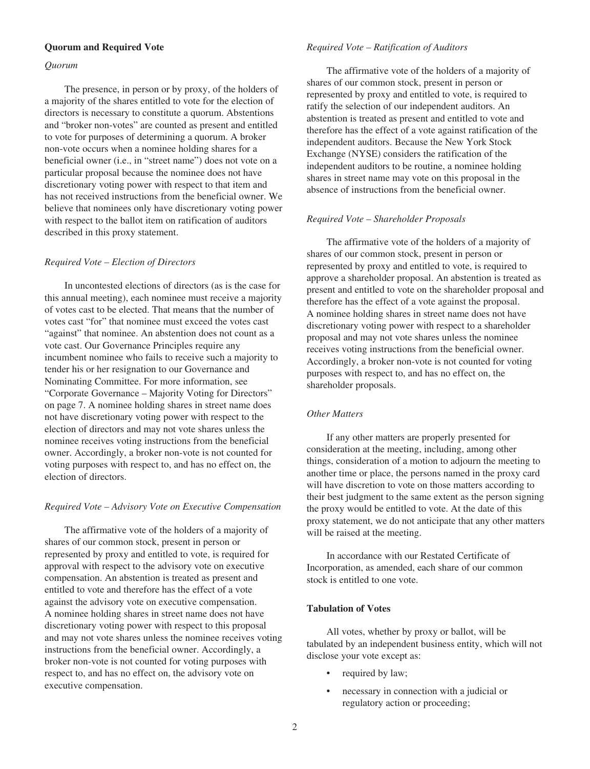**Quorum and Required Vote**

*Quorum*

The presence, in person or by proxy, of the holders of a majority of the shares entitled to vote for the election of directors is necessary to constitute a quorum. Abstentions and "broker non-votes" are counted as present and entitled to vote for purposes of determining a quorum. A broker non-vote occurs when a nominee holding shares for a beneficial owner (i.e., in "street name") does not vote on a particular proposal because the nominee does not have discretionary voting power with respect to that item and has not received instructions from the beneficial owner. We believe that nominees only have discretionary voting power with respect to the ballot item on ratification of auditors described in this proxy statement.

*Required Vote – Election of Directors*

In uncontested elections of directors (as is the case for this annual meeting), each nominee must receive a majority of votes cast to be elected. That means that the number of votes cast "for" that nominee must exceed the votes cast "against" that nominee. An abstention does not count as a vote cast. Our Governance Principles require any incumbent nominee who fails to receive such a majority to tender his or her resignation to our Governance and Nominating Committee. For more information, see "Corporate Governance – Majority Voting for Directors" on page 7. A nominee holding shares in street name does not have discretionary voting power with respect to the election of directors and may not vote shares unless the nominee receives voting instructions from the beneficial owner. Accordingly, a broker non-vote is not counted for voting purposes with respect to, and has no effect on, the election of directors.

*Required Vote – Advisory Vote on Executive Compensation*

The affirmative vote of the holders of a majority of shares of our common stock, present in person or represented by proxy and entitled to vote, is required for approval with respect to the advisory vote on executive compensation. An abstention is treated as present and entitled to vote and therefore has the effect of a vote against the advisory vote on executive compensation. A nominee holding shares in street name does not have discretionary voting power with respect to this proposal and may not vote shares unless the nominee receives voting instructions from the beneficial owner. Accordingly, a broker non-vote is not counted for voting purposes with respect to, and has no effect on, the advisory vote on executive compensation.

*Required Vote – Ratification of Auditors*

The affirmative vote of the holders of a majority of shares of our common stock, present in person or represented by proxy and entitled to vote, is required to ratify the selection of our independent auditors. An abstention is treated as present and entitled to vote and therefore has the effect of a vote against ratification of the independent auditors. Because the New York Stock Exchange (NYSE) considers the ratification of the independent auditors to be routine, a nominee holding shares in street name may vote on this proposal in the absence of instructions from the beneficial owner.

*Required Vote – Shareholder Proposals*

The affirmative vote of the holders of a majority of shares of our common stock, present in person or represented by proxy and entitled to vote, is required to approve a shareholder proposal. An abstention is treated as present and entitled to vote on the shareholder proposal and therefore has the effect of a vote against the proposal. A nominee holding shares in street name does not have discretionary voting power with respect to a shareholder proposal and may not vote shares unless the nominee receives voting instructions from the beneficial owner. Accordingly, a broker non-vote is not counted for voting purposes with respect to, and has no effect on, the shareholder proposals.

*Other Matters*

If any other matters are properly presented for consideration at the meeting, including, among other things, consideration of a motion to adjourn the meeting to another time or place, the persons named in the proxy card will have discretion to vote on those matters according to their best judgment to the same extent as the person signing the proxy would be entitled to vote. At the date of this proxy statement, we do not anticipate that any other matters will be raised at the meeting.

In accordance with our Restated Certificate of Incorporation, as amended, each share of our common stock is entitled to one vote.

**Tabulation of Votes**

All votes, whether by proxy or ballot, will be tabulated by an independent business entity, which will not disclose your vote except as:

- required by law;
- necessary in connection with a judicial or regulatory action or proceeding;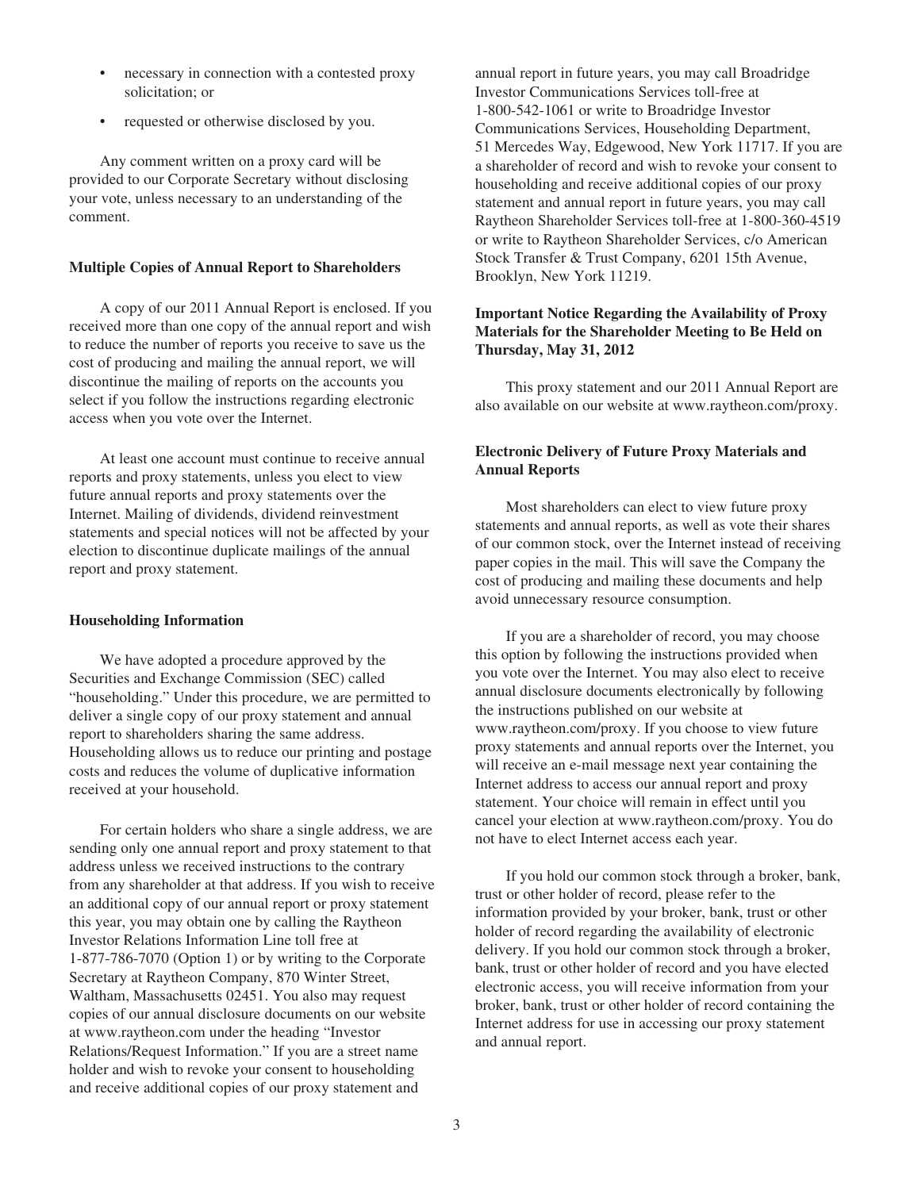- necessary in connection with a contested proxy solicitation; or
- requested or otherwise disclosed by you.

Any comment written on a proxy card will be provided to our Corporate Secretary without disclosing your vote, unless necessary to an understanding of the comment.

**Multiple Copies of Annual Report to Shareholders**

A copy of our 2011 Annual Report is enclosed. If you received more than one copy of the annual report and wish to reduce the number of reports you receive to save us the cost of producing and mailing the annual report, we will discontinue the mailing of reports on the accounts you select if you follow the instructions regarding electronic access when you vote over the Internet.

At least one account must continue to receive annual reports and proxy statements, unless you elect to view future annual reports and proxy statements over the Internet. Mailing of dividends, dividend reinvestment statements and special notices will not be affected by your election to discontinue duplicate mailings of the annual report and proxy statement.

**Householding Information**

We have adopted a procedure approved by the Securities and Exchange Commission (SEC) called "householding." Under this procedure, we are permitted to deliver a single copy of our proxy statement and annual report to shareholders sharing the same address. Householding allows us to reduce our printing and postage costs and reduces the volume of duplicative information received at your household.

For certain holders who share a single address, we are sending only one annual report and proxy statement to that address unless we received instructions to the contrary from any shareholder at that address. If you wish to receive an additional copy of our annual report or proxy statement this year, you may obtain one by calling the Raytheon Investor Relations Information Line toll free at 1-877-786-7070 (Option 1) or by writing to the Corporate Secretary at Raytheon Company, 870 Winter Street, Waltham, Massachusetts 02451. You also may request copies of our annual disclosure documents on our website at www.raytheon.com under the heading "Investor Relations/Request Information." If you are a street name holder and wish to revoke your consent to householding and receive additional copies of our proxy statement and annual report in future years, you may call Broadridge Investor Communications Services toll-free at 1-800-542-1061 or write to Broadridge Investor Communications Services, Householding Department, 51 Mercedes Way, Edgewood, New York 11717. If you are a shareholder of record and wish to revoke your consent to householding and receive additional copies of our proxy statement and annual report in future years, you may call Raytheon Shareholder Services toll-free at 1-800-360-4519 or write to Raytheon Shareholder Services, c/o American Stock Transfer & Trust Company, 6201 15th Avenue, Brooklyn, New York 11219.

**Important Notice Regarding the Availability of Proxy Materials for the Shareholder Meeting to Be Held on Thursday, May 31, 2012**

This proxy statement and our 2011 Annual Report are also available on our website at www.raytheon.com/proxy.

**Electronic Delivery of Future Proxy Materials and Annual Reports**

Most shareholders can elect to view future proxy statements and annual reports, as well as vote their shares of our common stock, over the Internet instead of receiving paper copies in the mail. This will save the Company the cost of producing and mailing these documents and help avoid unnecessary resource consumption.

If you are a shareholder of record, you may choose this option by following the instructions provided when you vote over the Internet. You may also elect to receive annual disclosure documents electronically by following the instructions published on our website at www.raytheon.com/proxy. If you choose to view future proxy statements and annual reports over the Internet, you will receive an e-mail message next year containing the Internet address to access our annual report and proxy statement. Your choice will remain in effect until you cancel your election at www.raytheon.com/proxy. You do not have to elect Internet access each year.

If you hold our common stock through a broker, bank, trust or other holder of record, please refer to the information provided by your broker, bank, trust or other holder of record regarding the availability of electronic delivery. If you hold our common stock through a broker, bank, trust or other holder of record and you have elected electronic access, you will receive information from your broker, bank, trust or other holder of record containing the Internet address for use in accessing our proxy statement and annual report.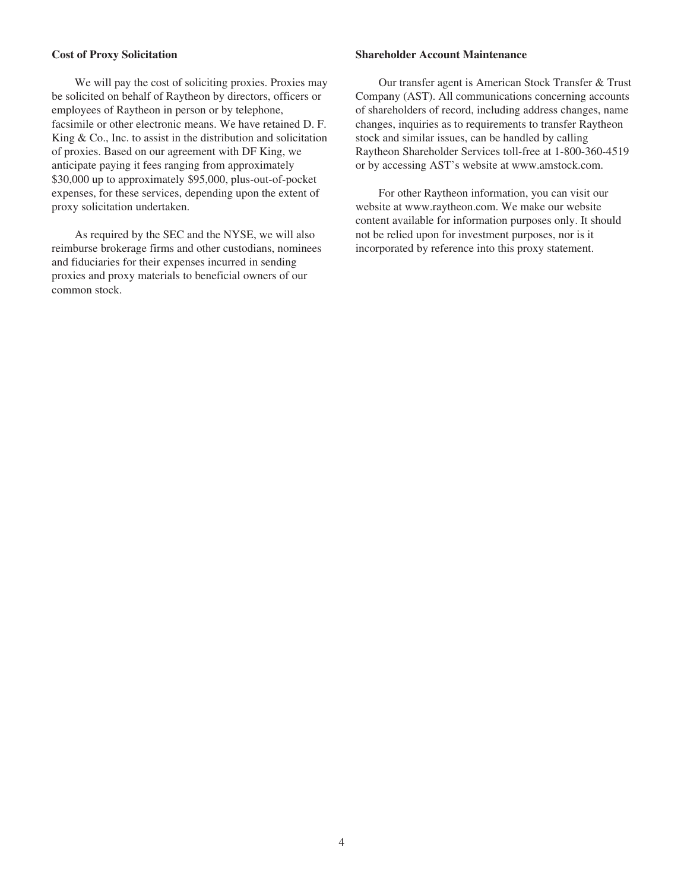**Cost of Proxy Solicitation**

We will pay the cost of soliciting proxies. Proxies may be solicited on behalf of Raytheon by directors, officers or employees of Raytheon in person or by telephone, facsimile or other electronic means. We have retained D. F. King & Co., Inc. to assist in the distribution and solicitation of proxies. Based on our agreement with DF King, we anticipate paying it fees ranging from approximately $30,000 up to approximately $95,000, plus-out-of-pocket expenses, for these services, depending upon the extent of proxy solicitation undertaken.

As required by the SEC and the NYSE, we will also reimburse brokerage firms and other custodians, nominees and fiduciaries for their expenses incurred in sending proxies and proxy materials to beneficial owners of our common stock.

**Shareholder Account Maintenance**

Our transfer agent is American Stock Transfer & Trust Company (AST). All communications concerning accounts of shareholders of record, including address changes, name changes, inquiries as to requirements to transfer Raytheon stock and similar issues, can be handled by calling Raytheon Shareholder Services toll-free at 1-800-360-4519 or by accessing AST's website at www.amstock.com.

For other Raytheon information, you can visit our website at www.raytheon.com. We make our website content available for information purposes only. It should not be relied upon for investment purposes, nor is it incorporated by reference into this proxy statement.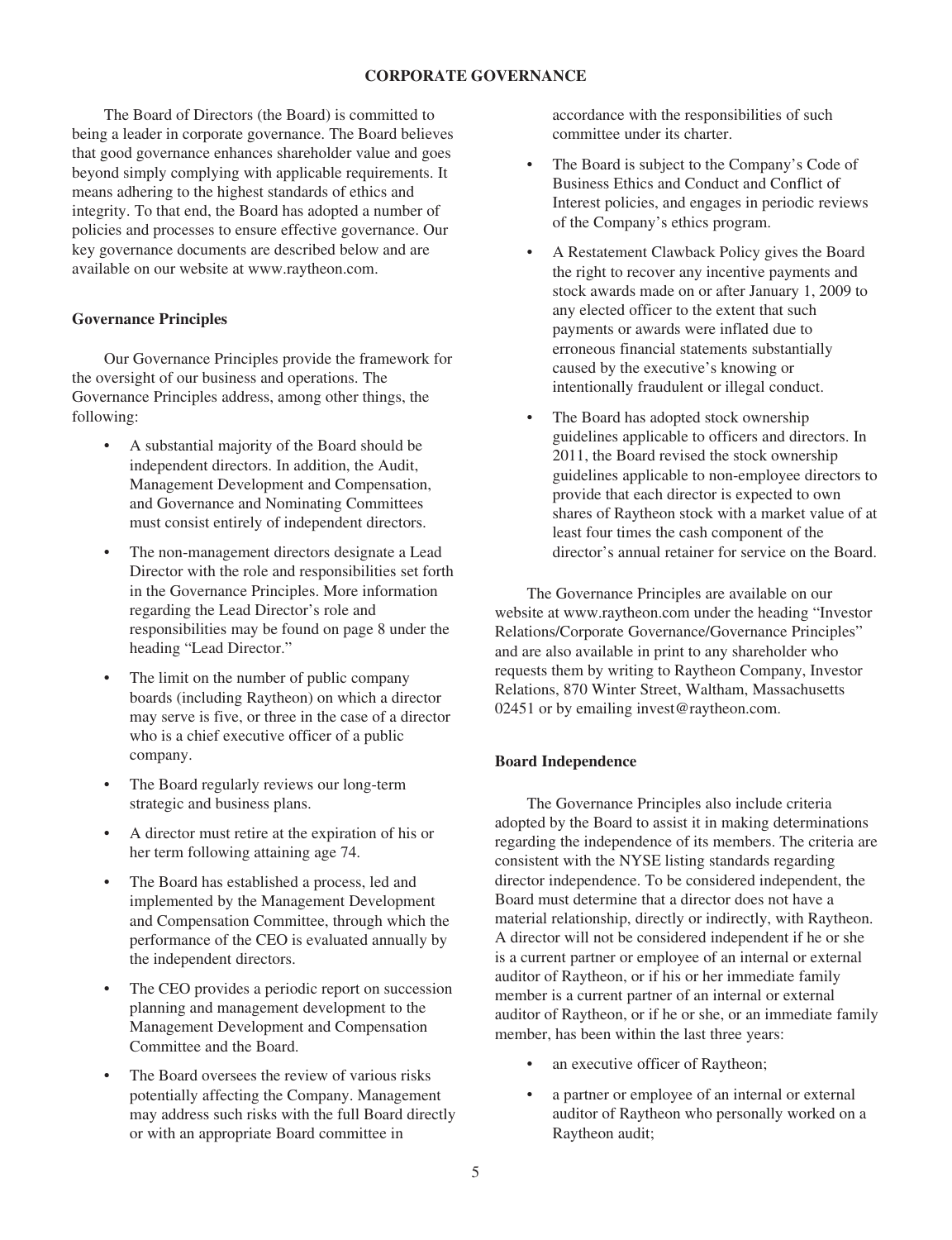# CORPORATE GOVERNANCE

The Board of Directors (the Board) is committed to being a leader in corporate governance. The Board believes that good governance enhances shareholder value and goes beyond simply complying with applicable requirements. It means adhering to the highest standards of ethics and integrity. To that end, the Board has adopted a number of policies and processes to ensure effective governance. Our key governance documents are described below and are available on our website at www.raytheon.com.

## Governance Principles

Our Governance Principles provide the framework for the oversight of our business and operations. The Governance Principles address, among other things, the following:

- A substantial majority of the Board should be independent directors. In addition, the Audit, Management Development and Compensation, and Governance and Nominating Committees must consist entirely of independent directors.
- The non-management directors designate a Lead Director with the role and responsibilities set forth in the Governance Principles. More information regarding the Lead Director's role and responsibilities may be found on page 8 under the heading "Lead Director."
- The limit on the number of public company boards (including Raytheon) on which a director may serve is five, or three in the case of a director who is a chief executive officer of a public company.
- The Board regularly reviews our long-term strategic and business plans.
- A director must retire at the expiration of his or her term following attaining age 74.
- The Board has established a process, led and implemented by the Management Development and Compensation Committee, through which the performance of the CEO is evaluated annually by the independent directors.
- The CEO provides a periodic report on succession planning and management development to the Management Development and Compensation Committee and the Board.
- The Board oversees the review of various risks potentially affecting the Company. Management may address such risks with the full Board directly or with an appropriate Board committee in accordance with the responsibilities of such committee under its charter.
- The Board is subject to the Company's Code of Business Ethics and Conduct and Conflict of Interest policies, and engages in periodic reviews of the Company's ethics program.
- A Restatement Clawback Policy gives the Board the right to recover any incentive payments and stock awards made on or after January 1, 2009 to any elected officer to the extent that such payments or awards were inflated due to erroneous financial statements substantially caused by the executive's knowing or intentionally fraudulent or illegal conduct.
- The Board has adopted stock ownership guidelines applicable to officers and directors. In 2011, the Board revised the stock ownership guidelines applicable to non-employee directors to provide that each director is expected to own shares of Raytheon stock with a market value of at least four times the cash component of the director's annual retainer for service on the Board.

The Governance Principles are available on our website at www.raytheon.com under the heading "Investor Relations/Corporate Governance/Governance Principles" and are also available in print to any shareholder who requests them by writing to Raytheon Company, Investor Relations, 870 Winter Street, Waltham, Massachusetts 02451 or by emailing invest@raytheon.com.

## Board Independence

The Governance Principles also include criteria adopted by the Board to assist it in making determinations regarding the independence of its members. The criteria are consistent with the NYSE listing standards regarding director independence. To be considered independent, the Board must determine that a director does not have a material relationship, directly or indirectly, with Raytheon. A director will not be considered independent if he or she is a current partner or employee of an internal or external auditor of Raytheon, or if his or her immediate family member is a current partner of an internal or external auditor of Raytheon, or if he or she, or an immediate family member, has been within the last three years:

- an executive officer of Raytheon;
- a partner or employee of an internal or external auditor of Raytheon who personally worked on a Raytheon audit;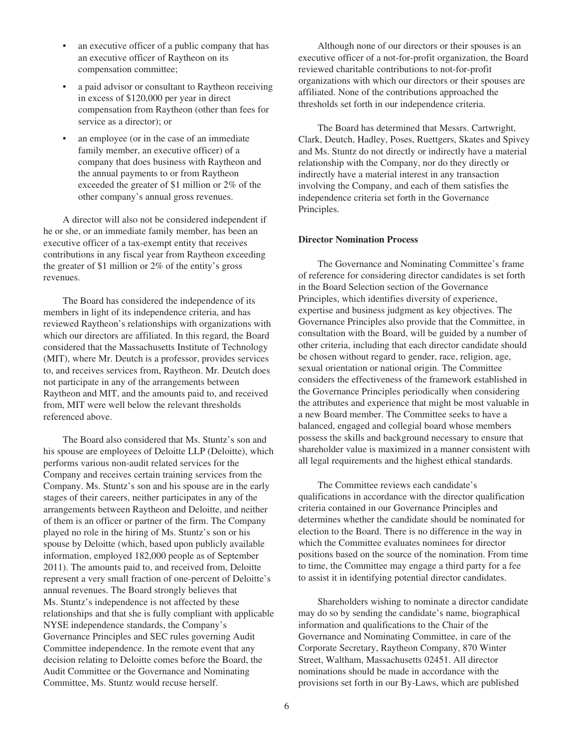- an executive officer of a public company that has an executive officer of Raytheon on its compensation committee;
- a paid advisor or consultant to Raytheon receiving in excess of $120,000 per year in direct compensation from Raytheon (other than fees for service as a director); or
- an employee (or in the case of an immediate family member, an executive officer) of a company that does business with Raytheon and the annual payments to or from Raytheon exceeded the greater of $1 million or 2% of the other company's annual gross revenues.

A director will also not be considered independent if he or she, or an immediate family member, has been an executive officer of a tax-exempt entity that receives contributions in any fiscal year from Raytheon exceeding the greater of $1 million or 2% of the entity's gross revenues.

The Board has considered the independence of its members in light of its independence criteria, and has reviewed Raytheon's relationships with organizations with which our directors are affiliated. In this regard, the Board considered that the Massachusetts Institute of Technology (MIT), where Mr. Deutch is a professor, provides services to, and receives services from, Raytheon. Mr. Deutch does not participate in any of the arrangements between Raytheon and MIT, and the amounts paid to, and received from, MIT were well below the relevant thresholds referenced above.

The Board also considered that Ms. Stuntz's son and his spouse are employees of Deloitte LLP (Deloitte), which performs various non-audit related services for the Company and receives certain training services from the Company. Ms. Stuntz's son and his spouse are in the early stages of their careers, neither participates in any of the arrangements between Raytheon and Deloitte, and neither of them is an officer or partner of the firm. The Company played no role in the hiring of Ms. Stuntz's son or his spouse by Deloitte (which, based upon publicly available information, employed 182,000 people as of September 2011). The amounts paid to, and received from, Deloitte represent a very small fraction of one-percent of Deloitte's annual revenues. The Board strongly believes that Ms. Stuntz's independence is not affected by these relationships and that she is fully compliant with applicable NYSE independence standards, the Company's Governance Principles and SEC rules governing Audit Committee independence. In the remote event that any decision relating to Deloitte comes before the Board, the Audit Committee or the Governance and Nominating Committee, Ms. Stuntz would recuse herself.

Although none of our directors or their spouses is an executive officer of a not-for-profit organization, the Board reviewed charitable contributions to not-for-profit organizations with which our directors or their spouses are affiliated. None of the contributions approached the thresholds set forth in our independence criteria.

The Board has determined that Messrs. Cartwright, Clark, Deutch, Hadley, Poses, Ruettgers, Skates and Spivey and Ms. Stuntz do not directly or indirectly have a material relationship with the Company, nor do they directly or indirectly have a material interest in any transaction involving the Company, and each of them satisfies the independence criteria set forth in the Governance Principles.

**Director Nomination Process**

The Governance and Nominating Committee's frame of reference for considering director candidates is set forth in the Board Selection section of the Governance Principles, which identifies diversity of experience, expertise and business judgment as key objectives. The Governance Principles also provide that the Committee, in consultation with the Board, will be guided by a number of other criteria, including that each director candidate should be chosen without regard to gender, race, religion, age, sexual orientation or national origin. The Committee considers the effectiveness of the framework established in the Governance Principles periodically when considering the attributes and experience that might be most valuable in a new Board member. The Committee seeks to have a balanced, engaged and collegial board whose members possess the skills and background necessary to ensure that shareholder value is maximized in a manner consistent with all legal requirements and the highest ethical standards.

The Committee reviews each candidate's qualifications in accordance with the director qualification criteria contained in our Governance Principles and determines whether the candidate should be nominated for election to the Board. There is no difference in the way in which the Committee evaluates nominees for director positions based on the source of the nomination. From time to time, the Committee may engage a third party for a fee to assist it in identifying potential director candidates.

Shareholders wishing to nominate a director candidate may do so by sending the candidate's name, biographical information and qualifications to the Chair of the Governance and Nominating Committee, in care of the Corporate Secretary, Raytheon Company, 870 Winter Street, Waltham, Massachusetts 02451. All director nominations should be made in accordance with the provisions set forth in our By-Laws, which are published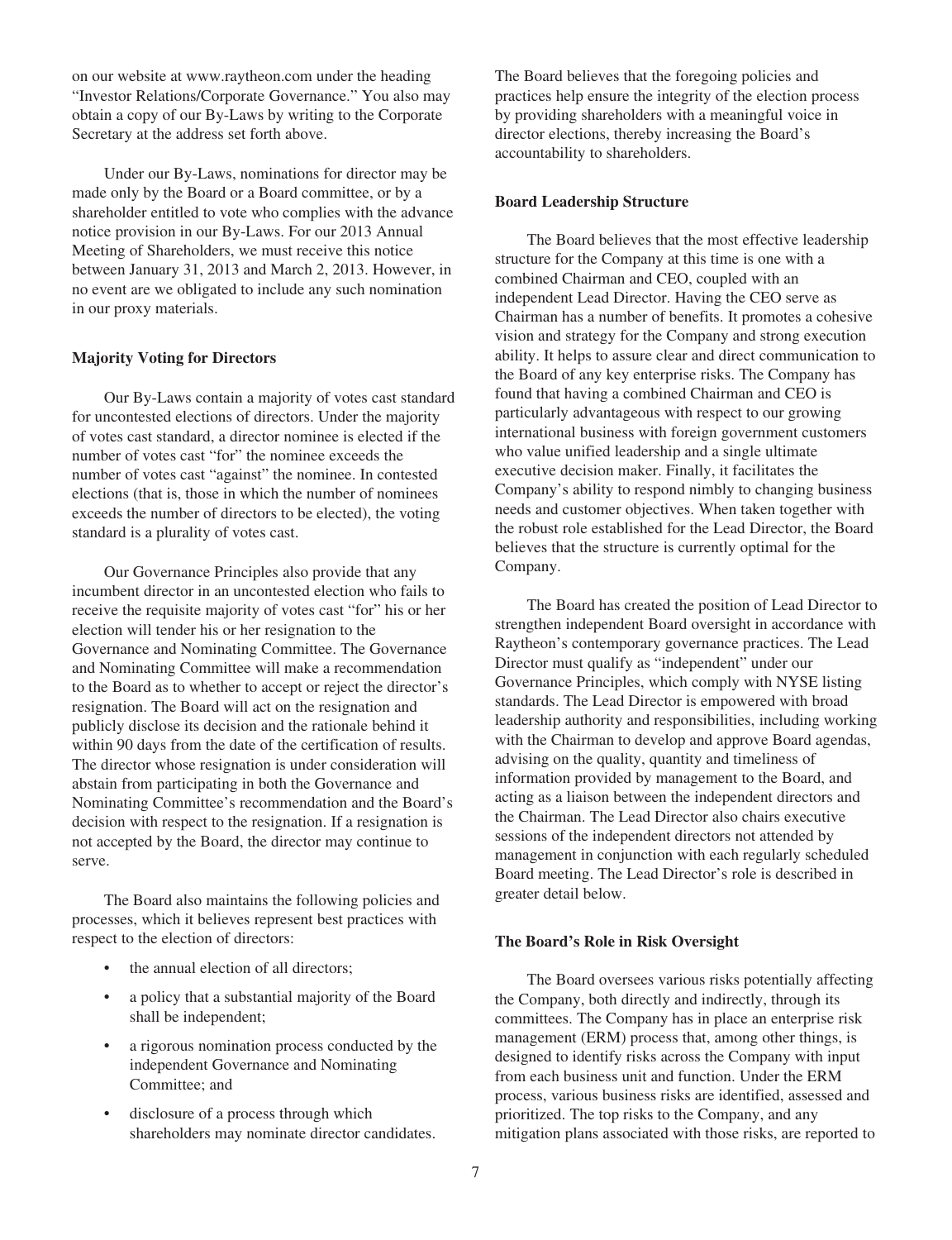on our website at www.raytheon.com under the heading "Investor Relations/Corporate Governance." You also may obtain a copy of our By-Laws by writing to the Corporate Secretary at the address set forth above.

Under our By-Laws, nominations for director may be made only by the Board or a Board committee, or by a shareholder entitled to vote who complies with the advance notice provision in our By-Laws. For our 2013 Annual Meeting of Shareholders, we must receive this notice between January 31, 2013 and March 2, 2013. However, in no event are we obligated to include any such nomination in our proxy materials.

**Majority Voting for Directors**

Our By-Laws contain a majority of votes cast standard for uncontested elections of directors. Under the majority of votes cast standard, a director nominee is elected if the number of votes cast "for" the nominee exceeds the number of votes cast "against" the nominee. In contested elections (that is, those in which the number of nominees exceeds the number of directors to be elected), the voting standard is a plurality of votes cast.

Our Governance Principles also provide that any incumbent director in an uncontested election who fails to receive the requisite majority of votes cast "for" his or her election will tender his or her resignation to the Governance and Nominating Committee. The Governance and Nominating Committee will make a recommendation to the Board as to whether to accept or reject the director's resignation. The Board will act on the resignation and publicly disclose its decision and the rationale behind it within 90 days from the date of the certification of results. The director whose resignation is under consideration will abstain from participating in both the Governance and Nominating Committee's recommendation and the Board's decision with respect to the resignation. If a resignation is not accepted by the Board, the director may continue to serve.

The Board also maintains the following policies and processes, which it believes represent best practices with respect to the election of directors:

- the annual election of all directors;
- a policy that a substantial majority of the Board shall be independent;
- a rigorous nomination process conducted by the independent Governance and Nominating Committee; and
- disclosure of a process through which shareholders may nominate director candidates.

The Board believes that the foregoing policies and practices help ensure the integrity of the election process by providing shareholders with a meaningful voice in director elections, thereby increasing the Board's accountability to shareholders.

**Board Leadership Structure**

The Board believes that the most effective leadership structure for the Company at this time is one with a combined Chairman and CEO, coupled with an independent Lead Director. Having the CEO serve as Chairman has a number of benefits. It promotes a cohesive vision and strategy for the Company and strong execution ability. It helps to assure clear and direct communication to the Board of any key enterprise risks. The Company has found that having a combined Chairman and CEO is particularly advantageous with respect to our growing international business with foreign government customers who value unified leadership and a single ultimate executive decision maker. Finally, it facilitates the Company's ability to respond nimbly to changing business needs and customer objectives. When taken together with the robust role established for the Lead Director, the Board believes that the structure is currently optimal for the Company.

The Board has created the position of Lead Director to strengthen independent Board oversight in accordance with Raytheon's contemporary governance practices. The Lead Director must qualify as "independent" under our Governance Principles, which comply with NYSE listing standards. The Lead Director is empowered with broad leadership authority and responsibilities, including working with the Chairman to develop and approve Board agendas, advising on the quality, quantity and timeliness of information provided by management to the Board, and acting as a liaison between the independent directors and the Chairman. The Lead Director also chairs executive sessions of the independent directors not attended by management in conjunction with each regularly scheduled Board meeting. The Lead Director's role is described in greater detail below.

**The Board's Role in Risk Oversight**

The Board oversees various risks potentially affecting the Company, both directly and indirectly, through its committees. The Company has in place an enterprise risk management (ERM) process that, among other things, is designed to identify risks across the Company with input from each business unit and function. Under the ERM process, various business risks are identified, assessed and prioritized. The top risks to the Company, and any mitigation plans associated with those risks, are reported to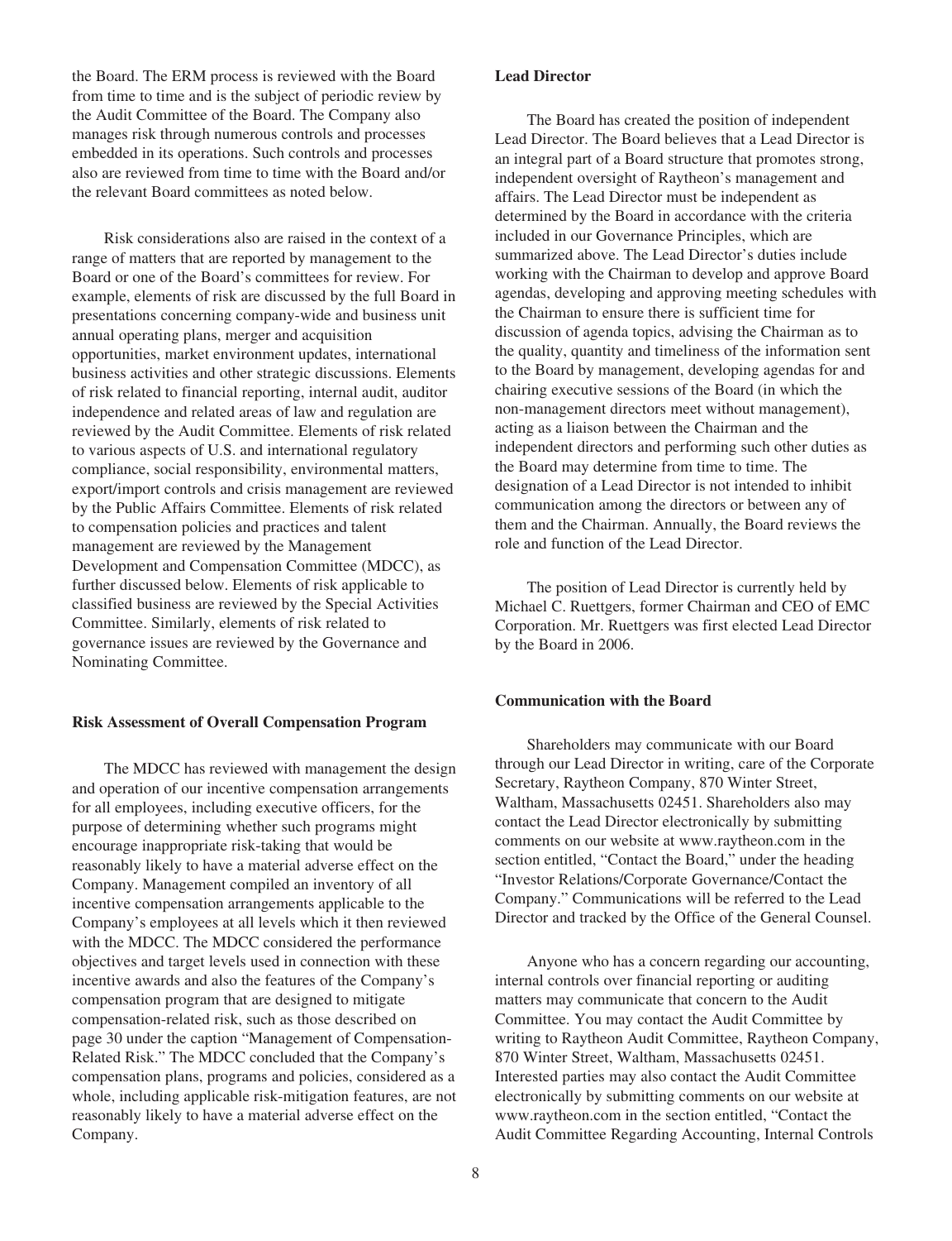the Board. The ERM process is reviewed with the Board from time to time and is the subject of periodic review by the Audit Committee of the Board. The Company also manages risk through numerous controls and processes embedded in its operations. Such controls and processes also are reviewed from time to time with the Board and/or the relevant Board committees as noted below.

Risk considerations also are raised in the context of a range of matters that are reported by management to the Board or one of the Board's committees for review. For example, elements of risk are discussed by the full Board in presentations concerning company-wide and business unit annual operating plans, merger and acquisition opportunities, market environment updates, international business activities and other strategic discussions. Elements of risk related to financial reporting, internal audit, auditor independence and related areas of law and regulation are reviewed by the Audit Committee. Elements of risk related to various aspects of U.S. and international regulatory compliance, social responsibility, environmental matters, export/import controls and crisis management are reviewed by the Public Affairs Committee. Elements of risk related to compensation policies and practices and talent management are reviewed by the Management Development and Compensation Committee (MDCC), as further discussed below. Elements of risk applicable to classified business are reviewed by the Special Activities Committee. Similarly, elements of risk related to governance issues are reviewed by the Governance and Nominating Committee.

**Risk Assessment of Overall Compensation Program**

The MDCC has reviewed with management the design and operation of our incentive compensation arrangements for all employees, including executive officers, for the purpose of determining whether such programs might encourage inappropriate risk-taking that would be reasonably likely to have a material adverse effect on the Company. Management compiled an inventory of all incentive compensation arrangements applicable to the Company's employees at all levels which it then reviewed with the MDCC. The MDCC considered the performance objectives and target levels used in connection with these incentive awards and also the features of the Company's compensation program that are designed to mitigate compensation-related risk, such as those described on page 30 under the caption "Management of Compensation-Related Risk." The MDCC concluded that the Company's compensation plans, programs and policies, considered as a whole, including applicable risk-mitigation features, are not reasonably likely to have a material adverse effect on the Company.

**Lead Director**

The Board has created the position of independent Lead Director. The Board believes that a Lead Director is an integral part of a Board structure that promotes strong, independent oversight of Raytheon's management and affairs. The Lead Director must be independent as determined by the Board in accordance with the criteria included in our Governance Principles, which are summarized above. The Lead Director's duties include working with the Chairman to develop and approve Board agendas, developing and approving meeting schedules with the Chairman to ensure there is sufficient time for discussion of agenda topics, advising the Chairman as to the quality, quantity and timeliness of the information sent to the Board by management, developing agendas for and chairing executive sessions of the Board (in which the non-management directors meet without management), acting as a liaison between the Chairman and the independent directors and performing such other duties as the Board may determine from time to time. The designation of a Lead Director is not intended to inhibit communication among the directors or between any of them and the Chairman. Annually, the Board reviews the role and function of the Lead Director.

The position of Lead Director is currently held by Michael C. Ruettgers, former Chairman and CEO of EMC Corporation. Mr. Ruettgers was first elected Lead Director by the Board in 2006.

**Communication with the Board**

Shareholders may communicate with our Board through our Lead Director in writing, care of the Corporate Secretary, Raytheon Company, 870 Winter Street, Waltham, Massachusetts 02451. Shareholders also may contact the Lead Director electronically by submitting comments on our website at www.raytheon.com in the section entitled, "Contact the Board," under the heading "Investor Relations/Corporate Governance/Contact the Company." Communications will be referred to the Lead Director and tracked by the Office of the General Counsel.

Anyone who has a concern regarding our accounting, internal controls over financial reporting or auditing matters may communicate that concern to the Audit Committee. You may contact the Audit Committee by writing to Raytheon Audit Committee, Raytheon Company, 870 Winter Street, Waltham, Massachusetts 02451. Interested parties may also contact the Audit Committee electronically by submitting comments on our website at www.raytheon.com in the section entitled, "Contact the Audit Committee Regarding Accounting, Internal Controls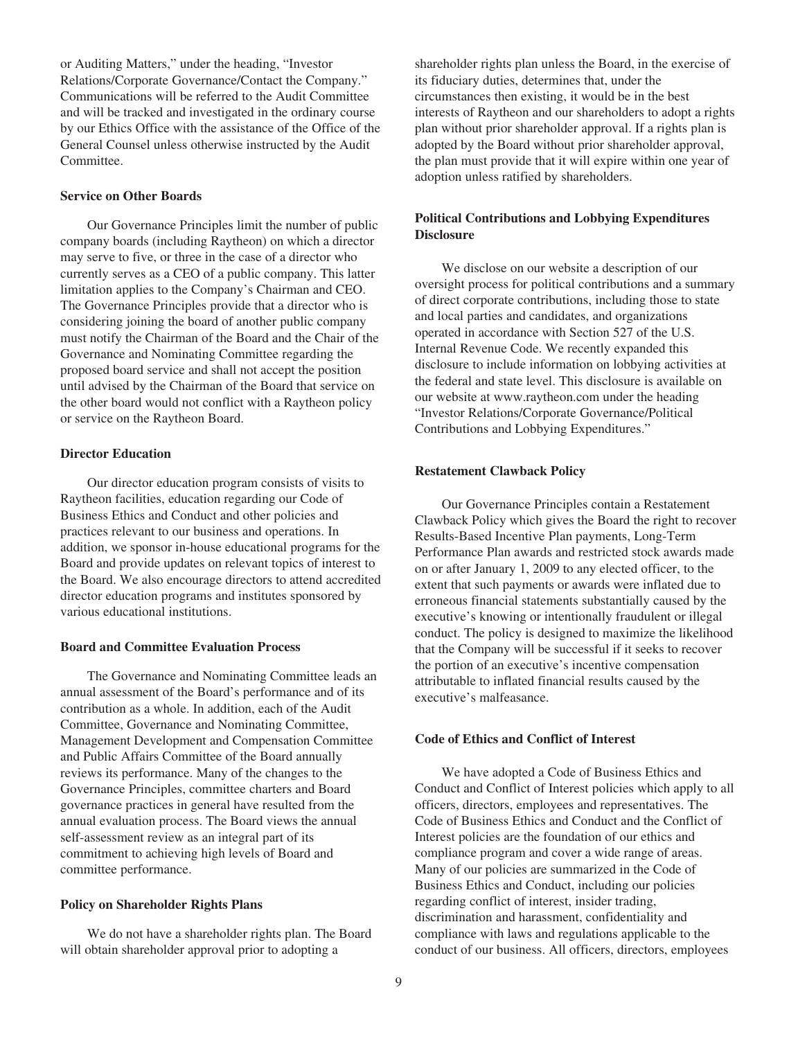or Auditing Matters," under the heading, "Investor Relations/Corporate Governance/Contact the Company." Communications will be referred to the Audit Committee and will be tracked and investigated in the ordinary course by our Ethics Office with the assistance of the Office of the General Counsel unless otherwise instructed by the Audit Committee.

**Service on Other Boards**

Our Governance Principles limit the number of public company boards (including Raytheon) on which a director may serve to five, or three in the case of a director who currently serves as a CEO of a public company. This latter limitation applies to the Company's Chairman and CEO. The Governance Principles provide that a director who is considering joining the board of another public company must notify the Chairman of the Board and the Chair of the Governance and Nominating Committee regarding the proposed board service and shall not accept the position until advised by the Chairman of the Board that service on the other board would not conflict with a Raytheon policy or service on the Raytheon Board.

**Director Education**

Our director education program consists of visits to Raytheon facilities, education regarding our Code of Business Ethics and Conduct and other policies and practices relevant to our business and operations. In addition, we sponsor in-house educational programs for the Board and provide updates on relevant topics of interest to the Board. We also encourage directors to attend accredited director education programs and institutes sponsored by various educational institutions.

**Board and Committee Evaluation Process**

The Governance and Nominating Committee leads an annual assessment of the Board's performance and of its contribution as a whole. In addition, each of the Audit Committee, Governance and Nominating Committee, Management Development and Compensation Committee and Public Affairs Committee of the Board annually reviews its performance. Many of the changes to the Governance Principles, committee charters and Board governance practices in general have resulted from the annual evaluation process. The Board views the annual self-assessment review as an integral part of its commitment to achieving high levels of Board and committee performance.

**Policy on Shareholder Rights Plans**

We do not have a shareholder rights plan. The Board will obtain shareholder approval prior to adopting a shareholder rights plan unless the Board, in the exercise of its fiduciary duties, determines that, under the circumstances then existing, it would be in the best interests of Raytheon and our shareholders to adopt a rights plan without prior shareholder approval. If a rights plan is adopted by the Board without prior shareholder approval, the plan must provide that it will expire within one year of adoption unless ratified by shareholders.

**Political Contributions and Lobbying Expenditures Disclosure**

We disclose on our website a description of our oversight process for political contributions and a summary of direct corporate contributions, including those to state and local parties and candidates, and organizations operated in accordance with Section 527 of the U.S. Internal Revenue Code. We recently expanded this disclosure to include information on lobbying activities at the federal and state level. This disclosure is available on our website at www.raytheon.com under the heading "Investor Relations/Corporate Governance/Political Contributions and Lobbying Expenditures."

**Restatement Clawback Policy**

Our Governance Principles contain a Restatement Clawback Policy which gives the Board the right to recover Results-Based Incentive Plan payments, Long-Term Performance Plan awards and restricted stock awards made on or after January 1, 2009 to any elected officer, to the extent that such payments or awards were inflated due to erroneous financial statements substantially caused by the executive's knowing or intentionally fraudulent or illegal conduct. The policy is designed to maximize the likelihood that the Company will be successful if it seeks to recover the portion of an executive's incentive compensation attributable to inflated financial results caused by the executive's malfeasance.

**Code of Ethics and Conflict of Interest**

We have adopted a Code of Business Ethics and Conduct and Conflict of Interest policies which apply to all officers, directors, employees and representatives. The Code of Business Ethics and Conduct and the Conflict of Interest policies are the foundation of our ethics and compliance program and cover a wide range of areas. Many of our policies are summarized in the Code of Business Ethics and Conduct, including our policies regarding conflict of interest, insider trading, discrimination and harassment, confidentiality and compliance with laws and regulations applicable to the conduct of our business. All officers, directors, employees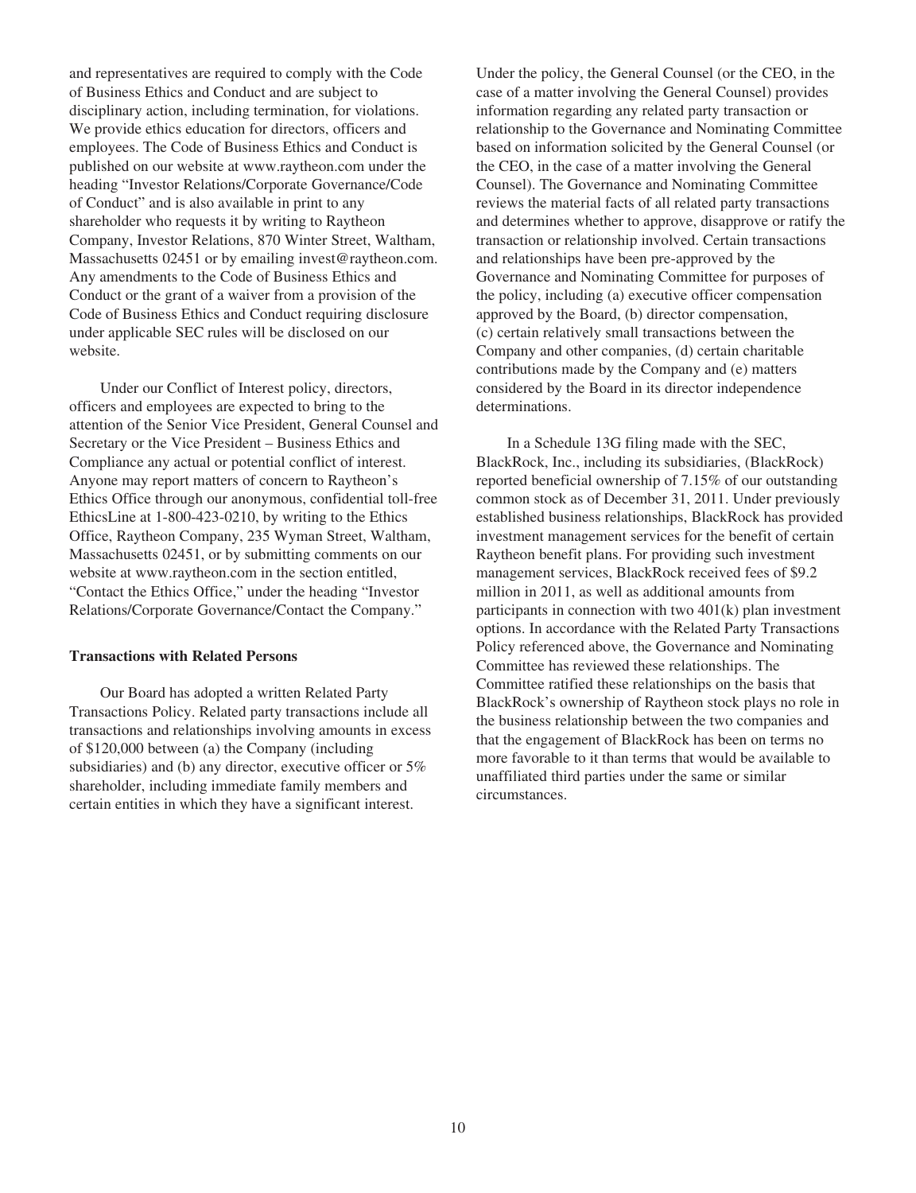and representatives are required to comply with the Code of Business Ethics and Conduct and are subject to disciplinary action, including termination, for violations. We provide ethics education for directors, officers and employees. The Code of Business Ethics and Conduct is published on our website at www.raytheon.com under the heading "Investor Relations/Corporate Governance/Code of Conduct" and is also available in print to any shareholder who requests it by writing to Raytheon Company, Investor Relations, 870 Winter Street, Waltham, Massachusetts 02451 or by emailing invest@raytheon.com. Any amendments to the Code of Business Ethics and Conduct or the grant of a waiver from a provision of the Code of Business Ethics and Conduct requiring disclosure under applicable SEC rules will be disclosed on our website.

Under our Conflict of Interest policy, directors, officers and employees are expected to bring to the attention of the Senior Vice President, General Counsel and Secretary or the Vice President – Business Ethics and Compliance any actual or potential conflict of interest. Anyone may report matters of concern to Raytheon's Ethics Office through our anonymous, confidential toll-free EthicsLine at 1-800-423-0210, by writing to the Ethics Office, Raytheon Company, 235 Wyman Street, Waltham, Massachusetts 02451, or by submitting comments on our website at www.raytheon.com in the section entitled, "Contact the Ethics Office," under the heading "Investor Relations/Corporate Governance/Contact the Company."

**Transactions with Related Persons**

Our Board has adopted a written Related Party Transactions Policy. Related party transactions include all transactions and relationships involving amounts in excess of $120,000 between (a) the Company (including subsidiaries) and (b) any director, executive officer or 5% shareholder, including immediate family members and certain entities in which they have a significant interest. Under the policy, the General Counsel (or the CEO, in the case of a matter involving the General Counsel) provides information regarding any related party transaction or relationship to the Governance and Nominating Committee based on information solicited by the General Counsel (or the CEO, in the case of a matter involving the General Counsel). The Governance and Nominating Committee reviews the material facts of all related party transactions and determines whether to approve, disapprove or ratify the transaction or relationship involved. Certain transactions and relationships have been pre-approved by the Governance and Nominating Committee for purposes of the policy, including (a) executive officer compensation approved by the Board, (b) director compensation, (c) certain relatively small transactions between the Company and other companies, (d) certain charitable contributions made by the Company and (e) matters considered by the Board in its director independence determinations.

In a Schedule 13G filing made with the SEC, BlackRock, Inc., including its subsidiaries, (BlackRock) reported beneficial ownership of 7.15% of our outstanding common stock as of December 31, 2011. Under previously established business relationships, BlackRock has provided investment management services for the benefit of certain Raytheon benefit plans. For providing such investment management services, BlackRock received fees of $9.2 million in 2011, as well as additional amounts from participants in connection with two 401(k) plan investment options. In accordance with the Related Party Transactions Policy referenced above, the Governance and Nominating Committee has reviewed these relationships. The Committee ratified these relationships on the basis that BlackRock's ownership of Raytheon stock plays no role in the business relationship between the two companies and that the engagement of BlackRock has been on terms no more favorable to it than terms that would be available to unaffiliated third parties under the same or similar circumstances.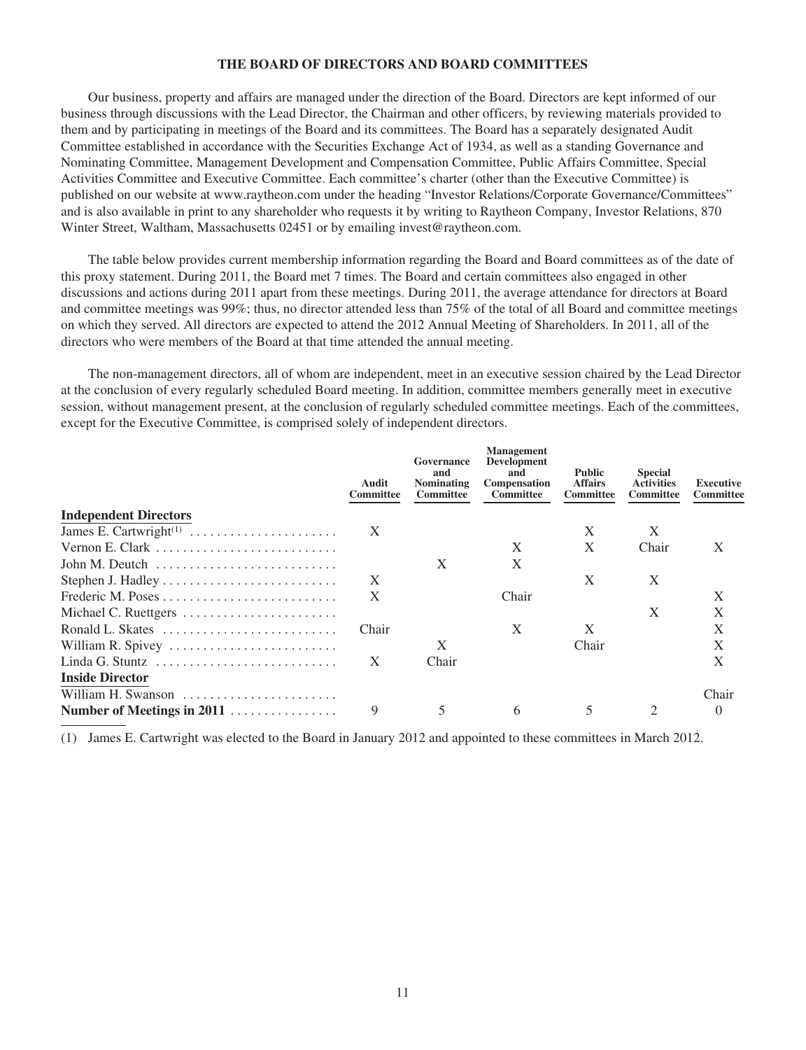## THE BOARD OF DIRECTORS AND BOARD COMMITTEES

Our business, property and affairs are managed under the direction of the Board. Directors are kept informed of our business through discussions with the Lead Director, the Chairman and other officers, by reviewing materials provided to them and by participating in meetings of the Board and its committees. The Board has a separately designated Audit Committee established in accordance with the Securities Exchange Act of 1934, as well as a standing Governance and Nominating Committee, Management Development and Compensation Committee, Public Affairs Committee, Special Activities Committee and Executive Committee. Each committee's charter (other than the Executive Committee) is published on our website at www.raytheon.com under the heading "Investor Relations/Corporate Governance/Committees" and is also available in print to any shareholder who requests it by writing to Raytheon Company, Investor Relations, 870 Winter Street, Waltham, Massachusetts 02451 or by emailing invest@raytheon.com.

The table below provides current membership information regarding the Board and Board committees as of the date of this proxy statement. During 2011, the Board met 7 times. The Board and certain committees also engaged in other discussions and actions during 2011 apart from these meetings. During 2011, the average attendance for directors at Board and committee meetings was 99%; thus, no director attended less than 75% of the total of all Board and committee meetings on which they served. All directors are expected to attend the 2012 Annual Meeting of Shareholders. In 2011, all of the directors who were members of the Board at that time attended the annual meeting.

The non-management directors, all of whom are independent, meet in an executive session chaired by the Lead Director at the conclusion of every regularly scheduled Board meeting. In addition, committee members generally meet in executive session, without management present, at the conclusion of regularly scheduled committee meetings. Each of the committees, except for the Executive Committee, is comprised solely of independent directors.

| | Audit Committee | Governance and Nominating Committee | Management Development and Compensation Committee | Public Affairs Committee | Special Activities Committee | Executive Committee |
|---|---|---|---|---|---|---|
| **Independent Directors** | | | | | | |
| James E. Cartwright[(1)] | X | | | X | X | |
| Vernon E. Clark | | | X | X | Chair | X |
| John M. Deutch | | X | X | | | |
| Stephen J. Hadley | X | | | X | X | |
| Frederic M. Poses | X | | Chair | | | X |
| Michael C. Ruettgers | | | | | X | X |
| Ronald L. Skates | Chair | | X | X | | X |
| William R. Spivey | | X | | Chair | | X |
| Linda G. Stuntz | X | Chair | | | | X |
| **Inside Director** | | | | | | |
| William H. Swanson | | | | | | Chair |
| **Number of Meetings in 2011** | 9 | 5 | 6 | 5 | 2 | 0 |

(1) James E. Cartwright was elected to the Board in January 2012 and appointed to these committees in March 2012.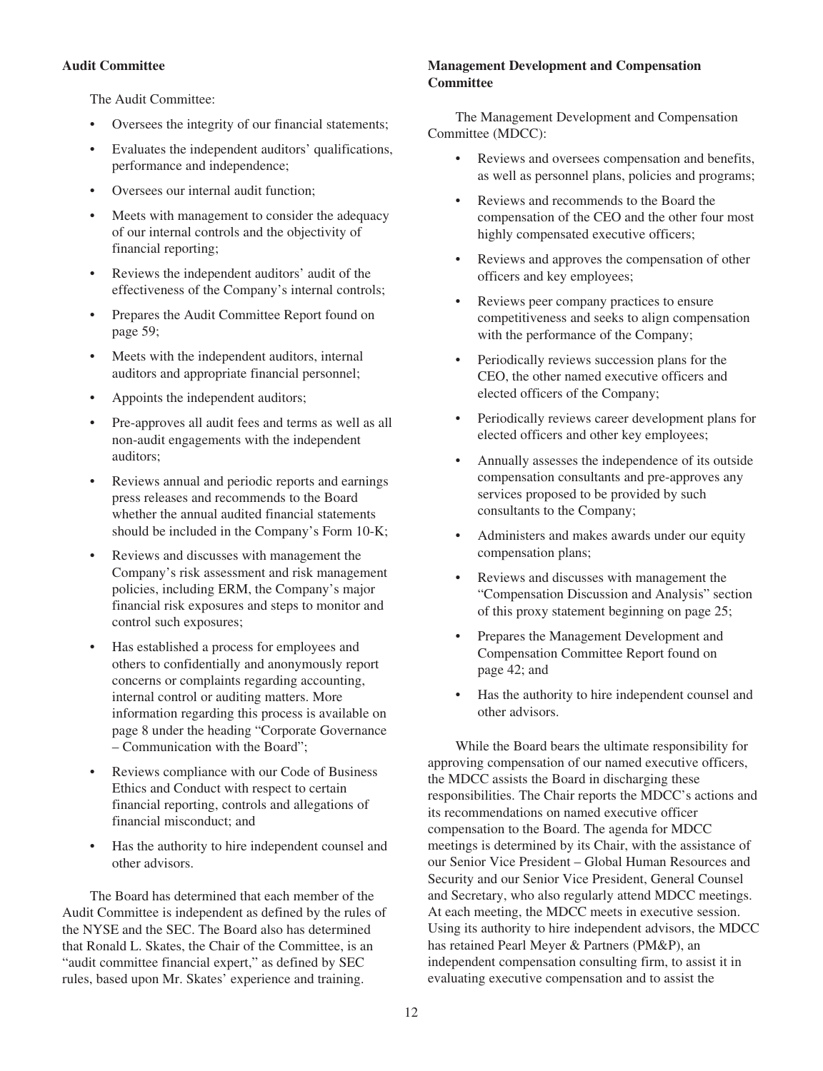**Audit Committee**

The Audit Committee:

- Oversees the integrity of our financial statements;
- Evaluates the independent auditors' qualifications, performance and independence;
- Oversees our internal audit function;
- Meets with management to consider the adequacy of our internal controls and the objectivity of financial reporting;
- Reviews the independent auditors' audit of the effectiveness of the Company's internal controls;
- Prepares the Audit Committee Report found on page 59;
- Meets with the independent auditors, internal auditors and appropriate financial personnel;
- Appoints the independent auditors;
- Pre-approves all audit fees and terms as well as all non-audit engagements with the independent auditors;
- Reviews annual and periodic reports and earnings press releases and recommends to the Board whether the annual audited financial statements should be included in the Company's Form 10-K;
- Reviews and discusses with management the Company's risk assessment and risk management policies, including ERM, the Company's major financial risk exposures and steps to monitor and control such exposures;
- Has established a process for employees and others to confidentially and anonymously report concerns or complaints regarding accounting, internal control or auditing matters. More information regarding this process is available on page 8 under the heading "Corporate Governance – Communication with the Board";
- Reviews compliance with our Code of Business Ethics and Conduct with respect to certain financial reporting, controls and allegations of financial misconduct; and
- Has the authority to hire independent counsel and other advisors.

The Board has determined that each member of the Audit Committee is independent as defined by the rules of the NYSE and the SEC. The Board also has determined that Ronald L. Skates, the Chair of the Committee, is an "audit committee financial expert," as defined by SEC rules, based upon Mr. Skates' experience and training.

**Management Development and Compensation Committee**

The Management Development and Compensation Committee (MDCC):

- Reviews and oversees compensation and benefits, as well as personnel plans, policies and programs;
- Reviews and recommends to the Board the compensation of the CEO and the other four most highly compensated executive officers;
- Reviews and approves the compensation of other officers and key employees;
- Reviews peer company practices to ensure competitiveness and seeks to align compensation with the performance of the Company;
- Periodically reviews succession plans for the CEO, the other named executive officers and elected officers of the Company;
- Periodically reviews career development plans for elected officers and other key employees;
- Annually assesses the independence of its outside compensation consultants and pre-approves any services proposed to be provided by such consultants to the Company;
- Administers and makes awards under our equity compensation plans;
- Reviews and discusses with management the "Compensation Discussion and Analysis" section of this proxy statement beginning on page 25;
- Prepares the Management Development and Compensation Committee Report found on page 42; and
- Has the authority to hire independent counsel and other advisors.

While the Board bears the ultimate responsibility for approving compensation of our named executive officers, the MDCC assists the Board in discharging these responsibilities. The Chair reports the MDCC's actions and its recommendations on named executive officer compensation to the Board. The agenda for MDCC meetings is determined by its Chair, with the assistance of our Senior Vice President – Global Human Resources and Security and our Senior Vice President, General Counsel and Secretary, who also regularly attend MDCC meetings. At each meeting, the MDCC meets in executive session. Using its authority to hire independent advisors, the MDCC has retained Pearl Meyer & Partners (PM&P), an independent compensation consulting firm, to assist it in evaluating executive compensation and to assist the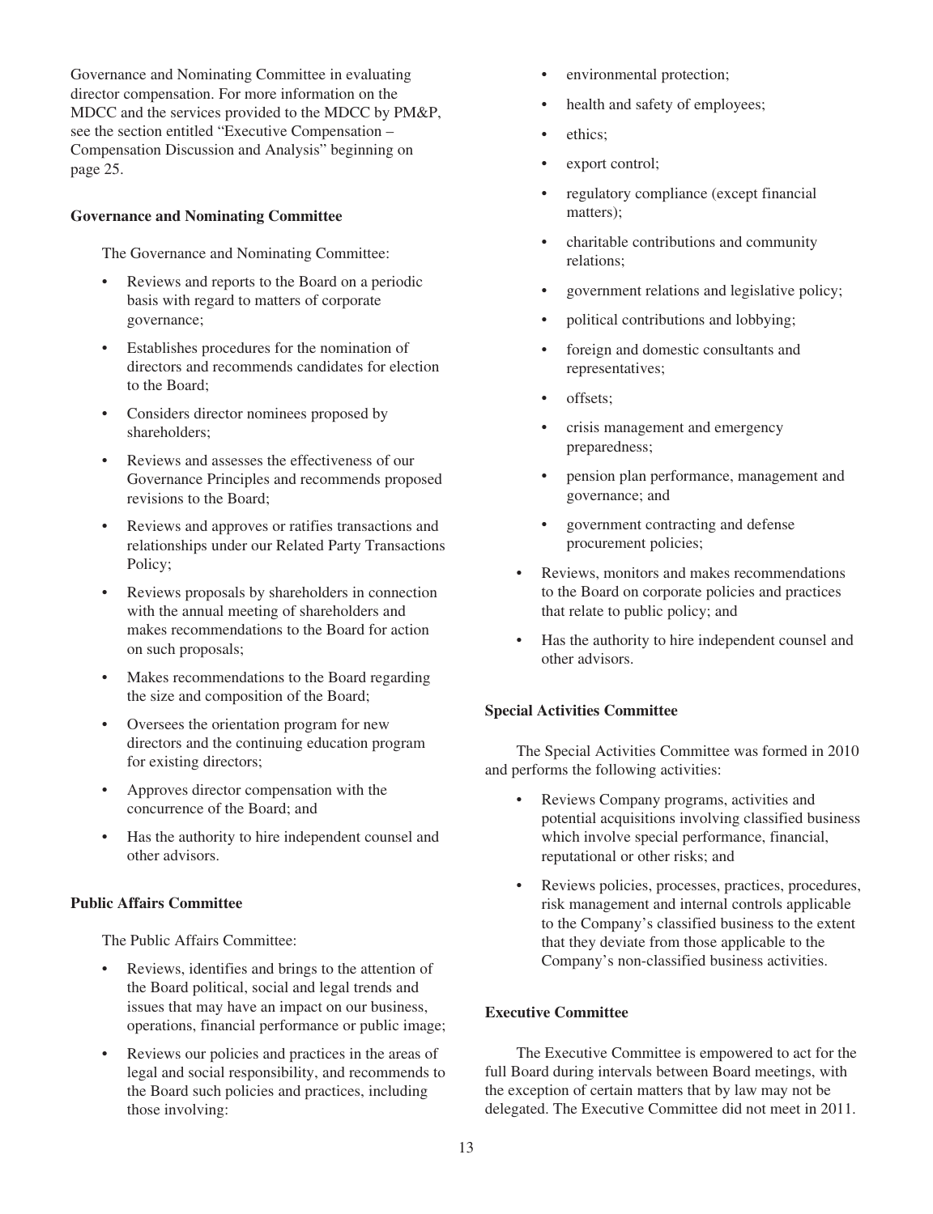Governance and Nominating Committee in evaluating director compensation. For more information on the MDCC and the services provided to the MDCC by PM&P, see the section entitled "Executive Compensation – Compensation Discussion and Analysis" beginning on page 25.

**Governance and Nominating Committee**

The Governance and Nominating Committee:

- Reviews and reports to the Board on a periodic basis with regard to matters of corporate governance;
- Establishes procedures for the nomination of directors and recommends candidates for election to the Board;
- Considers director nominees proposed by shareholders;
- Reviews and assesses the effectiveness of our Governance Principles and recommends proposed revisions to the Board;
- Reviews and approves or ratifies transactions and relationships under our Related Party Transactions Policy;
- Reviews proposals by shareholders in connection with the annual meeting of shareholders and makes recommendations to the Board for action on such proposals;
- Makes recommendations to the Board regarding the size and composition of the Board;
- Oversees the orientation program for new directors and the continuing education program for existing directors;
- Approves director compensation with the concurrence of the Board; and
- Has the authority to hire independent counsel and other advisors.

**Public Affairs Committee**

The Public Affairs Committee:

- Reviews, identifies and brings to the attention of the Board political, social and legal trends and issues that may have an impact on our business, operations, financial performance or public image;
- Reviews our policies and practices in the areas of legal and social responsibility, and recommends to the Board such policies and practices, including those involving:
  - environmental protection;
  - health and safety of employees;
  - ethics;
  - export control;
  - regulatory compliance (except financial matters);
  - charitable contributions and community relations;
  - government relations and legislative policy;
  - political contributions and lobbying;
  - foreign and domestic consultants and representatives;
  - offsets;
  - crisis management and emergency preparedness;
  - pension plan performance, management and governance; and
  - government contracting and defense procurement policies;
- Reviews, monitors and makes recommendations to the Board on corporate policies and practices that relate to public policy; and
- Has the authority to hire independent counsel and other advisors.

**Special Activities Committee**

The Special Activities Committee was formed in 2010 and performs the following activities:

- Reviews Company programs, activities and potential acquisitions involving classified business which involve special performance, financial, reputational or other risks; and
- Reviews policies, processes, practices, procedures, risk management and internal controls applicable to the Company's classified business to the extent that they deviate from those applicable to the Company's non-classified business activities.

**Executive Committee**

The Executive Committee is empowered to act for the full Board during intervals between Board meetings, with the exception of certain matters that by law may not be delegated. The Executive Committee did not meet in 2011.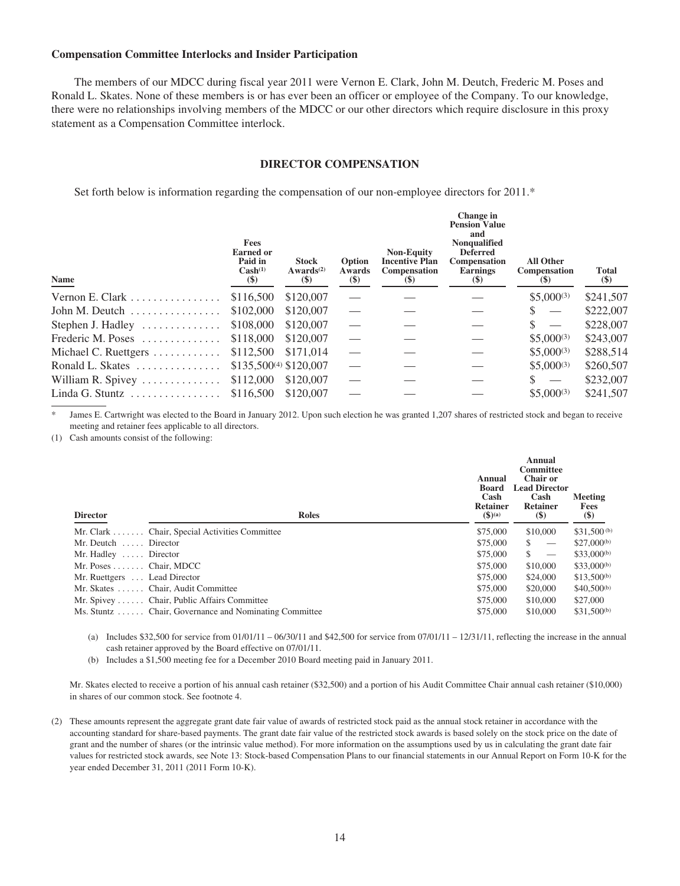**Compensation Committee Interlocks and Insider Participation**

The members of our MDCC during fiscal year 2011 were Vernon E. Clark, John M. Deutch, Frederic M. Poses and Ronald L. Skates. None of these members is or has ever been an officer or employee of the Company. To our knowledge, there were no relationships involving members of the MDCC or our other directors which require disclosure in this proxy statement as a Compensation Committee interlock.

## DIRECTOR COMPENSATION

Set forth below is information regarding the compensation of our non-employee directors for 2011.*

| Name | Fees Earned or Paid in Cash[(1)] ($) | Stock Awards[(2)] ($) | Option Awards ($) | Non-Equity Incentive Plan Compensation ($) | Change in Pension Value and Nonqualified Deferred Compensation Earnings ($) | All Other Compensation ($) | Total ($) |
|---|---|---|---|---|---|---|---|
| Vernon E. Clark | $116,500 | $120,007 | — | — | — | $5,000[(3)] | $241,507 |
| John M. Deutch | $102,000 | $120,007 | — | — | — | $ — | $222,007 |
| Stephen J. Hadley | $108,000 | $120,007 | — | — | — | $ — | $228,007 |
| Frederic M. Poses | $118,000 | $120,007 | — | — | — | $5,000[(3)] | $243,007 |
| Michael C. Ruettgers | $112,500 | $171,014 | — | — | — | $5,000[(3)] | $288,514 |
| Ronald L. Skates | $135,500[(4)] | $120,007 | — | — | — | $5,000[(3)] | $260,507 |
| William R. Spivey | $112,000 | $120,007 | — | — | — | $ — | $232,007 |
| Linda G. Stuntz | $116,500 | $120,007 | — | — | — | $5,000[(3)] | $241,507 |

\* James E. Cartwright was elected to the Board in January 2012. Upon such election he was granted 1,207 shares of restricted stock and began to receive meeting and retainer fees applicable to all directors.

(1) Cash amounts consist of the following:

| Director | Roles | Annual Board Cash Retainer ($)[(a)] | Annual Committee Chair or Lead Director Cash Retainer ($) | Meeting Fees ($) |
|---|---|---|---|---|
| Mr. Clark | Chair, Special Activities Committee | $75,000 | $10,000 | $31,500[(b)] |
| Mr. Deutch | Director | $75,000 | $ — | $27,000[(b)] |
| Mr. Hadley | Director | $75,000 | $ — | $33,000[(b)] |
| Mr. Poses | Chair, MDCC | $75,000 | $10,000 | $33,000[(b)] |
| Mr. Ruettgers | Lead Director | $75,000 | $24,000 | $13,500[(b)] |
| Mr. Skates | Chair, Audit Committee | $75,000 | $20,000 | $40,500[(b)] |
| Mr. Spivey | Chair, Public Affairs Committee | $75,000 | $10,000 | $27,000 |
| Ms. Stuntz | Chair, Governance and Nominating Committee | $75,000 | $10,000 | $31,500[(b)] |

(a) Includes $32,500 for service from 01/01/11 – 06/30/11 and $42,500 for service from 07/01/11 – 12/31/11, reflecting the increase in the annual cash retainer approved by the Board effective on 07/01/11.

(b) Includes a $1,500 meeting fee for a December 2010 Board meeting paid in January 2011.

Mr. Skates elected to receive a portion of his annual cash retainer ($32,500) and a portion of his Audit Committee Chair annual cash retainer ($10,000) in shares of our common stock. See footnote 4.

(2) These amounts represent the aggregate grant date fair value of awards of restricted stock paid as the annual stock retainer in accordance with the accounting standard for share-based payments. The grant date fair value of the restricted stock awards is based solely on the stock price on the date of grant and the number of shares (or the intrinsic value method). For more information on the assumptions used by us in calculating the grant date fair values for restricted stock awards, see Note 13: Stock-based Compensation Plans to our financial statements in our Annual Report on Form 10-K for the year ended December 31, 2011 (2011 Form 10-K).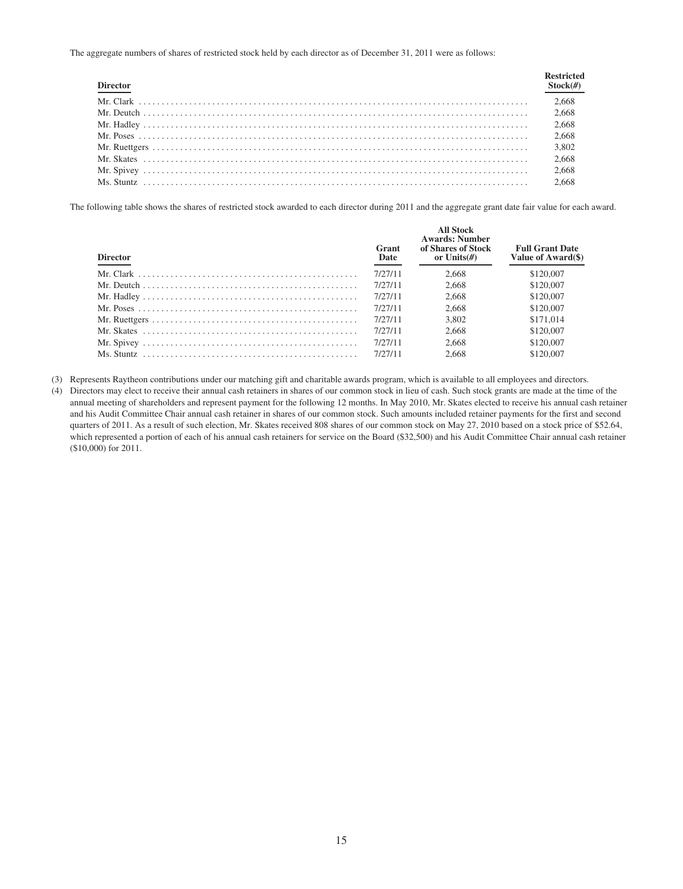The aggregate numbers of shares of restricted stock held by each director as of December 31, 2011 were as follows:

| Director | Restricted Stock(#) |
|---|---|
| Mr. Clark | 2,668 |
| Mr. Deutch | 2,668 |
| Mr. Hadley | 2,668 |
| Mr. Poses | 2,668 |
| Mr. Ruettgers | 3,802 |
| Mr. Skates | 2,668 |
| Mr. Spivey | 2,668 |
| Ms. Stuntz | 2,668 |

The following table shows the shares of restricted stock awarded to each director during 2011 and the aggregate grant date fair value for each award.

| Director | Grant Date | All Stock Awards: Number of Shares of Stock or Units(#) | Full Grant Date Value of Award($) |
|---|---|---|---|
| Mr. Clark | 7/27/11 | 2,668 | $120,007 |
| Mr. Deutch | 7/27/11 | 2,668 | $120,007 |
| Mr. Hadley | 7/27/11 | 2,668 | $120,007 |
| Mr. Poses | 7/27/11 | 2,668 | $120,007 |
| Mr. Ruettgers | 7/27/11 | 3,802 | $171,014 |
| Mr. Skates | 7/27/11 | 2,668 | $120,007 |
| Mr. Spivey | 7/27/11 | 2,668 | $120,007 |
| Ms. Stuntz | 7/27/11 | 2,668 | $120,007 |

(3) Represents Raytheon contributions under our matching gift and charitable awards program, which is available to all employees and directors.

(4) Directors may elect to receive their annual cash retainers in shares of our common stock in lieu of cash. Such stock grants are made at the time of the annual meeting of shareholders and represent payment for the following 12 months. In May 2010, Mr. Skates elected to receive his annual cash retainer and his Audit Committee Chair annual cash retainer in shares of our common stock. Such amounts included retainer payments for the first and second quarters of 2011. As a result of such election, Mr. Skates received 808 shares of our common stock on May 27, 2010 based on a stock price of $52.64, which represented a portion of each of his annual cash retainers for service on the Board ($32,500) and his Audit Committee Chair annual cash retainer ($10,000) for 2011.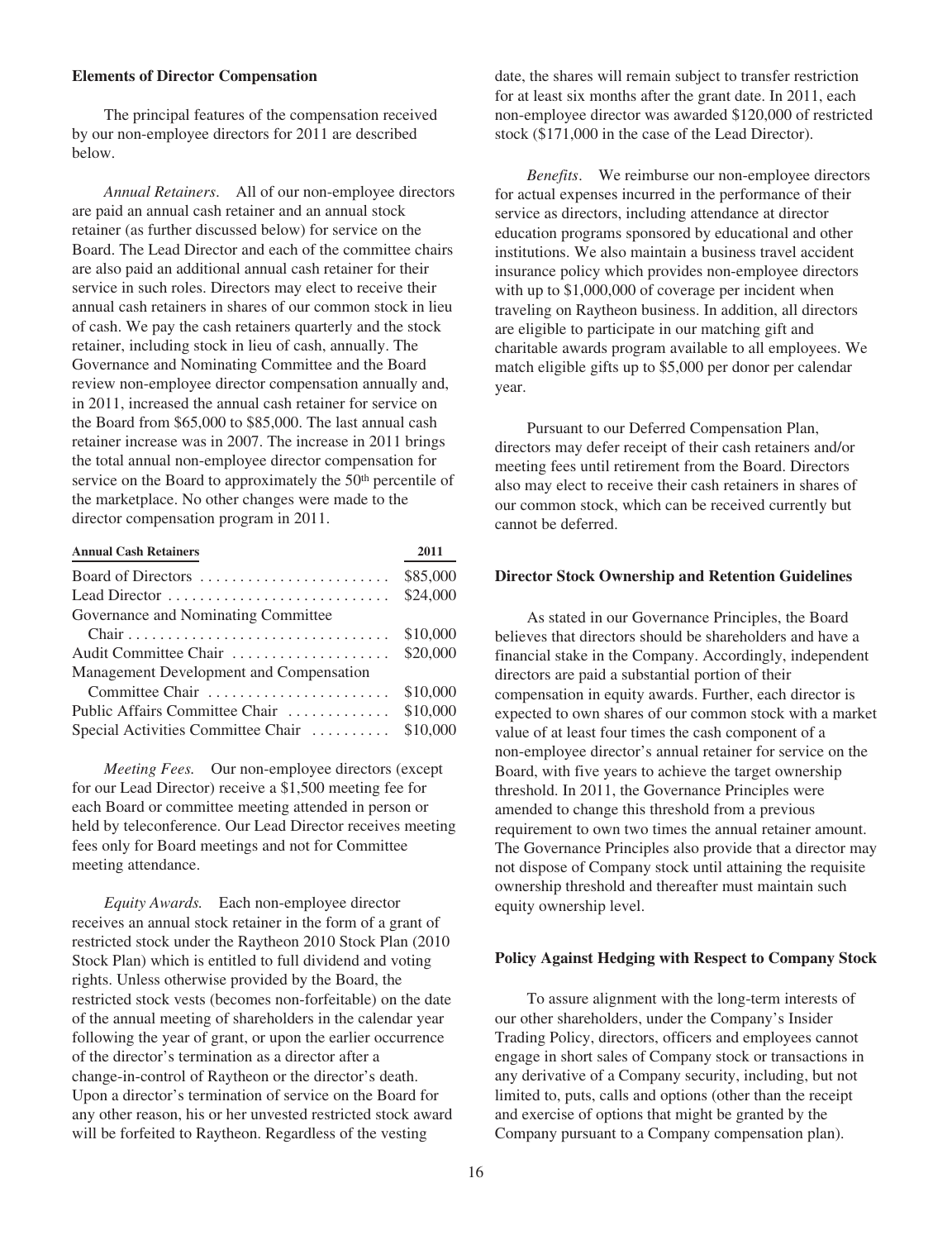**Elements of Director Compensation**

The principal features of the compensation received by our non-employee directors for 2011 are described below.

*Annual Retainers.* All of our non-employee directors are paid an annual cash retainer and an annual stock retainer (as further discussed below) for service on the Board. The Lead Director and each of the committee chairs are also paid an additional annual cash retainer for their service in such roles. Directors may elect to receive their annual cash retainers in shares of our common stock in lieu of cash. We pay the cash retainers quarterly and the stock retainer, including stock in lieu of cash, annually. The Governance and Nominating Committee and the Board review non-employee director compensation annually and, in 2011, increased the annual cash retainer for service on the Board from $65,000 to $85,000. The last annual cash retainer increase was in 2007. The increase in 2011 brings the total annual non-employee director compensation for service on the Board to approximately the 50th percentile of the marketplace. No other changes were made to the director compensation program in 2011.

| Annual Cash Retainers | 2011 |
|---|---|
| Board of Directors | $85,000 |
| Lead Director | $24,000 |
| Governance and Nominating Committee Chair | $10,000 |
| Audit Committee Chair | $20,000 |
| Management Development and Compensation Committee Chair | $10,000 |
| Public Affairs Committee Chair | $10,000 |
| Special Activities Committee Chair | $10,000 |

*Meeting Fees.* Our non-employee directors (except for our Lead Director) receive a $1,500 meeting fee for each Board or committee meeting attended in person or held by teleconference. Our Lead Director receives meeting fees only for Board meetings and not for Committee meeting attendance.

*Equity Awards.* Each non-employee director receives an annual stock retainer in the form of a grant of restricted stock under the Raytheon 2010 Stock Plan (2010 Stock Plan) which is entitled to full dividend and voting rights. Unless otherwise provided by the Board, the restricted stock vests (becomes non-forfeitable) on the date of the annual meeting of shareholders in the calendar year following the year of grant, or upon the earlier occurrence of the director's termination as a director after a change-in-control of Raytheon or the director's death. Upon a director's termination of service on the Board for any other reason, his or her unvested restricted stock award will be forfeited to Raytheon. Regardless of the vesting date, the shares will remain subject to transfer restriction for at least six months after the grant date. In 2011, each non-employee director was awarded $120,000 of restricted stock ($171,000 in the case of the Lead Director).

*Benefits.* We reimburse our non-employee directors for actual expenses incurred in the performance of their service as directors, including attendance at director education programs sponsored by educational and other institutions. We also maintain a business travel accident insurance policy which provides non-employee directors with up to $1,000,000 of coverage per incident when traveling on Raytheon business. In addition, all directors are eligible to participate in our matching gift and charitable awards program available to all employees. We match eligible gifts up to $5,000 per donor per calendar year.

Pursuant to our Deferred Compensation Plan, directors may defer receipt of their cash retainers and/or meeting fees until retirement from the Board. Directors also may elect to receive their cash retainers in shares of our common stock, which can be received currently but cannot be deferred.

**Director Stock Ownership and Retention Guidelines**

As stated in our Governance Principles, the Board believes that directors should be shareholders and have a financial stake in the Company. Accordingly, independent directors are paid a substantial portion of their compensation in equity awards. Further, each director is expected to own shares of our common stock with a market value of at least four times the cash component of a non-employee director's annual retainer for service on the Board, with five years to achieve the target ownership threshold. In 2011, the Governance Principles were amended to change this threshold from a previous requirement to own two times the annual retainer amount. The Governance Principles also provide that a director may not dispose of Company stock until attaining the requisite ownership threshold and thereafter must maintain such equity ownership level.

**Policy Against Hedging with Respect to Company Stock**

To assure alignment with the long-term interests of our other shareholders, under the Company's Insider Trading Policy, directors, officers and employees cannot engage in short sales of Company stock or transactions in any derivative of a Company security, including, but not limited to, puts, calls and options (other than the receipt and exercise of options that might be granted by the Company pursuant to a Company compensation plan).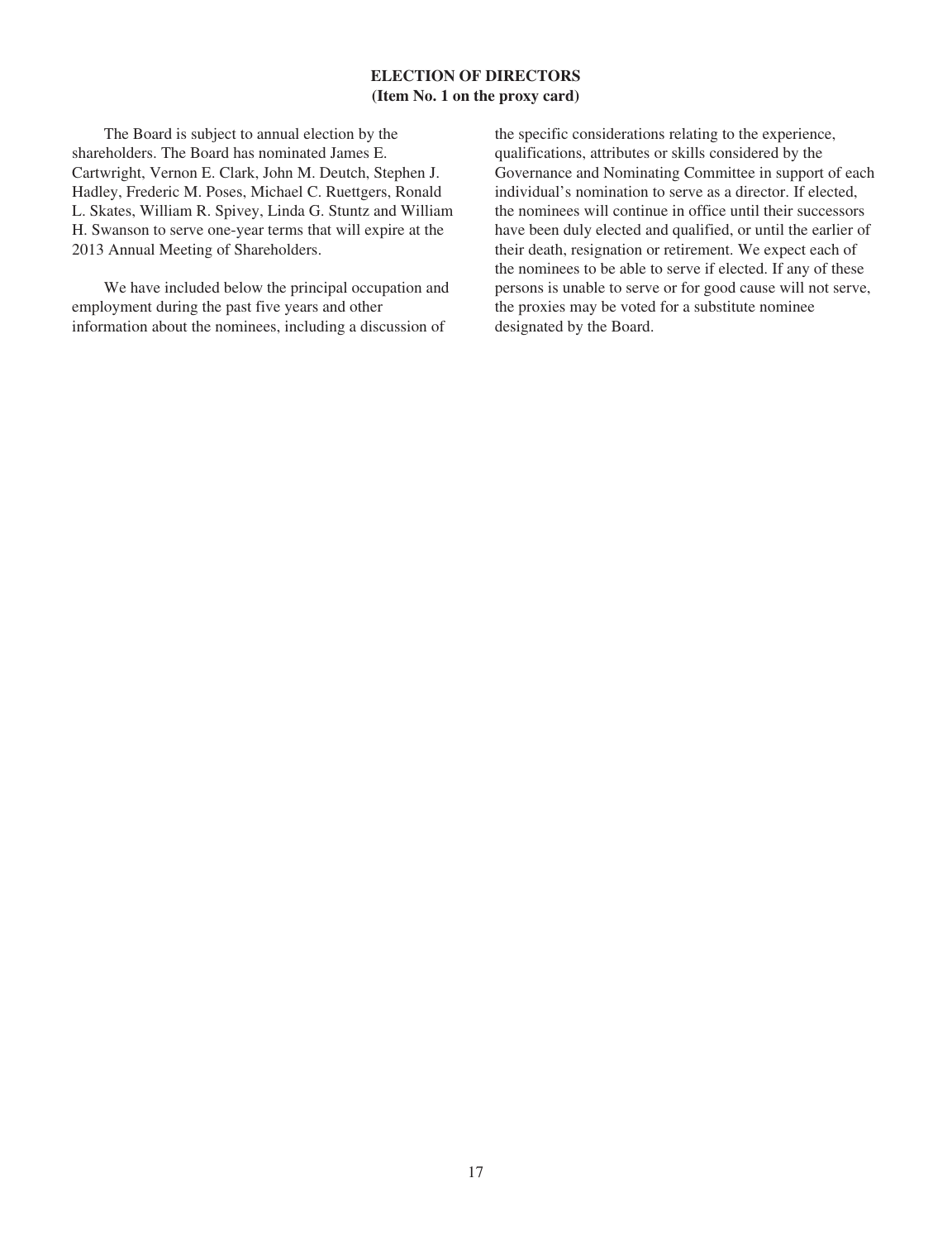## ELECTION OF DIRECTORS
### (Item No. 1 on the proxy card)

The Board is subject to annual election by the shareholders. The Board has nominated James E. Cartwright, Vernon E. Clark, John M. Deutch, Stephen J. Hadley, Frederic M. Poses, Michael C. Ruettgers, Ronald L. Skates, William R. Spivey, Linda G. Stuntz and William H. Swanson to serve one-year terms that will expire at the 2013 Annual Meeting of Shareholders.

We have included below the principal occupation and employment during the past five years and other information about the nominees, including a discussion of the specific considerations relating to the experience, qualifications, attributes or skills considered by the Governance and Nominating Committee in support of each individual's nomination to serve as a director. If elected, the nominees will continue in office until their successors have been duly elected and qualified, or until the earlier of their death, resignation or retirement. We expect each of the nominees to be able to serve if elected. If any of these persons is unable to serve or for good cause will not serve, the proxies may be voted for a substitute nominee designated by the Board.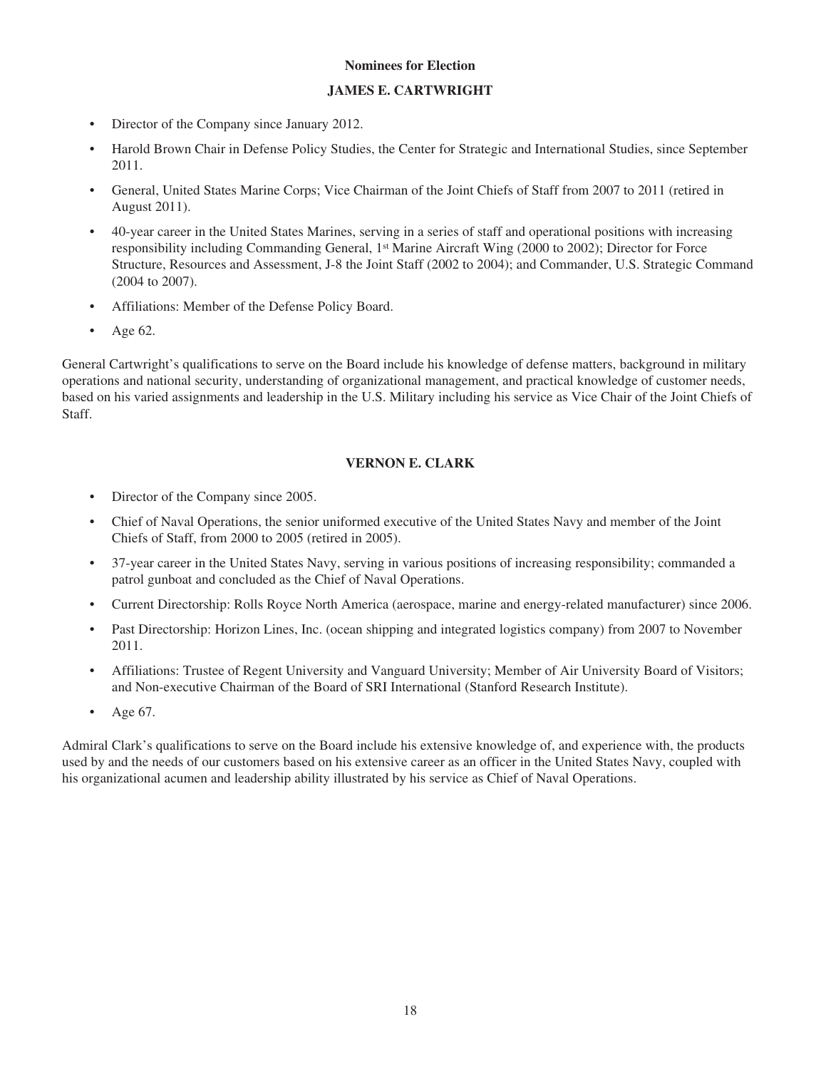## Nominees for Election

### JAMES E. CARTWRIGHT

- Director of the Company since January 2012.
- Harold Brown Chair in Defense Policy Studies, the Center for Strategic and International Studies, since September 2011.
- General, United States Marine Corps; Vice Chairman of the Joint Chiefs of Staff from 2007 to 2011 (retired in August 2011).
- 40-year career in the United States Marines, serving in a series of staff and operational positions with increasing responsibility including Commanding General, 1st Marine Aircraft Wing (2000 to 2002); Director for Force Structure, Resources and Assessment, J-8 the Joint Staff (2002 to 2004); and Commander, U.S. Strategic Command (2004 to 2007).
- Affiliations: Member of the Defense Policy Board.
- Age 62.

General Cartwright's qualifications to serve on the Board include his knowledge of defense matters, background in military operations and national security, understanding of organizational management, and practical knowledge of customer needs, based on his varied assignments and leadership in the U.S. Military including his service as Vice Chair of the Joint Chiefs of Staff.

### VERNON E. CLARK

- Director of the Company since 2005.
- Chief of Naval Operations, the senior uniformed executive of the United States Navy and member of the Joint Chiefs of Staff, from 2000 to 2005 (retired in 2005).
- 37-year career in the United States Navy, serving in various positions of increasing responsibility; commanded a patrol gunboat and concluded as the Chief of Naval Operations.
- Current Directorship: Rolls Royce North America (aerospace, marine and energy-related manufacturer) since 2006.
- Past Directorship: Horizon Lines, Inc. (ocean shipping and integrated logistics company) from 2007 to November 2011.
- Affiliations: Trustee of Regent University and Vanguard University; Member of Air University Board of Visitors; and Non-executive Chairman of the Board of SRI International (Stanford Research Institute).
- Age 67.

Admiral Clark's qualifications to serve on the Board include his extensive knowledge of, and experience with, the products used by and the needs of our customers based on his extensive career as an officer in the United States Navy, coupled with his organizational acumen and leadership ability illustrated by his service as Chief of Naval Operations.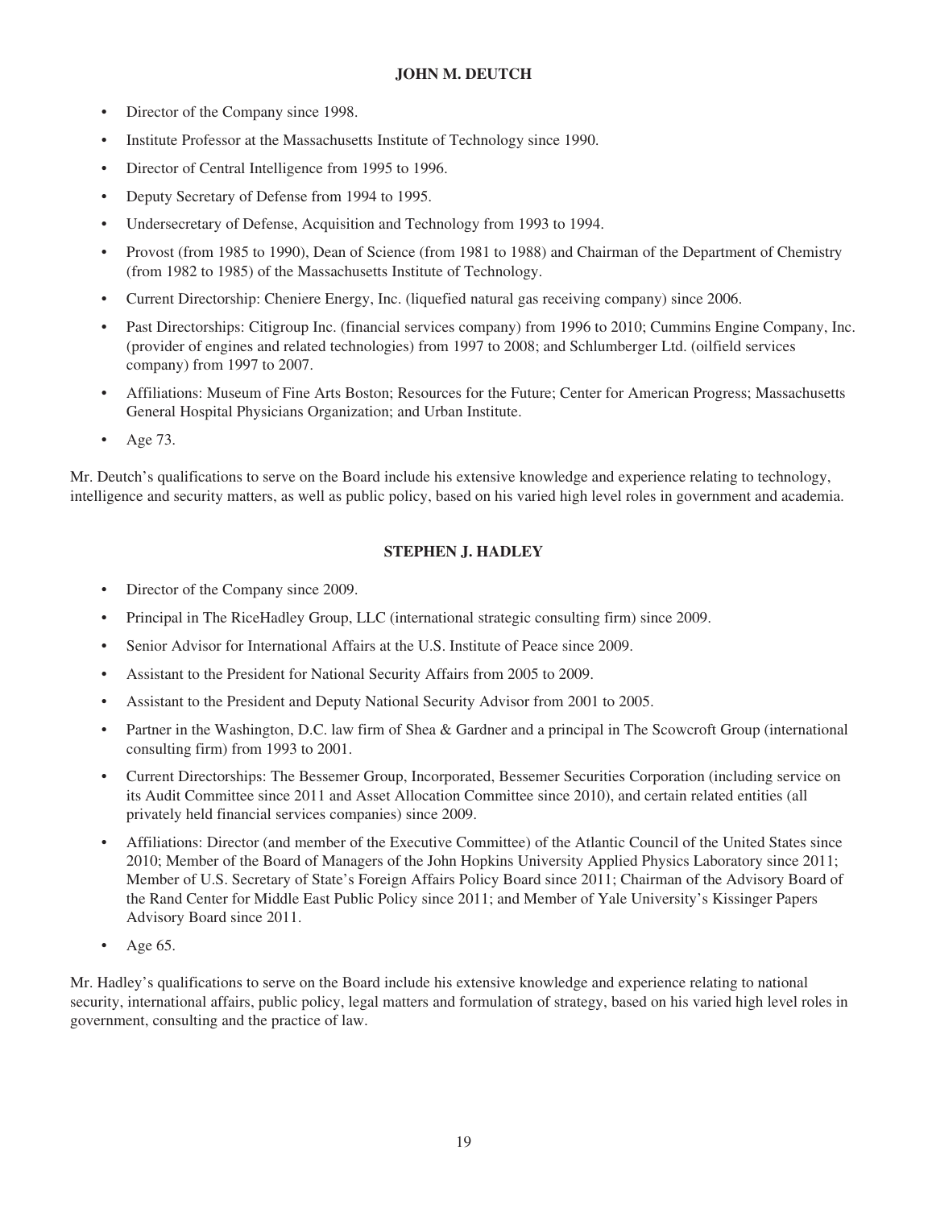## JOHN M. DEUTCH

- Director of the Company since 1998.
- Institute Professor at the Massachusetts Institute of Technology since 1990.
- Director of Central Intelligence from 1995 to 1996.
- Deputy Secretary of Defense from 1994 to 1995.
- Undersecretary of Defense, Acquisition and Technology from 1993 to 1994.
- Provost (from 1985 to 1990), Dean of Science (from 1981 to 1988) and Chairman of the Department of Chemistry (from 1982 to 1985) of the Massachusetts Institute of Technology.
- Current Directorship: Cheniere Energy, Inc. (liquefied natural gas receiving company) since 2006.
- Past Directorships: Citigroup Inc. (financial services company) from 1996 to 2010; Cummins Engine Company, Inc. (provider of engines and related technologies) from 1997 to 2008; and Schlumberger Ltd. (oilfield services company) from 1997 to 2007.
- Affiliations: Museum of Fine Arts Boston; Resources for the Future; Center for American Progress; Massachusetts General Hospital Physicians Organization; and Urban Institute.
- Age 73.

Mr. Deutch's qualifications to serve on the Board include his extensive knowledge and experience relating to technology, intelligence and security matters, as well as public policy, based on his varied high level roles in government and academia.

## STEPHEN J. HADLEY

- Director of the Company since 2009.
- Principal in The RiceHadley Group, LLC (international strategic consulting firm) since 2009.
- Senior Advisor for International Affairs at the U.S. Institute of Peace since 2009.
- Assistant to the President for National Security Affairs from 2005 to 2009.
- Assistant to the President and Deputy National Security Advisor from 2001 to 2005.
- Partner in the Washington, D.C. law firm of Shea & Gardner and a principal in The Scowcroft Group (international consulting firm) from 1993 to 2001.
- Current Directorships: The Bessemer Group, Incorporated, Bessemer Securities Corporation (including service on its Audit Committee since 2011 and Asset Allocation Committee since 2010), and certain related entities (all privately held financial services companies) since 2009.
- Affiliations: Director (and member of the Executive Committee) of the Atlantic Council of the United States since 2010; Member of the Board of Managers of the John Hopkins University Applied Physics Laboratory since 2011; Member of U.S. Secretary of State's Foreign Affairs Policy Board since 2011; Chairman of the Advisory Board of the Rand Center for Middle East Public Policy since 2011; and Member of Yale University's Kissinger Papers Advisory Board since 2011.
- Age 65.

Mr. Hadley's qualifications to serve on the Board include his extensive knowledge and experience relating to national security, international affairs, public policy, legal matters and formulation of strategy, based on his varied high level roles in government, consulting and the practice of law.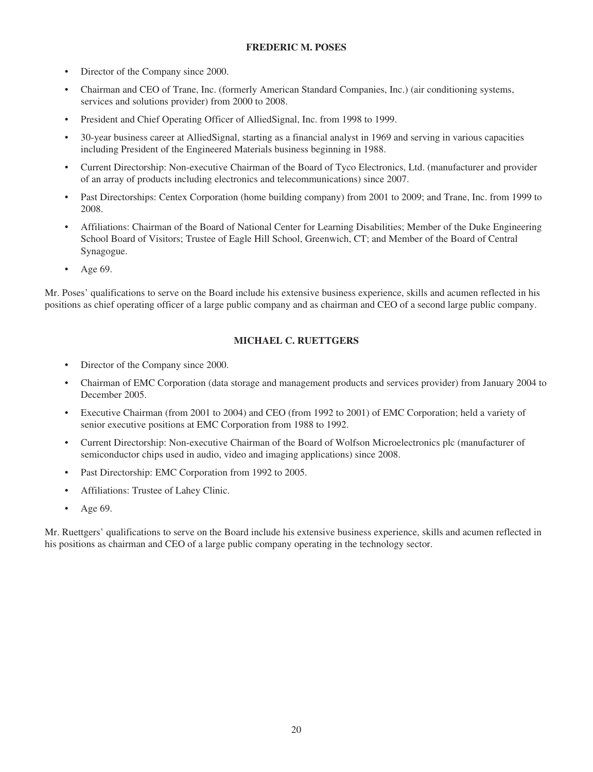### FREDERIC M. POSES

- Director of the Company since 2000.
- Chairman and CEO of Trane, Inc. (formerly American Standard Companies, Inc.) (air conditioning systems, services and solutions provider) from 2000 to 2008.
- President and Chief Operating Officer of AlliedSignal, Inc. from 1998 to 1999.
- 30-year business career at AlliedSignal, starting as a financial analyst in 1969 and serving in various capacities including President of the Engineered Materials business beginning in 1988.
- Current Directorship: Non-executive Chairman of the Board of Tyco Electronics, Ltd. (manufacturer and provider of an array of products including electronics and telecommunications) since 2007.
- Past Directorships: Centex Corporation (home building company) from 2001 to 2009; and Trane, Inc. from 1999 to 2008.
- Affiliations: Chairman of the Board of National Center for Learning Disabilities; Member of the Duke Engineering School Board of Visitors; Trustee of Eagle Hill School, Greenwich, CT; and Member of the Board of Central Synagogue.
- Age 69.

Mr. Poses' qualifications to serve on the Board include his extensive business experience, skills and acumen reflected in his positions as chief operating officer of a large public company and as chairman and CEO of a second large public company.

### MICHAEL C. RUETTGERS

- Director of the Company since 2000.
- Chairman of EMC Corporation (data storage and management products and services provider) from January 2004 to December 2005.
- Executive Chairman (from 2001 to 2004) and CEO (from 1992 to 2001) of EMC Corporation; held a variety of senior executive positions at EMC Corporation from 1988 to 1992.
- Current Directorship: Non-executive Chairman of the Board of Wolfson Microelectronics plc (manufacturer of semiconductor chips used in audio, video and imaging applications) since 2008.
- Past Directorship: EMC Corporation from 1992 to 2005.
- Affiliations: Trustee of Lahey Clinic.
- Age 69.

Mr. Ruettgers' qualifications to serve on the Board include his extensive business experience, skills and acumen reflected in his positions as chairman and CEO of a large public company operating in the technology sector.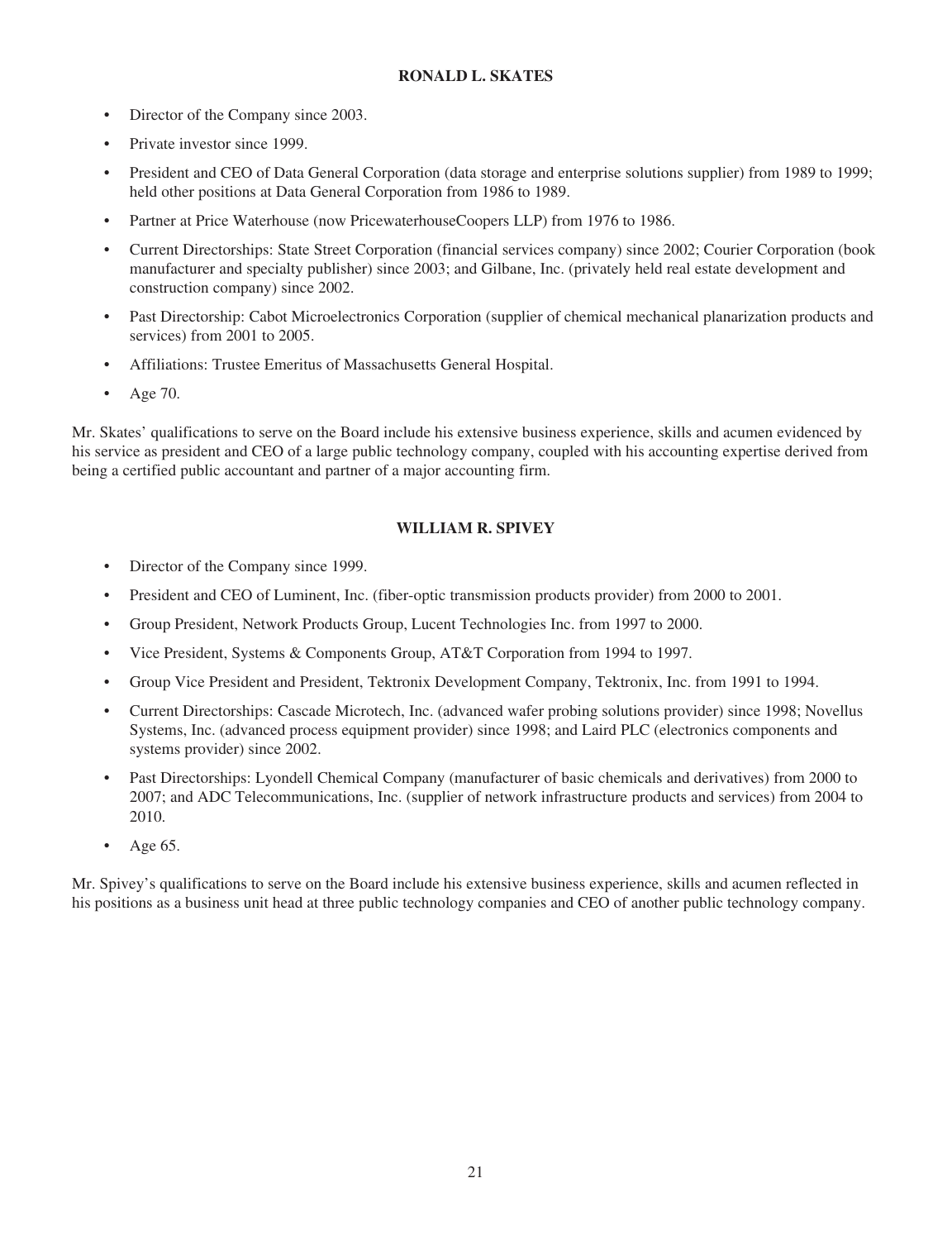### RONALD L. SKATES

- Director of the Company since 2003.
- Private investor since 1999.
- President and CEO of Data General Corporation (data storage and enterprise solutions supplier) from 1989 to 1999; held other positions at Data General Corporation from 1986 to 1989.
- Partner at Price Waterhouse (now PricewaterhouseCoopers LLP) from 1976 to 1986.
- Current Directorships: State Street Corporation (financial services company) since 2002; Courier Corporation (book manufacturer and specialty publisher) since 2003; and Gilbane, Inc. (privately held real estate development and construction company) since 2002.
- Past Directorship: Cabot Microelectronics Corporation (supplier of chemical mechanical planarization products and services) from 2001 to 2005.
- Affiliations: Trustee Emeritus of Massachusetts General Hospital.
- Age 70.

Mr. Skates' qualifications to serve on the Board include his extensive business experience, skills and acumen evidenced by his service as president and CEO of a large public technology company, coupled with his accounting expertise derived from being a certified public accountant and partner of a major accounting firm.

### WILLIAM R. SPIVEY

- Director of the Company since 1999.
- President and CEO of Luminent, Inc. (fiber-optic transmission products provider) from 2000 to 2001.
- Group President, Network Products Group, Lucent Technologies Inc. from 1997 to 2000.
- Vice President, Systems & Components Group, AT&T Corporation from 1994 to 1997.
- Group Vice President and President, Tektronix Development Company, Tektronix, Inc. from 1991 to 1994.
- Current Directorships: Cascade Microtech, Inc. (advanced wafer probing solutions provider) since 1998; Novellus Systems, Inc. (advanced process equipment provider) since 1998; and Laird PLC (electronics components and systems provider) since 2002.
- Past Directorships: Lyondell Chemical Company (manufacturer of basic chemicals and derivatives) from 2000 to 2007; and ADC Telecommunications, Inc. (supplier of network infrastructure products and services) from 2004 to 2010.
- Age 65.

Mr. Spivey's qualifications to serve on the Board include his extensive business experience, skills and acumen reflected in his positions as a business unit head at three public technology companies and CEO of another public technology company.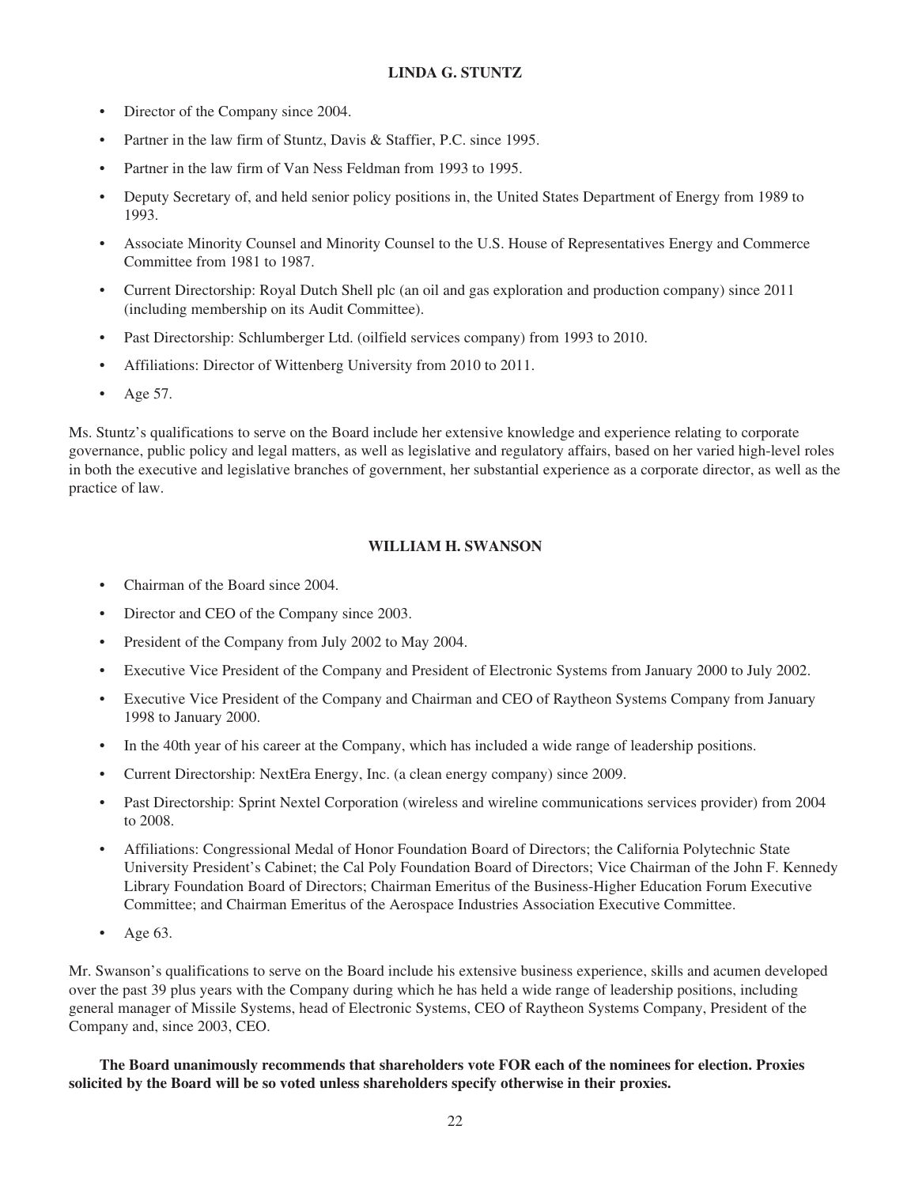### LINDA G. STUNTZ

- Director of the Company since 2004.
- Partner in the law firm of Stuntz, Davis & Staffier, P.C. since 1995.
- Partner in the law firm of Van Ness Feldman from 1993 to 1995.
- Deputy Secretary of, and held senior policy positions in, the United States Department of Energy from 1989 to 1993.
- Associate Minority Counsel and Minority Counsel to the U.S. House of Representatives Energy and Commerce Committee from 1981 to 1987.
- Current Directorship: Royal Dutch Shell plc (an oil and gas exploration and production company) since 2011 (including membership on its Audit Committee).
- Past Directorship: Schlumberger Ltd. (oilfield services company) from 1993 to 2010.
- Affiliations: Director of Wittenberg University from 2010 to 2011.
- Age 57.

Ms. Stuntz's qualifications to serve on the Board include her extensive knowledge and experience relating to corporate governance, public policy and legal matters, as well as legislative and regulatory affairs, based on her varied high-level roles in both the executive and legislative branches of government, her substantial experience as a corporate director, as well as the practice of law.

### WILLIAM H. SWANSON

- Chairman of the Board since 2004.
- Director and CEO of the Company since 2003.
- President of the Company from July 2002 to May 2004.
- Executive Vice President of the Company and President of Electronic Systems from January 2000 to July 2002.
- Executive Vice President of the Company and Chairman and CEO of Raytheon Systems Company from January 1998 to January 2000.
- In the 40th year of his career at the Company, which has included a wide range of leadership positions.
- Current Directorship: NextEra Energy, Inc. (a clean energy company) since 2009.
- Past Directorship: Sprint Nextel Corporation (wireless and wireline communications services provider) from 2004 to 2008.
- Affiliations: Congressional Medal of Honor Foundation Board of Directors; the California Polytechnic State University President's Cabinet; the Cal Poly Foundation Board of Directors; Vice Chairman of the John F. Kennedy Library Foundation Board of Directors; Chairman Emeritus of the Business-Higher Education Forum Executive Committee; and Chairman Emeritus of the Aerospace Industries Association Executive Committee.
- Age 63.

Mr. Swanson's qualifications to serve on the Board include his extensive business experience, skills and acumen developed over the past 39 plus years with the Company during which he has held a wide range of leadership positions, including general manager of Missile Systems, head of Electronic Systems, CEO of Raytheon Systems Company, President of the Company and, since 2003, CEO.

**The Board unanimously recommends that shareholders vote FOR each of the nominees for election. Proxies solicited by the Board will be so voted unless shareholders specify otherwise in their proxies.**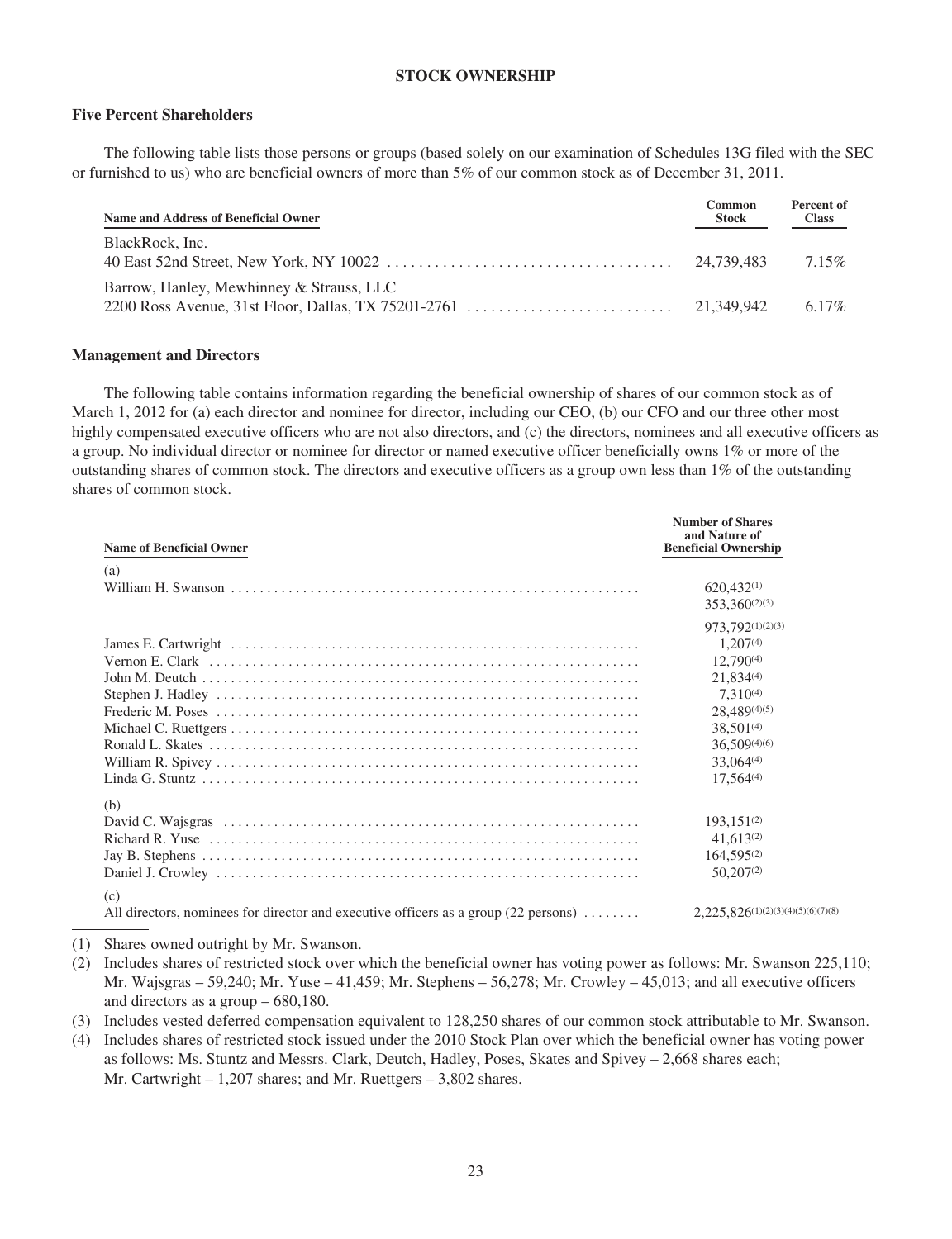## STOCK OWNERSHIP

### Five Percent Shareholders

The following table lists those persons or groups (based solely on our examination of Schedules 13G filed with the SEC or furnished to us) who are beneficial owners of more than 5% of our common stock as of December 31, 2011.

| Name and Address of Beneficial Owner | Common Stock | Percent of Class |
|---|---|---|
| BlackRock, Inc.<br>40 East 52nd Street, New York, NY 10022 | 24,739,483 | 7.15% |
| Barrow, Hanley, Mewhinney & Strauss, LLC<br>2200 Ross Avenue, 31st Floor, Dallas, TX 75201-2761 | 21,349,942 | 6.17% |

### Management and Directors

The following table contains information regarding the beneficial ownership of shares of our common stock as of March 1, 2012 for (a) each director and nominee for director, including our CEO, (b) our CFO and our three other most highly compensated executive officers who are not also directors, and (c) the directors, nominees and all executive officers as a group. No individual director or nominee for director or named executive officer beneficially owns 1% or more of the outstanding shares of common stock. The directors and executive officers as a group own less than 1% of the outstanding shares of common stock.

| Name of Beneficial Owner | Number of Shares and Nature of Beneficial Ownership |
|---|---|
| (a) | |
| William H. Swanson | 620,432(1) |
| | 353,360(2)(3) |
| | 973,792(1)(2)(3) |
| James E. Cartwright | 1,207(4) |
| Vernon E. Clark | 12,790(4) |
| John M. Deutch | 21,834(4) |
| Stephen J. Hadley | 7,310(4) |
| Frederic M. Poses | 28,489(4)(5) |
| Michael C. Ruettgers | 38,501(4) |
| Ronald L. Skates | 36,509(4)(6) |
| William R. Spivey | 33,064(4) |
| Linda G. Stuntz | 17,564(4) |
| (b) | |
| David C. Wajsgras | 193,151(2) |
| Richard R. Yuse | 41,613(2) |
| Jay B. Stephens | 164,595(2) |
| Daniel J. Crowley | 50,207(2) |
| (c) | |
| All directors, nominees for director and executive officers as a group (22 persons) | 2,225,826(1)(2)(3)(4)(5)(6)(7)(8) |

(1) Shares owned outright by Mr. Swanson.

(2) Includes shares of restricted stock over which the beneficial owner has voting power as follows: Mr. Swanson 225,110; Mr. Wajsgras – 59,240; Mr. Yuse – 41,459; Mr. Stephens – 56,278; Mr. Crowley – 45,013; and all executive officers and directors as a group – 680,180.

(3) Includes vested deferred compensation equivalent to 128,250 shares of our common stock attributable to Mr. Swanson.

(4) Includes shares of restricted stock issued under the 2010 Stock Plan over which the beneficial owner has voting power as follows: Ms. Stuntz and Messrs. Clark, Deutch, Hadley, Poses, Skates and Spivey – 2,668 shares each; Mr. Cartwright – 1,207 shares; and Mr. Ruettgers – 3,802 shares.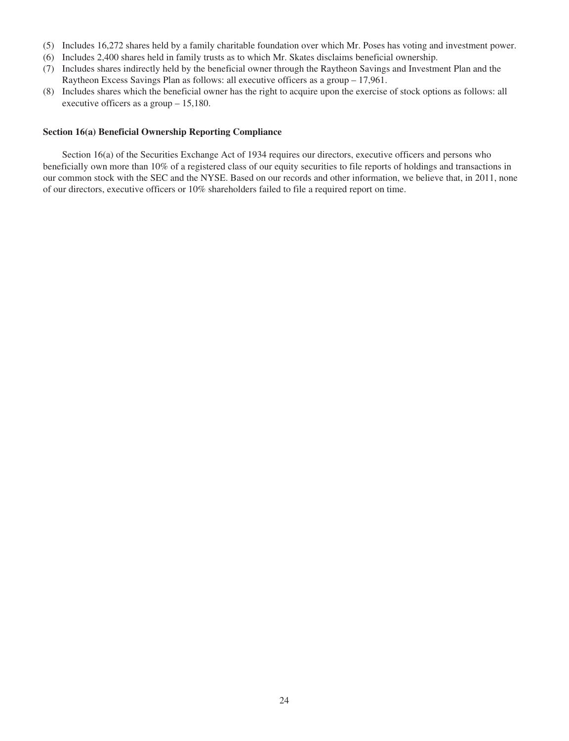(5) Includes 16,272 shares held by a family charitable foundation over which Mr. Poses has voting and investment power.
(6) Includes 2,400 shares held in family trusts as to which Mr. Skates disclaims beneficial ownership.
(7) Includes shares indirectly held by the beneficial owner through the Raytheon Savings and Investment Plan and the Raytheon Excess Savings Plan as follows: all executive officers as a group – 17,961.
(8) Includes shares which the beneficial owner has the right to acquire upon the exercise of stock options as follows: all executive officers as a group – 15,180.

**Section 16(a) Beneficial Ownership Reporting Compliance**

Section 16(a) of the Securities Exchange Act of 1934 requires our directors, executive officers and persons who beneficially own more than 10% of a registered class of our equity securities to file reports of holdings and transactions in our common stock with the SEC and the NYSE. Based on our records and other information, we believe that, in 2011, none of our directors, executive officers or 10% shareholders failed to file a required report on time.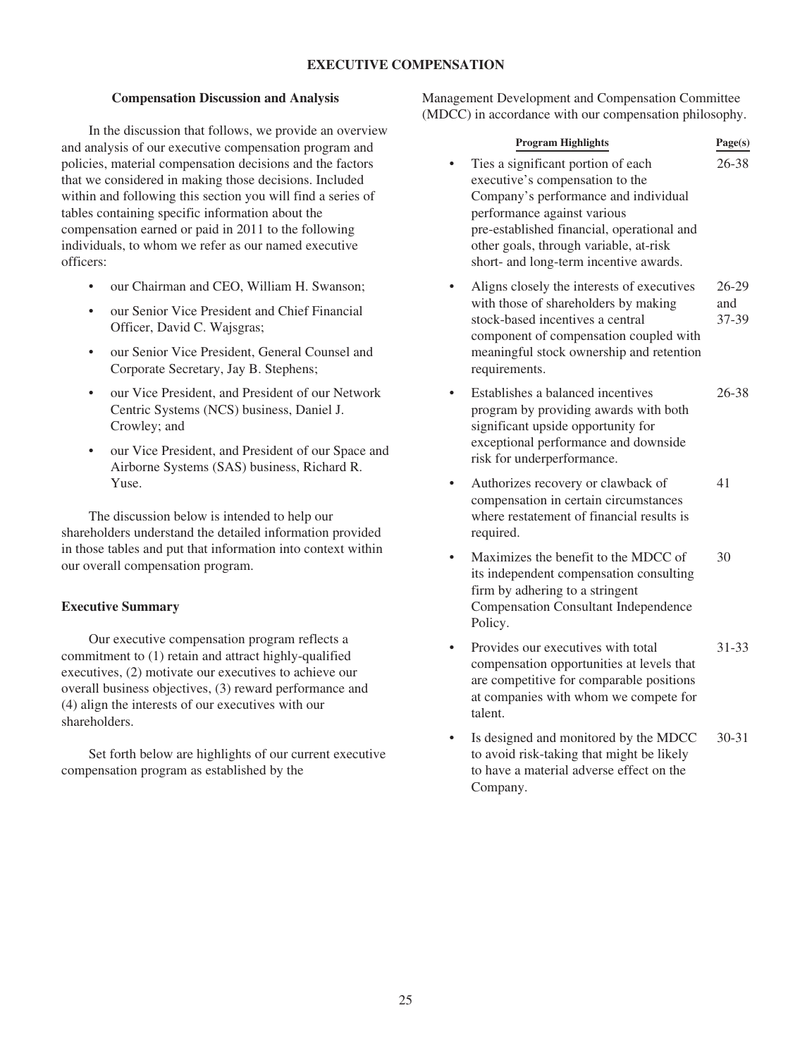# EXECUTIVE COMPENSATION

## Compensation Discussion and Analysis

In the discussion that follows, we provide an overview and analysis of our executive compensation program and policies, material compensation decisions and the factors that we considered in making those decisions. Included within and following this section you will find a series of tables containing specific information about the compensation earned or paid in 2011 to the following individuals, to whom we refer as our named executive officers:

- our Chairman and CEO, William H. Swanson;
- our Senior Vice President and Chief Financial Officer, David C. Wajsgras;
- our Senior Vice President, General Counsel and Corporate Secretary, Jay B. Stephens;
- our Vice President, and President of our Network Centric Systems (NCS) business, Daniel J. Crowley; and
- our Vice President, and President of our Space and Airborne Systems (SAS) business, Richard R. Yuse.

The discussion below is intended to help our shareholders understand the detailed information provided in those tables and put that information into context within our overall compensation program.

### Executive Summary

Our executive compensation program reflects a commitment to (1) retain and attract highly-qualified executives, (2) motivate our executives to achieve our overall business objectives, (3) reward performance and (4) align the interests of our executives with our shareholders.

Set forth below are highlights of our current executive compensation program as established by the Management Development and Compensation Committee (MDCC) in accordance with our compensation philosophy.

| Program Highlights | Page(s) |
| --- | --- |
| • Ties a significant portion of each executive's compensation to the Company's performance and individual performance against various pre-established financial, operational and other goals, through variable, at-risk short- and long-term incentive awards. | 26-38 |
| • Aligns closely the interests of executives with those of shareholders by making stock-based incentives a central component of compensation coupled with meaningful stock ownership and retention requirements. | 26-29 and 37-39 |
| • Establishes a balanced incentives program by providing awards with both significant upside opportunity for exceptional performance and downside risk for underperformance. | 26-38 |
| • Authorizes recovery or clawback of compensation in certain circumstances where restatement of financial results is required. | 41 |
| • Maximizes the benefit to the MDCC of its independent compensation consulting firm by adhering to a stringent Compensation Consultant Independence Policy. | 30 |
| • Provides our executives with total compensation opportunities at levels that are competitive for comparable positions at companies with whom we compete for talent. | 31-33 |
| • Is designed and monitored by the MDCC to avoid risk-taking that might be likely to have a material adverse effect on the Company. | 30-31 |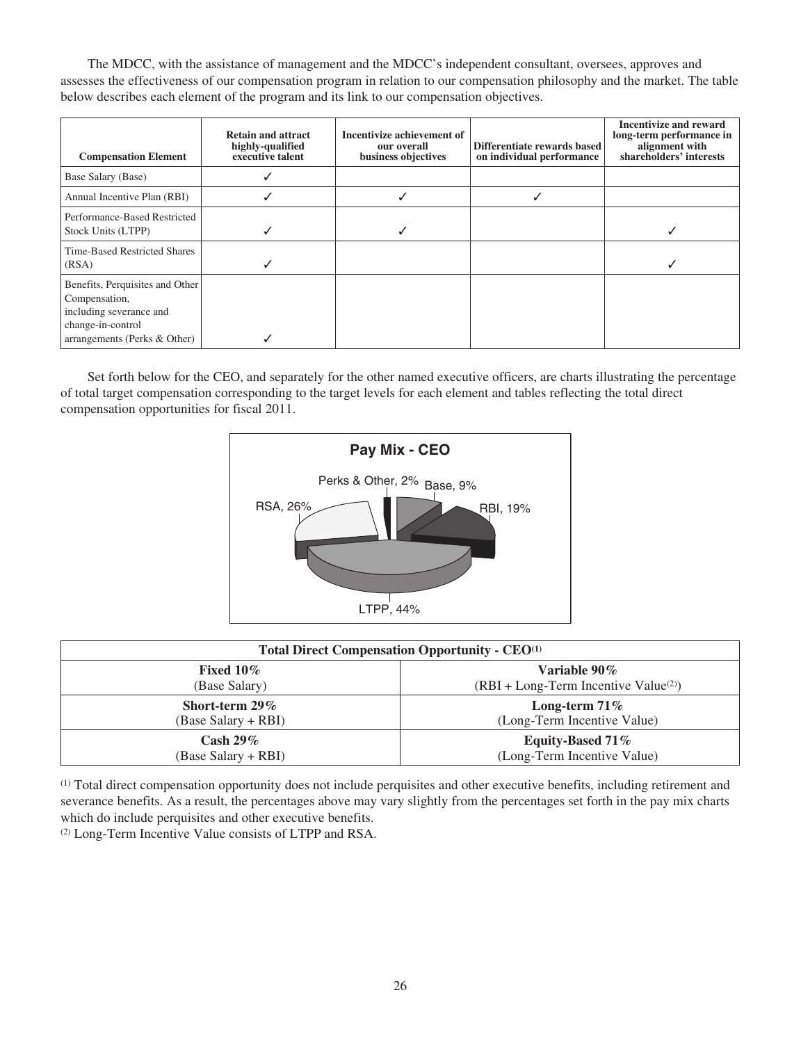The MDCC, with the assistance of management and the MDCC's independent consultant, oversees, approves and assesses the effectiveness of our compensation program in relation to our compensation philosophy and the market. The table below describes each element of the program and its link to our compensation objectives.

| Compensation Element | Retain and attract highly-qualified executive talent | Incentivize achievement of our overall business objectives | Differentiate rewards based on individual performance | Incentivize and reward long-term performance in alignment with shareholders' interests |
|---|---|---|---|---|
| Base Salary (Base) | ✓ | | | |
| Annual Incentive Plan (RBI) | ✓ | ✓ | ✓ | |
| Performance-Based Restricted Stock Units (LTPP) | ✓ | ✓ | | ✓ |
| Time-Based Restricted Shares (RSA) | ✓ | | | ✓ |
| Benefits, Perquisites and Other Compensation, including severance and change-in-control arrangements (Perks & Other) | ✓ | | | |

Set forth below for the CEO, and separately for the other named executive officers, are charts illustrating the percentage of total target compensation corresponding to the target levels for each element and tables reflecting the total direct compensation opportunities for fiscal 2011.

**Pay Mix - CEO**

- Base, 9%
- RBI, 19%
- LTPP, 44%
- RSA, 26%
- Perks & Other, 2%

| Total Direct Compensation Opportunity - CEO[1] | |
|---|---|
| **Fixed 10%**<br>(Base Salary) | **Variable 90%**<br>(RBI + Long-Term Incentive Value[2]) |
| **Short-term 29%**<br>(Base Salary + RBI) | **Long-term 71%**<br>(Long-Term Incentive Value) |
| **Cash 29%**<br>(Base Salary + RBI) | **Equity-Based 71%**<br>(Long-Term Incentive Value) |

[1] Total direct compensation opportunity does not include perquisites and other executive benefits, including retirement and severance benefits. As a result, the percentages above may vary slightly from the percentages set forth in the pay mix charts which do include perquisites and other executive benefits.
[2] Long-Term Incentive Value consists of LTPP and RSA.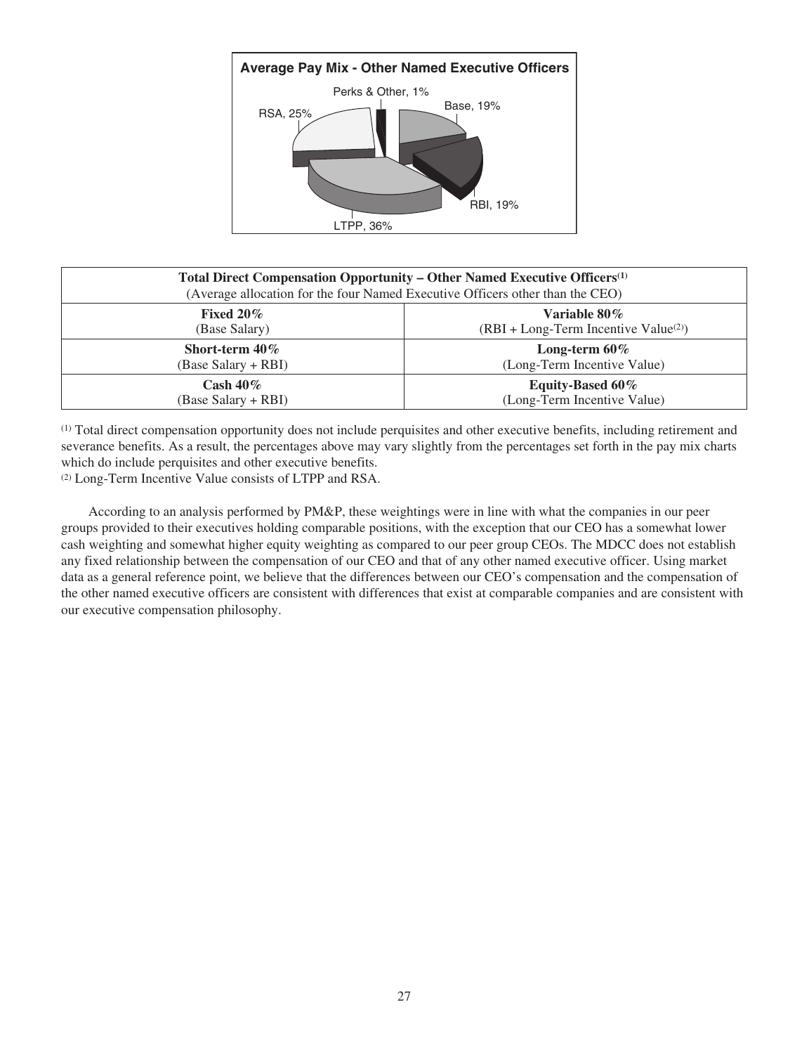**Average Pay Mix - Other Named Executive Officers**

Perks & Other, 1%

Base, 19%

RSA, 25%

RBI, 19%

LTPP, 36%

| **Total Direct Compensation Opportunity – Other Named Executive Officers**[(1)] (Average allocation for the four Named Executive Officers other than the CEO) | |
|---|---|
| **Fixed 20%** (Base Salary) | **Variable 80%** (RBI + Long-Term Incentive Value[(2)]) |
| **Short-term 40%** (Base Salary + RBI) | **Long-term 60%** (Long-Term Incentive Value) |
| **Cash 40%** (Base Salary + RBI) | **Equity-Based 60%** (Long-Term Incentive Value) |

(1) Total direct compensation opportunity does not include perquisites and other executive benefits, including retirement and severance benefits. As a result, the percentages above may vary slightly from the percentages set forth in the pay mix charts which do include perquisites and other executive benefits.

(2) Long-Term Incentive Value consists of LTPP and RSA.

According to an analysis performed by PM&P, these weightings were in line with what the companies in our peer groups provided to their executives holding comparable positions, with the exception that our CEO has a somewhat lower cash weighting and somewhat higher equity weighting as compared to our peer group CEOs. The MDCC does not establish any fixed relationship between the compensation of our CEO and that of any other named executive officer. Using market data as a general reference point, we believe that the differences between our CEO's compensation and the compensation of the other named executive officers are consistent with differences that exist at comparable companies and are consistent with our executive compensation philosophy.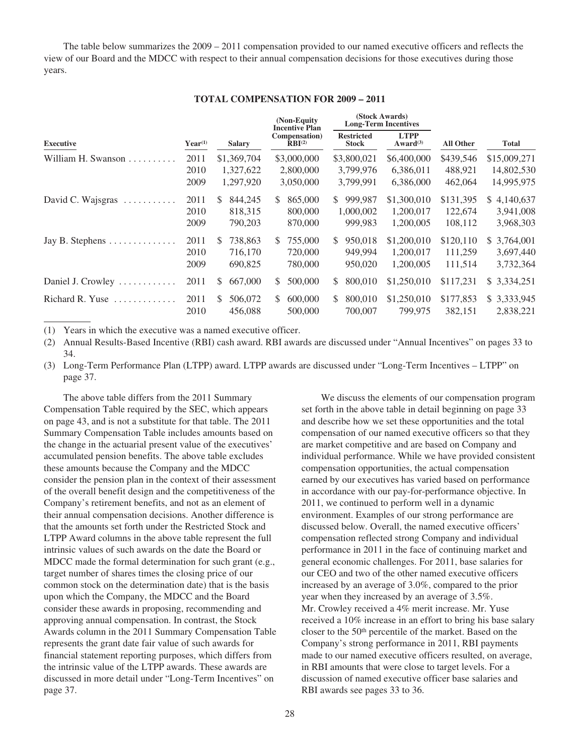The table below summarizes the 2009 – 2011 compensation provided to our named executive officers and reflects the view of our Board and the MDCC with respect to their annual compensation decisions for those executives during those years.

**TOTAL COMPENSATION FOR 2009 – 2011**

| | | | (Non-Equity Incentive Plan Compensation) | (Stock Awards) Long-Term Incentives | | | |
|---|---|---|---|---|---|---|---|
| **Executive** | **Year**[(1)] | **Salary** | **RBI**[(2)] | **Restricted Stock** | **LTPP Award**[(3)] | **All Other** | **Total** |
| William H. Swanson | 2011 | $1,369,704 | $3,000,000 | $3,800,021 | $6,400,000 | $439,546 | $15,009,271 |
| | 2010 | 1,327,622 | 2,800,000 | 3,799,976 | 6,386,011 | 488,921 | 14,802,530 |
| | 2009 | 1,297,920 | 3,050,000 | 3,799,991 | 6,386,000 | 462,064 | 14,995,975 |
| David C. Wajsgras | 2011 | $ 844,245 | $ 865,000 | $ 999,987 | $1,300,010 | $131,395 | $ 4,140,637 |
| | 2010 | 818,315 | 800,000 | 1,000,002 | 1,200,017 | 122,674 | 3,941,008 |
| | 2009 | 790,203 | 870,000 | 999,983 | 1,200,005 | 108,112 | 3,968,303 |
| Jay B. Stephens | 2011 | $ 738,863 | $ 755,000 | $ 950,018 | $1,200,010 | $120,110 | $ 3,764,001 |
| | 2010 | 716,170 | 720,000 | 949,994 | 1,200,017 | 111,259 | 3,697,440 |
| | 2009 | 690,825 | 780,000 | 950,020 | 1,200,005 | 111,514 | 3,732,364 |
| Daniel J. Crowley | 2011 | $ 667,000 | $ 500,000 | $ 800,010 | $1,250,010 | $117,231 | $ 3,334,251 |
| Richard R. Yuse | 2011 | $ 506,072 | $ 600,000 | $ 800,010 | $1,250,010 | $177,853 | $ 3,333,945 |
| | 2010 | 456,088 | 500,000 | 700,007 | 799,975 | 382,151 | 2,838,221 |

(1) Years in which the executive was a named executive officer.

(2) Annual Results-Based Incentive (RBI) cash award. RBI awards are discussed under "Annual Incentives" on pages 33 to 34.

(3) Long-Term Performance Plan (LTPP) award. LTPP awards are discussed under "Long-Term Incentives – LTPP" on page 37.

The above table differs from the 2011 Summary Compensation Table required by the SEC, which appears on page 43, and is not a substitute for that table. The 2011 Summary Compensation Table includes amounts based on the change in the actuarial present value of the executives' accumulated pension benefits. The above table excludes these amounts because the Company and the MDCC consider the pension plan in the context of their assessment of the overall benefit design and the competitiveness of the Company's retirement benefits, and not as an element of their annual compensation decisions. Another difference is that the amounts set forth under the Restricted Stock and LTPP Award columns in the above table represent the full intrinsic values of such awards on the date the Board or MDCC made the formal determination for such grant (e.g., target number of shares times the closing price of our common stock on the determination date) that is the basis upon which the Company, the MDCC and the Board consider these awards in proposing, recommending and approving annual compensation. In contrast, the Stock Awards column in the 2011 Summary Compensation Table represents the grant date fair value of such awards for financial statement reporting purposes, which differs from the intrinsic value of the LTPP awards. These awards are discussed in more detail under "Long-Term Incentives" on page 37.

We discuss the elements of our compensation program set forth in the above table in detail beginning on page 33 and describe how we set these opportunities and the total compensation of our named executive officers so that they are market competitive and are based on Company and individual performance. While we have provided consistent compensation opportunities, the actual compensation earned by our executives has varied based on performance in accordance with our pay-for-performance objective. In 2011, we continued to perform well in a dynamic environment. Examples of our strong performance are discussed below. Overall, the named executive officers' compensation reflected strong Company and individual performance in 2011 in the face of continuing market and general economic challenges. For 2011, base salaries for our CEO and two of the other named executive officers increased by an average of 3.0%, compared to the prior year when they increased by an average of 3.5%. Mr. Crowley received a 4% merit increase. Mr. Yuse received a 10% increase in an effort to bring his base salary closer to the 50th percentile of the market. Based on the Company's strong performance in 2011, RBI payments made to our named executive officers resulted, on average, in RBI amounts that were close to target levels. For a discussion of named executive officer base salaries and RBI awards see pages 33 to 36.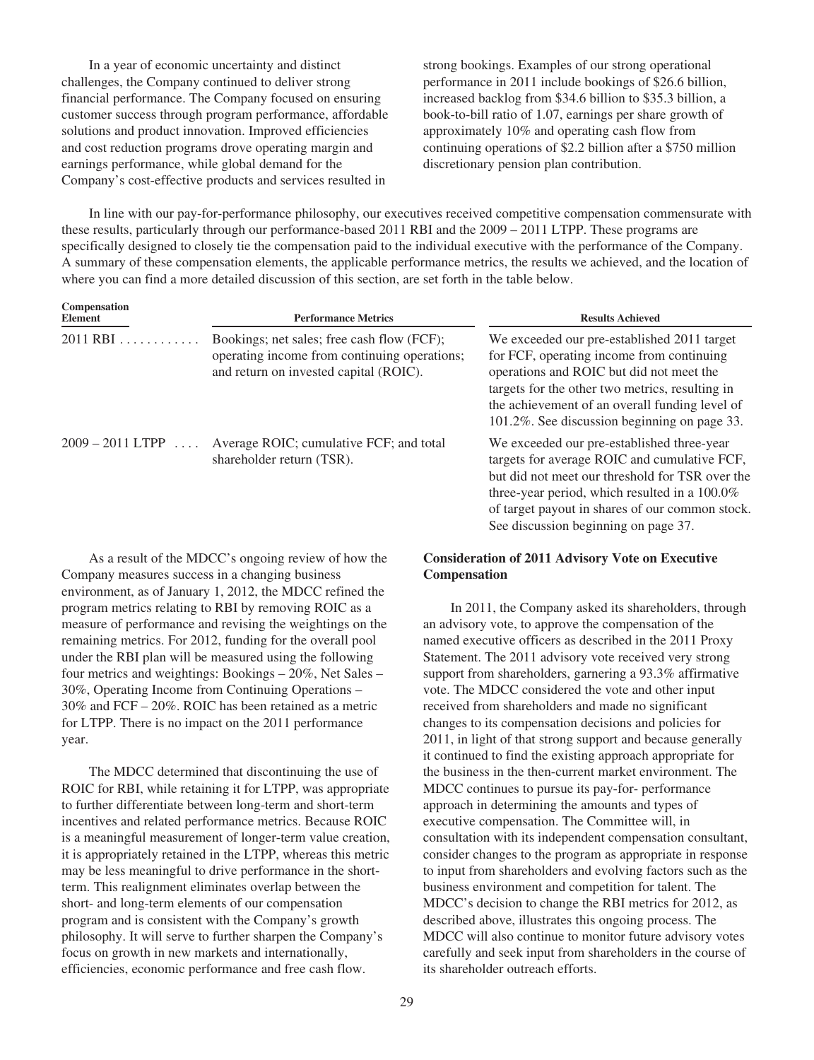In a year of economic uncertainty and distinct challenges, the Company continued to deliver strong financial performance. The Company focused on ensuring customer success through program performance, affordable solutions and product innovation. Improved efficiencies and cost reduction programs drove operating margin and earnings performance, while global demand for the Company's cost-effective products and services resulted in strong bookings. Examples of our strong operational performance in 2011 include bookings of $26.6 billion, increased backlog from $34.6 billion to $35.3 billion, a book-to-bill ratio of 1.07, earnings per share growth of approximately 10% and operating cash flow from continuing operations of $2.2 billion after a $750 million discretionary pension plan contribution.

In line with our pay-for-performance philosophy, our executives received competitive compensation commensurate with these results, particularly through our performance-based 2011 RBI and the 2009 – 2011 LTPP. These programs are specifically designed to closely tie the compensation paid to the individual executive with the performance of the Company. A summary of these compensation elements, the applicable performance metrics, the results we achieved, and the location of where you can find a more detailed discussion of this section, are set forth in the table below.

| Compensation Element | Performance Metrics | Results Achieved |
|---|---|---|
| 2011 RBI | Bookings; net sales; free cash flow (FCF); operating income from continuing operations; and return on invested capital (ROIC). | We exceeded our pre-established 2011 target for FCF, operating income from continuing operations and ROIC but did not meet the targets for the other two metrics, resulting in the achievement of an overall funding level of 101.2%. See discussion beginning on page 33. |
| 2009 – 2011 LTPP | Average ROIC; cumulative FCF; and total shareholder return (TSR). | We exceeded our pre-established three-year targets for average ROIC and cumulative FCF, but did not meet our threshold for TSR over the three-year period, which resulted in a 100.0% of target payout in shares of our common stock. See discussion beginning on page 37. |

As a result of the MDCC's ongoing review of how the Company measures success in a changing business environment, as of January 1, 2012, the MDCC refined the program metrics relating to RBI by removing ROIC as a measure of performance and revising the weightings on the remaining metrics. For 2012, funding for the overall pool under the RBI plan will be measured using the following four metrics and weightings: Bookings – 20%, Net Sales – 30%, Operating Income from Continuing Operations – 30% and FCF – 20%. ROIC has been retained as a metric for LTPP. There is no impact on the 2011 performance year.

The MDCC determined that discontinuing the use of ROIC for RBI, while retaining it for LTPP, was appropriate to further differentiate between long-term and short-term incentives and related performance metrics. Because ROIC is a meaningful measurement of longer-term value creation, it is appropriately retained in the LTPP, whereas this metric may be less meaningful to drive performance in the short-term. This realignment eliminates overlap between the short- and long-term elements of our compensation program and is consistent with the Company's growth philosophy. It will serve to further sharpen the Company's focus on growth in new markets and internationally, efficiencies, economic performance and free cash flow.

**Consideration of 2011 Advisory Vote on Executive Compensation**

In 2011, the Company asked its shareholders, through an advisory vote, to approve the compensation of the named executive officers as described in the 2011 Proxy Statement. The 2011 advisory vote received very strong support from shareholders, garnering a 93.3% affirmative vote. The MDCC considered the vote and other input received from shareholders and made no significant changes to its compensation decisions and policies for 2011, in light of that strong support and because generally it continued to find the existing approach appropriate for the business in the then-current market environment. The MDCC continues to pursue its pay-for- performance approach in determining the amounts and types of executive compensation. The Committee will, in consultation with its independent compensation consultant, consider changes to the program as appropriate in response to input from shareholders and evolving factors such as the business environment and competition for talent. The MDCC's decision to change the RBI metrics for 2012, as described above, illustrates this ongoing process. The MDCC will also continue to monitor future advisory votes carefully and seek input from shareholders in the course of its shareholder outreach efforts.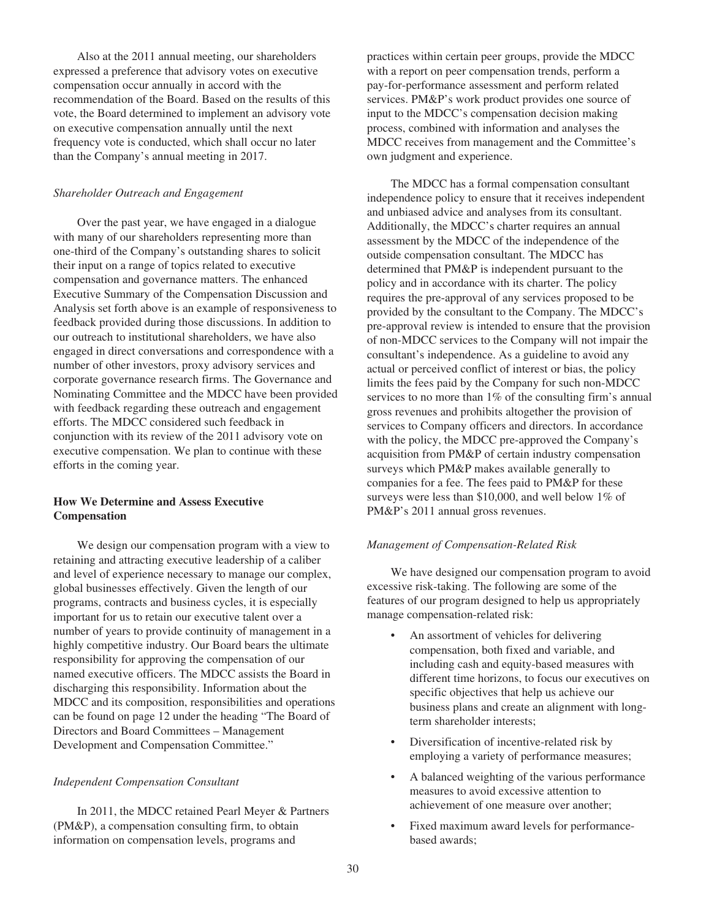Also at the 2011 annual meeting, our shareholders expressed a preference that advisory votes on executive compensation occur annually in accord with the recommendation of the Board. Based on the results of this vote, the Board determined to implement an advisory vote on executive compensation annually until the next frequency vote is conducted, which shall occur no later than the Company's annual meeting in 2017.

*Shareholder Outreach and Engagement*

Over the past year, we have engaged in a dialogue with many of our shareholders representing more than one-third of the Company's outstanding shares to solicit their input on a range of topics related to executive compensation and governance matters. The enhanced Executive Summary of the Compensation Discussion and Analysis set forth above is an example of responsiveness to feedback provided during those discussions. In addition to our outreach to institutional shareholders, we have also engaged in direct conversations and correspondence with a number of other investors, proxy advisory services and corporate governance research firms. The Governance and Nominating Committee and the MDCC have been provided with feedback regarding these outreach and engagement efforts. The MDCC considered such feedback in conjunction with its review of the 2011 advisory vote on executive compensation. We plan to continue with these efforts in the coming year.

**How We Determine and Assess Executive Compensation**

We design our compensation program with a view to retaining and attracting executive leadership of a caliber and level of experience necessary to manage our complex, global businesses effectively. Given the length of our programs, contracts and business cycles, it is especially important for us to retain our executive talent over a number of years to provide continuity of management in a highly competitive industry. Our Board bears the ultimate responsibility for approving the compensation of our named executive officers. The MDCC assists the Board in discharging this responsibility. Information about the MDCC and its composition, responsibilities and operations can be found on page 12 under the heading "The Board of Directors and Board Committees – Management Development and Compensation Committee."

*Independent Compensation Consultant*

In 2011, the MDCC retained Pearl Meyer & Partners (PM&P), a compensation consulting firm, to obtain information on compensation levels, programs and practices within certain peer groups, provide the MDCC with a report on peer compensation trends, perform a pay-for-performance assessment and perform related services. PM&P's work product provides one source of input to the MDCC's compensation decision making process, combined with information and analyses the MDCC receives from management and the Committee's own judgment and experience.

The MDCC has a formal compensation consultant independence policy to ensure that it receives independent and unbiased advice and analyses from its consultant. Additionally, the MDCC's charter requires an annual assessment by the MDCC of the independence of the outside compensation consultant. The MDCC has determined that PM&P is independent pursuant to the policy and in accordance with its charter. The policy requires the pre-approval of any services proposed to be provided by the consultant to the Company. The MDCC's pre-approval review is intended to ensure that the provision of non-MDCC services to the Company will not impair the consultant's independence. As a guideline to avoid any actual or perceived conflict of interest or bias, the policy limits the fees paid by the Company for such non-MDCC services to no more than 1% of the consulting firm's annual gross revenues and prohibits altogether the provision of services to Company officers and directors. In accordance with the policy, the MDCC pre-approved the Company's acquisition from PM&P of certain industry compensation surveys which PM&P makes available generally to companies for a fee. The fees paid to PM&P for these surveys were less than $10,000, and well below 1% of PM&P's 2011 annual gross revenues.

*Management of Compensation-Related Risk*

We have designed our compensation program to avoid excessive risk-taking. The following are some of the features of our program designed to help us appropriately manage compensation-related risk:

- An assortment of vehicles for delivering compensation, both fixed and variable, and including cash and equity-based measures with different time horizons, to focus our executives on specific objectives that help us achieve our business plans and create an alignment with long-term shareholder interests;
- Diversification of incentive-related risk by employing a variety of performance measures;
- A balanced weighting of the various performance measures to avoid excessive attention to achievement of one measure over another;
- Fixed maximum award levels for performance-based awards;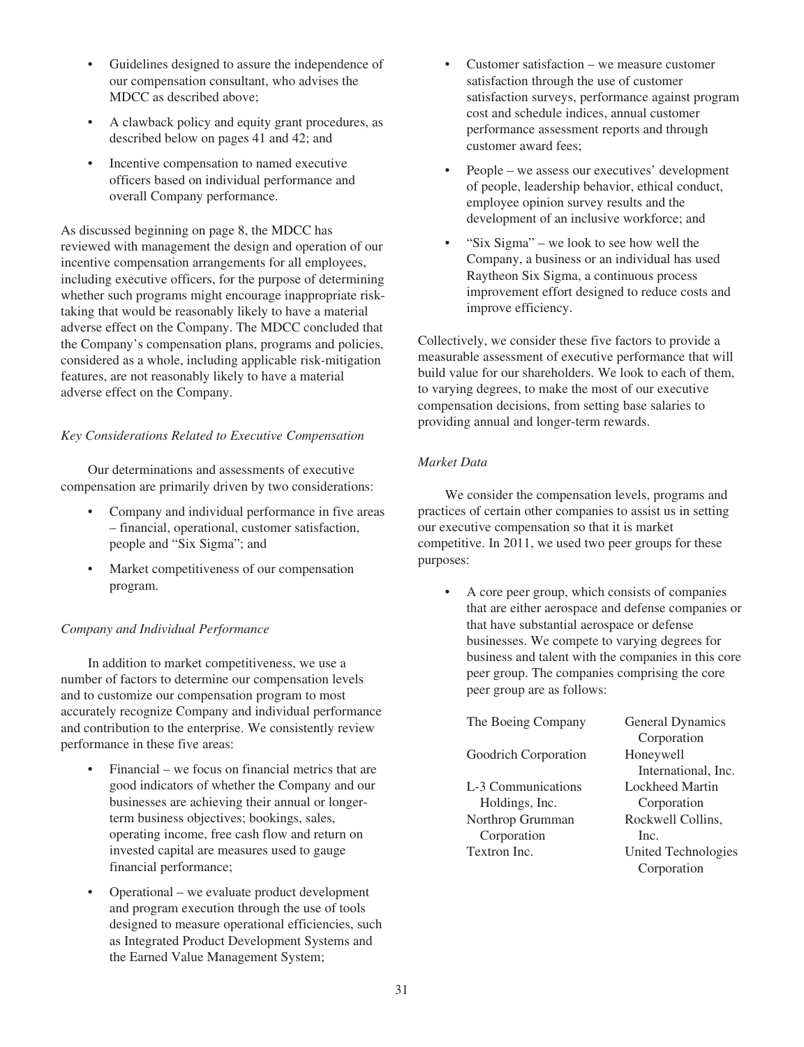- Guidelines designed to assure the independence of our compensation consultant, who advises the MDCC as described above;
- A clawback policy and equity grant procedures, as described below on pages 41 and 42; and
- Incentive compensation to named executive officers based on individual performance and overall Company performance.

As discussed beginning on page 8, the MDCC has reviewed with management the design and operation of our incentive compensation arrangements for all employees, including executive officers, for the purpose of determining whether such programs might encourage inappropriate risk-taking that would be reasonably likely to have a material adverse effect on the Company. The MDCC concluded that the Company's compensation plans, programs and policies, considered as a whole, including applicable risk-mitigation features, are not reasonably likely to have a material adverse effect on the Company.

*Key Considerations Related to Executive Compensation*

Our determinations and assessments of executive compensation are primarily driven by two considerations:

- Company and individual performance in five areas – financial, operational, customer satisfaction, people and "Six Sigma"; and
- Market competitiveness of our compensation program.

*Company and Individual Performance*

In addition to market competitiveness, we use a number of factors to determine our compensation levels and to customize our compensation program to most accurately recognize Company and individual performance and contribution to the enterprise. We consistently review performance in these five areas:

- Financial – we focus on financial metrics that are good indicators of whether the Company and our businesses are achieving their annual or longer-term business objectives; bookings, sales, operating income, free cash flow and return on invested capital are measures used to gauge financial performance;
- Operational – we evaluate product development and program execution through the use of tools designed to measure operational efficiencies, such as Integrated Product Development Systems and the Earned Value Management System;
- Customer satisfaction – we measure customer satisfaction through the use of customer satisfaction surveys, performance against program cost and schedule indices, annual customer performance assessment reports and through customer award fees;
- People – we assess our executives' development of people, leadership behavior, ethical conduct, employee opinion survey results and the development of an inclusive workforce; and
- "Six Sigma" – we look to see how well the Company, a business or an individual has used Raytheon Six Sigma, a continuous process improvement effort designed to reduce costs and improve efficiency.

Collectively, we consider these five factors to provide a measurable assessment of executive performance that will build value for our shareholders. We look to each of them, to varying degrees, to make the most of our executive compensation decisions, from setting base salaries to providing annual and longer-term rewards.

*Market Data*

We consider the compensation levels, programs and practices of certain other companies to assist us in setting our executive compensation so that it is market competitive. In 2011, we used two peer groups for these purposes:

- A core peer group, which consists of companies that are either aerospace and defense companies or that have substantial aerospace or defense businesses. We compete to varying degrees for business and talent with the companies in this core peer group. The companies comprising the core peer group are as follows:

| | |
|---|---|
| The Boeing Company | General Dynamics Corporation |
| Goodrich Corporation | Honeywell International, Inc. |
| L-3 Communications Holdings, Inc. | Lockheed Martin Corporation |
| Northrop Grumman Corporation | Rockwell Collins, Inc. |
| Textron Inc. | United Technologies Corporation |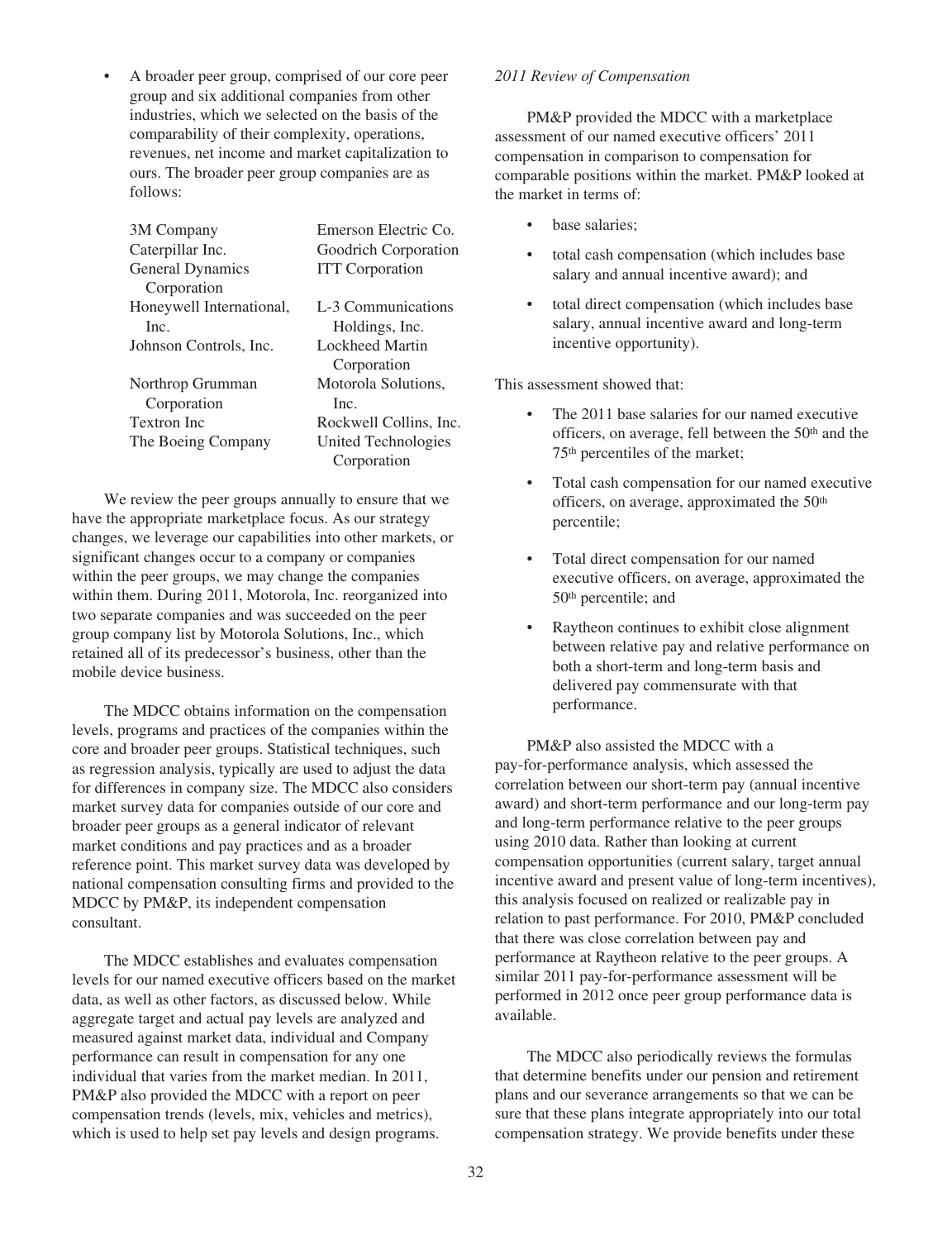- A broader peer group, comprised of our core peer group and six additional companies from other industries, which we selected on the basis of the comparability of their complexity, operations, revenues, net income and market capitalization to ours. The broader peer group companies are as follows:

| | |
|---|---|
| 3M Company | Emerson Electric Co. |
| Caterpillar Inc. | Goodrich Corporation |
| General Dynamics Corporation | ITT Corporation |
| Honeywell International, Inc. | L-3 Communications Holdings, Inc. |
| Johnson Controls, Inc. | Lockheed Martin Corporation |
| Northrop Grumman Corporation | Motorola Solutions, Inc. |
| Textron Inc | Rockwell Collins, Inc. |
| The Boeing Company | United Technologies Corporation |

We review the peer groups annually to ensure that we have the appropriate marketplace focus. As our strategy changes, we leverage our capabilities into other markets, or significant changes occur to a company or companies within the peer groups, we may change the companies within them. During 2011, Motorola, Inc. reorganized into two separate companies and was succeeded on the peer group company list by Motorola Solutions, Inc., which retained all of its predecessor's business, other than the mobile device business.

The MDCC obtains information on the compensation levels, programs and practices of the companies within the core and broader peer groups. Statistical techniques, such as regression analysis, typically are used to adjust the data for differences in company size. The MDCC also considers market survey data for companies outside of our core and broader peer groups as a general indicator of relevant market conditions and pay practices and as a broader reference point. This market survey data was developed by national compensation consulting firms and provided to the MDCC by PM&P, its independent compensation consultant.

The MDCC establishes and evaluates compensation levels for our named executive officers based on the market data, as well as other factors, as discussed below. While aggregate target and actual pay levels are analyzed and measured against market data, individual and Company performance can result in compensation for any one individual that varies from the market median. In 2011, PM&P also provided the MDCC with a report on peer compensation trends (levels, mix, vehicles and metrics), which is used to help set pay levels and design programs.

*2011 Review of Compensation*

PM&P provided the MDCC with a marketplace assessment of our named executive officers' 2011 compensation in comparison to compensation for comparable positions within the market. PM&P looked at the market in terms of:

- base salaries;
- total cash compensation (which includes base salary and annual incentive award); and
- total direct compensation (which includes base salary, annual incentive award and long-term incentive opportunity).

This assessment showed that:

- The 2011 base salaries for our named executive officers, on average, fell between the 50th and the 75th percentiles of the market;
- Total cash compensation for our named executive officers, on average, approximated the 50th percentile;
- Total direct compensation for our named executive officers, on average, approximated the 50th percentile; and
- Raytheon continues to exhibit close alignment between relative pay and relative performance on both a short-term and long-term basis and delivered pay commensurate with that performance.

PM&P also assisted the MDCC with a pay-for-performance analysis, which assessed the correlation between our short-term pay (annual incentive award) and short-term performance and our long-term pay and long-term performance relative to the peer groups using 2010 data. Rather than looking at current compensation opportunities (current salary, target annual incentive award and present value of long-term incentives), this analysis focused on realized or realizable pay in relation to past performance. For 2010, PM&P concluded that there was close correlation between pay and performance at Raytheon relative to the peer groups. A similar 2011 pay-for-performance assessment will be performed in 2012 once peer group performance data is available.

The MDCC also periodically reviews the formulas that determine benefits under our pension and retirement plans and our severance arrangements so that we can be sure that these plans integrate appropriately into our total compensation strategy. We provide benefits under these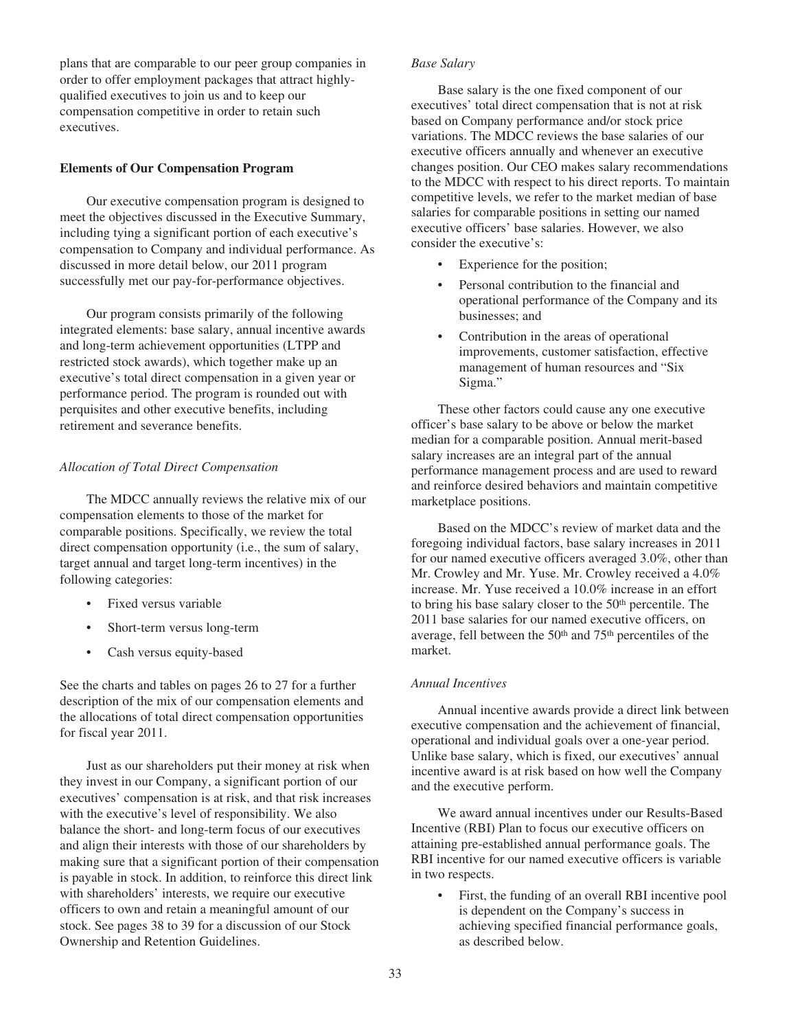plans that are comparable to our peer group companies in order to offer employment packages that attract highly-qualified executives to join us and to keep our compensation competitive in order to retain such executives.

**Elements of Our Compensation Program**

Our executive compensation program is designed to meet the objectives discussed in the Executive Summary, including tying a significant portion of each executive's compensation to Company and individual performance. As discussed in more detail below, our 2011 program successfully met our pay-for-performance objectives.

Our program consists primarily of the following integrated elements: base salary, annual incentive awards and long-term achievement opportunities (LTPP and restricted stock awards), which together make up an executive's total direct compensation in a given year or performance period. The program is rounded out with perquisites and other executive benefits, including retirement and severance benefits.

*Allocation of Total Direct Compensation*

The MDCC annually reviews the relative mix of our compensation elements to those of the market for comparable positions. Specifically, we review the total direct compensation opportunity (i.e., the sum of salary, target annual and target long-term incentives) in the following categories:

- Fixed versus variable
- Short-term versus long-term
- Cash versus equity-based

See the charts and tables on pages 26 to 27 for a further description of the mix of our compensation elements and the allocations of total direct compensation opportunities for fiscal year 2011.

Just as our shareholders put their money at risk when they invest in our Company, a significant portion of our executives' compensation is at risk, and that risk increases with the executive's level of responsibility. We also balance the short- and long-term focus of our executives and align their interests with those of our shareholders by making sure that a significant portion of their compensation is payable in stock. In addition, to reinforce this direct link with shareholders' interests, we require our executive officers to own and retain a meaningful amount of our stock. See pages 38 to 39 for a discussion of our Stock Ownership and Retention Guidelines.

*Base Salary*

Base salary is the one fixed component of our executives' total direct compensation that is not at risk based on Company performance and/or stock price variations. The MDCC reviews the base salaries of our executive officers annually and whenever an executive changes position. Our CEO makes salary recommendations to the MDCC with respect to his direct reports. To maintain competitive levels, we refer to the market median of base salaries for comparable positions in setting our named executive officers' base salaries. However, we also consider the executive's:

- Experience for the position;
- Personal contribution to the financial and operational performance of the Company and its businesses; and
- Contribution in the areas of operational improvements, customer satisfaction, effective management of human resources and "Six Sigma."

These other factors could cause any one executive officer's base salary to be above or below the market median for a comparable position. Annual merit-based salary increases are an integral part of the annual performance management process and are used to reward and reinforce desired behaviors and maintain competitive marketplace positions.

Based on the MDCC's review of market data and the foregoing individual factors, base salary increases in 2011 for our named executive officers averaged 3.0%, other than Mr. Crowley and Mr. Yuse. Mr. Crowley received a 4.0% increase. Mr. Yuse received a 10.0% increase in an effort to bring his base salary closer to the 50th percentile. The 2011 base salaries for our named executive officers, on average, fell between the 50th and 75th percentiles of the market.

*Annual Incentives*

Annual incentive awards provide a direct link between executive compensation and the achievement of financial, operational and individual goals over a one-year period. Unlike base salary, which is fixed, our executives' annual incentive award is at risk based on how well the Company and the executive perform.

We award annual incentives under our Results-Based Incentive (RBI) Plan to focus our executive officers on attaining pre-established annual performance goals. The RBI incentive for our named executive officers is variable in two respects.

- First, the funding of an overall RBI incentive pool is dependent on the Company's success in achieving specified financial performance goals, as described below.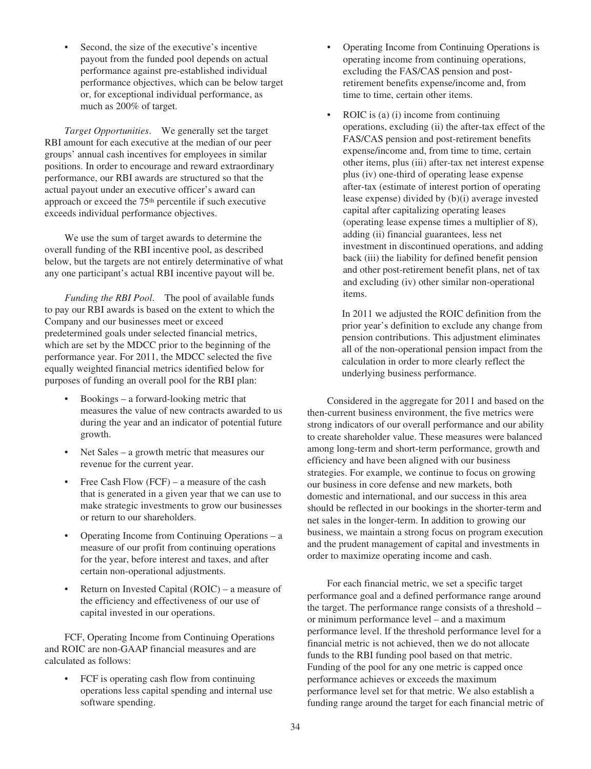- Second, the size of the executive's incentive payout from the funded pool depends on actual performance against pre-established individual performance objectives, which can be below target or, for exceptional individual performance, as much as 200% of target.

*Target Opportunities*. We generally set the target RBI amount for each executive at the median of our peer groups' annual cash incentives for employees in similar positions. In order to encourage and reward extraordinary performance, our RBI awards are structured so that the actual payout under an executive officer's award can approach or exceed the 75th percentile if such executive exceeds individual performance objectives.

We use the sum of target awards to determine the overall funding of the RBI incentive pool, as described below, but the targets are not entirely determinative of what any one participant's actual RBI incentive payout will be.

*Funding the RBI Pool*. The pool of available funds to pay our RBI awards is based on the extent to which the Company and our businesses meet or exceed predetermined goals under selected financial metrics, which are set by the MDCC prior to the beginning of the performance year. For 2011, the MDCC selected the five equally weighted financial metrics identified below for purposes of funding an overall pool for the RBI plan:

- Bookings – a forward-looking metric that measures the value of new contracts awarded to us during the year and an indicator of potential future growth.
- Net Sales – a growth metric that measures our revenue for the current year.
- Free Cash Flow (FCF) – a measure of the cash that is generated in a given year that we can use to make strategic investments to grow our businesses or return to our shareholders.
- Operating Income from Continuing Operations – a measure of our profit from continuing operations for the year, before interest and taxes, and after certain non-operational adjustments.
- Return on Invested Capital (ROIC) – a measure of the efficiency and effectiveness of our use of capital invested in our operations.

FCF, Operating Income from Continuing Operations and ROIC are non-GAAP financial measures and are calculated as follows:

- FCF is operating cash flow from continuing operations less capital spending and internal use software spending.
- Operating Income from Continuing Operations is operating income from continuing operations, excluding the FAS/CAS pension and post-retirement benefits expense/income and, from time to time, certain other items.
- ROIC is (a) (i) income from continuing operations, excluding (ii) the after-tax effect of the FAS/CAS pension and post-retirement benefits expense/income and, from time to time, certain other items, plus (iii) after-tax net interest expense plus (iv) one-third of operating lease expense after-tax (estimate of interest portion of operating lease expense) divided by (b)(i) average invested capital after capitalizing operating leases (operating lease expense times a multiplier of 8), adding (ii) financial guarantees, less net investment in discontinued operations, and adding back (iii) the liability for defined benefit pension and other post-retirement benefit plans, net of tax and excluding (iv) other similar non-operational items.

  In 2011 we adjusted the ROIC definition from the prior year's definition to exclude any change from pension contributions. This adjustment eliminates all of the non-operational pension impact from the calculation in order to more clearly reflect the underlying business performance.

Considered in the aggregate for 2011 and based on the then-current business environment, the five metrics were strong indicators of our overall performance and our ability to create shareholder value. These measures were balanced among long-term and short-term performance, growth and efficiency and have been aligned with our business strategies. For example, we continue to focus on growing our business in core defense and new markets, both domestic and international, and our success in this area should be reflected in our bookings in the shorter-term and net sales in the longer-term. In addition to growing our business, we maintain a strong focus on program execution and the prudent management of capital and investments in order to maximize operating income and cash.

For each financial metric, we set a specific target performance goal and a defined performance range around the target. The performance range consists of a threshold – or minimum performance level – and a maximum performance level. If the threshold performance level for a financial metric is not achieved, then we do not allocate funds to the RBI funding pool based on that metric. Funding of the pool for any one metric is capped once performance achieves or exceeds the maximum performance level set for that metric. We also establish a funding range around the target for each financial metric of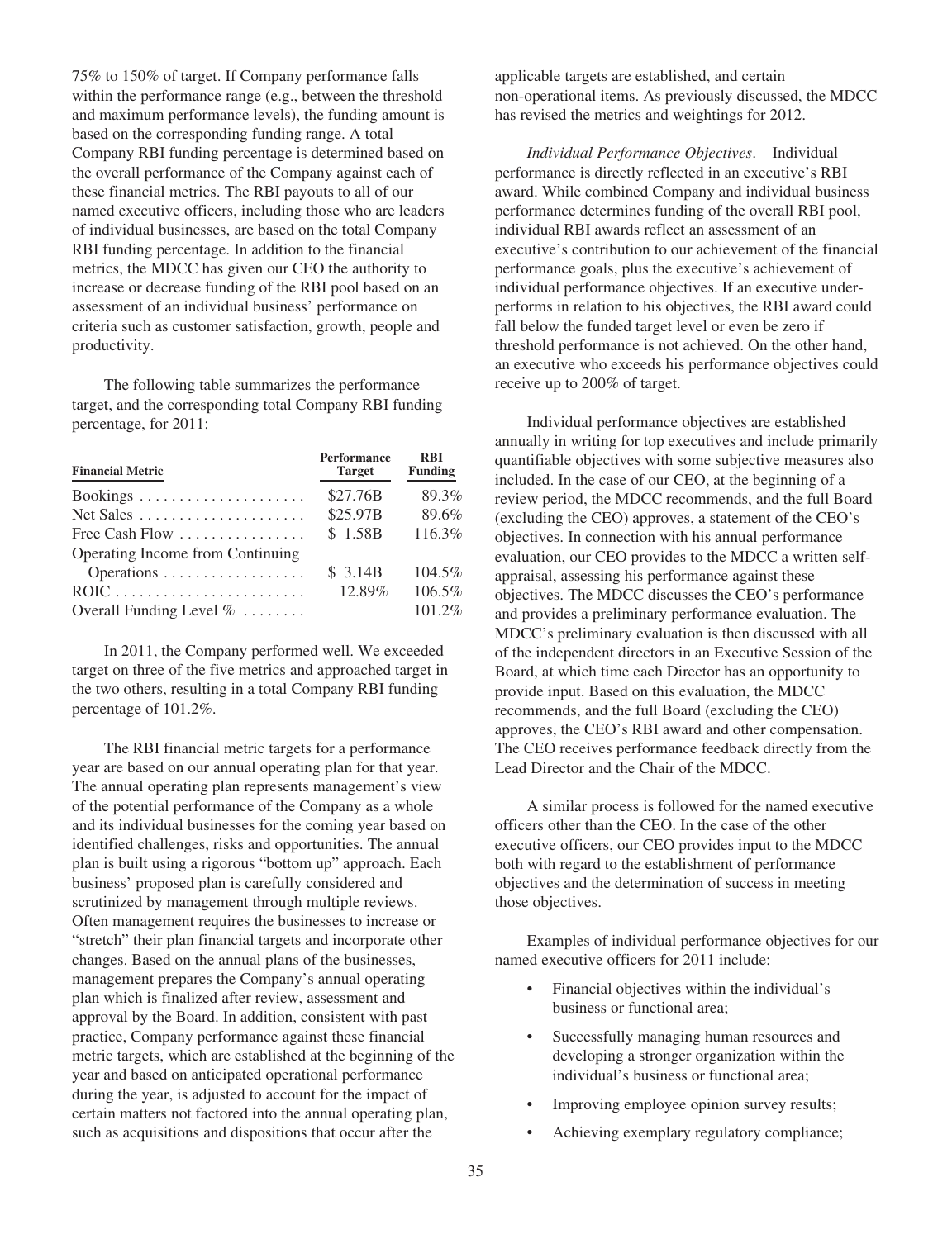75% to 150% of target. If Company performance falls within the performance range (e.g., between the threshold and maximum performance levels), the funding amount is based on the corresponding funding range. A total Company RBI funding percentage is determined based on the overall performance of the Company against each of these financial metrics. The RBI payouts to all of our named executive officers, including those who are leaders of individual businesses, are based on the total Company RBI funding percentage. In addition to the financial metrics, the MDCC has given our CEO the authority to increase or decrease funding of the RBI pool based on an assessment of an individual business' performance on criteria such as customer satisfaction, growth, people and productivity.

The following table summarizes the performance target, and the corresponding total Company RBI funding percentage, for 2011:

| Financial Metric | Performance Target | RBI Funding |
|---|---|---|
| Bookings | $27.76B | 89.3% |
| Net Sales | $25.97B | 89.6% |
| Free Cash Flow | $ 1.58B | 116.3% |
| Operating Income from Continuing Operations | $ 3.14B | 104.5% |
| ROIC | 12.89% | 106.5% |
| Overall Funding Level % | | 101.2% |

In 2011, the Company performed well. We exceeded target on three of the five metrics and approached target in the two others, resulting in a total Company RBI funding percentage of 101.2%.

The RBI financial metric targets for a performance year are based on our annual operating plan for that year. The annual operating plan represents management's view of the potential performance of the Company as a whole and its individual businesses for the coming year based on identified challenges, risks and opportunities. The annual plan is built using a rigorous "bottom up" approach. Each business' proposed plan is carefully considered and scrutinized by management through multiple reviews. Often management requires the businesses to increase or "stretch" their plan financial targets and incorporate other changes. Based on the annual plans of the businesses, management prepares the Company's annual operating plan which is finalized after review, assessment and approval by the Board. In addition, consistent with past practice, Company performance against these financial metric targets, which are established at the beginning of the year and based on anticipated operational performance during the year, is adjusted to account for the impact of certain matters not factored into the annual operating plan, such as acquisitions and dispositions that occur after the applicable targets are established, and certain non-operational items. As previously discussed, the MDCC has revised the metrics and weightings for 2012.

*Individual Performance Objectives*. Individual performance is directly reflected in an executive's RBI award. While combined Company and individual business performance determines funding of the overall RBI pool, individual RBI awards reflect an assessment of an executive's contribution to our achievement of the financial performance goals, plus the executive's achievement of individual performance objectives. If an executive under-performs in relation to his objectives, the RBI award could fall below the funded target level or even be zero if threshold performance is not achieved. On the other hand, an executive who exceeds his performance objectives could receive up to 200% of target.

Individual performance objectives are established annually in writing for top executives and include primarily quantifiable objectives with some subjective measures also included. In the case of our CEO, at the beginning of a review period, the MDCC recommends, and the full Board (excluding the CEO) approves, a statement of the CEO's objectives. In connection with his annual performance evaluation, our CEO provides to the MDCC a written self-appraisal, assessing his performance against these objectives. The MDCC discusses the CEO's performance and provides a preliminary performance evaluation. The MDCC's preliminary evaluation is then discussed with all of the independent directors in an Executive Session of the Board, at which time each Director has an opportunity to provide input. Based on this evaluation, the MDCC recommends, and the full Board (excluding the CEO) approves, the CEO's RBI award and other compensation. The CEO receives performance feedback directly from the Lead Director and the Chair of the MDCC.

A similar process is followed for the named executive officers other than the CEO. In the case of the other executive officers, our CEO provides input to the MDCC both with regard to the establishment of performance objectives and the determination of success in meeting those objectives.

Examples of individual performance objectives for our named executive officers for 2011 include:

- Financial objectives within the individual's business or functional area;
- Successfully managing human resources and developing a stronger organization within the individual's business or functional area;
- Improving employee opinion survey results;
- Achieving exemplary regulatory compliance;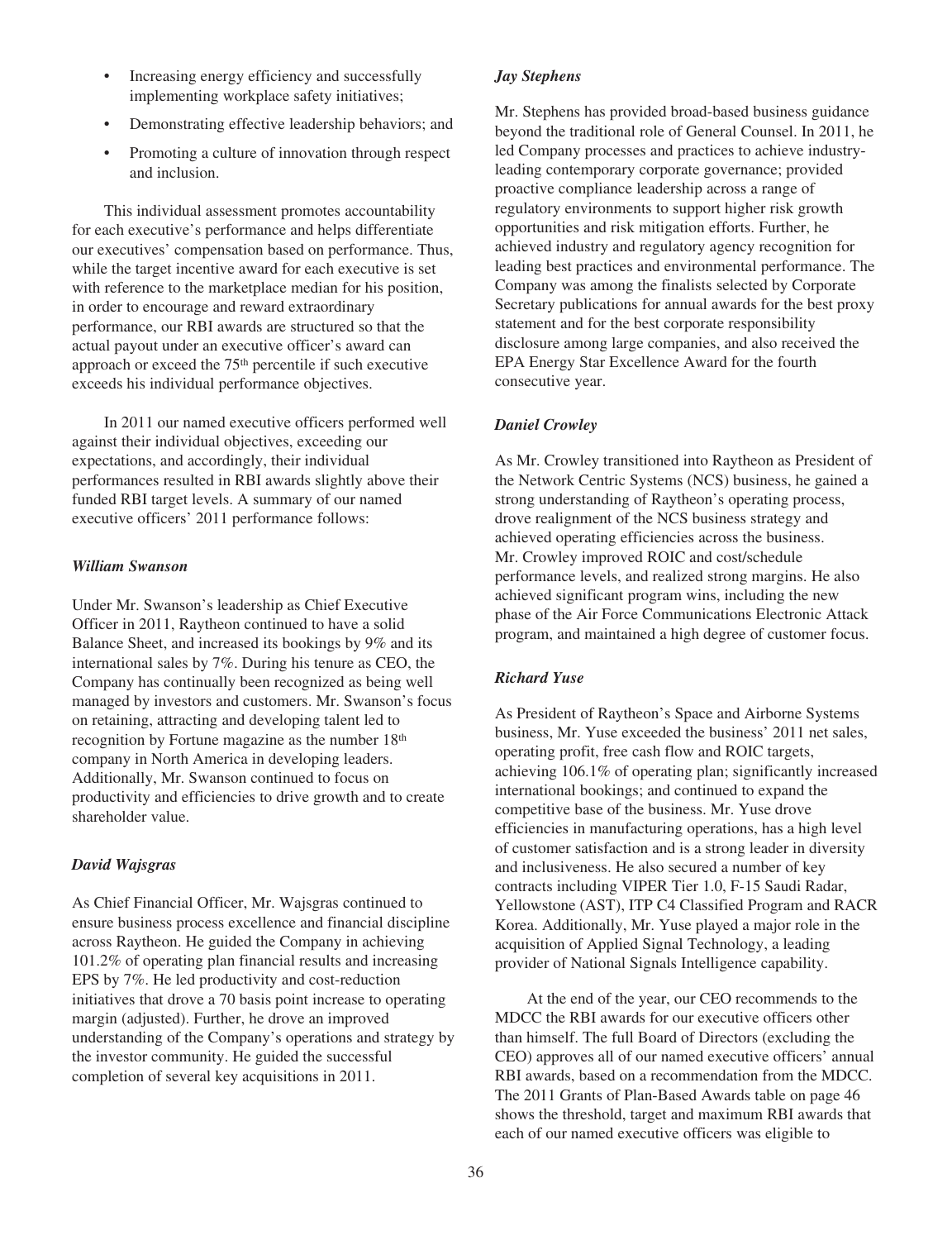- Increasing energy efficiency and successfully implementing workplace safety initiatives;
- Demonstrating effective leadership behaviors; and
- Promoting a culture of innovation through respect and inclusion.

This individual assessment promotes accountability for each executive's performance and helps differentiate our executives' compensation based on performance. Thus, while the target incentive award for each executive is set with reference to the marketplace median for his position, in order to encourage and reward extraordinary performance, our RBI awards are structured so that the actual payout under an executive officer's award can approach or exceed the 75th percentile if such executive exceeds his individual performance objectives.

In 2011 our named executive officers performed well against their individual objectives, exceeding our expectations, and accordingly, their individual performances resulted in RBI awards slightly above their funded RBI target levels. A summary of our named executive officers' 2011 performance follows:

***William Swanson***

Under Mr. Swanson's leadership as Chief Executive Officer in 2011, Raytheon continued to have a solid Balance Sheet, and increased its bookings by 9% and its international sales by 7%. During his tenure as CEO, the Company has continually been recognized as being well managed by investors and customers. Mr. Swanson's focus on retaining, attracting and developing talent led to recognition by Fortune magazine as the number 18th company in North America in developing leaders. Additionally, Mr. Swanson continued to focus on productivity and efficiencies to drive growth and to create shareholder value.

***David Wajsgras***

As Chief Financial Officer, Mr. Wajsgras continued to ensure business process excellence and financial discipline across Raytheon. He guided the Company in achieving 101.2% of operating plan financial results and increasing EPS by 7%. He led productivity and cost-reduction initiatives that drove a 70 basis point increase to operating margin (adjusted). Further, he drove an improved understanding of the Company's operations and strategy by the investor community. He guided the successful completion of several key acquisitions in 2011.

***Jay Stephens***

Mr. Stephens has provided broad-based business guidance beyond the traditional role of General Counsel. In 2011, he led Company processes and practices to achieve industry-leading contemporary corporate governance; provided proactive compliance leadership across a range of regulatory environments to support higher risk growth opportunities and risk mitigation efforts. Further, he achieved industry and regulatory agency recognition for leading best practices and environmental performance. The Company was among the finalists selected by Corporate Secretary publications for annual awards for the best proxy statement and for the best corporate responsibility disclosure among large companies, and also received the EPA Energy Star Excellence Award for the fourth consecutive year.

***Daniel Crowley***

As Mr. Crowley transitioned into Raytheon as President of the Network Centric Systems (NCS) business, he gained a strong understanding of Raytheon's operating process, drove realignment of the NCS business strategy and achieved operating efficiencies across the business. Mr. Crowley improved ROIC and cost/schedule performance levels, and realized strong margins. He also achieved significant program wins, including the new phase of the Air Force Communications Electronic Attack program, and maintained a high degree of customer focus.

***Richard Yuse***

As President of Raytheon's Space and Airborne Systems business, Mr. Yuse exceeded the business' 2011 net sales, operating profit, free cash flow and ROIC targets, achieving 106.1% of operating plan; significantly increased international bookings; and continued to expand the competitive base of the business. Mr. Yuse drove efficiencies in manufacturing operations, has a high level of customer satisfaction and is a strong leader in diversity and inclusiveness. He also secured a number of key contracts including VIPER Tier 1.0, F-15 Saudi Radar, Yellowstone (AST), ITP C4 Classified Program and RACR Korea. Additionally, Mr. Yuse played a major role in the acquisition of Applied Signal Technology, a leading provider of National Signals Intelligence capability.

At the end of the year, our CEO recommends to the MDCC the RBI awards for our executive officers other than himself. The full Board of Directors (excluding the CEO) approves all of our named executive officers' annual RBI awards, based on a recommendation from the MDCC. The 2011 Grants of Plan-Based Awards table on page 46 shows the threshold, target and maximum RBI awards that each of our named executive officers was eligible to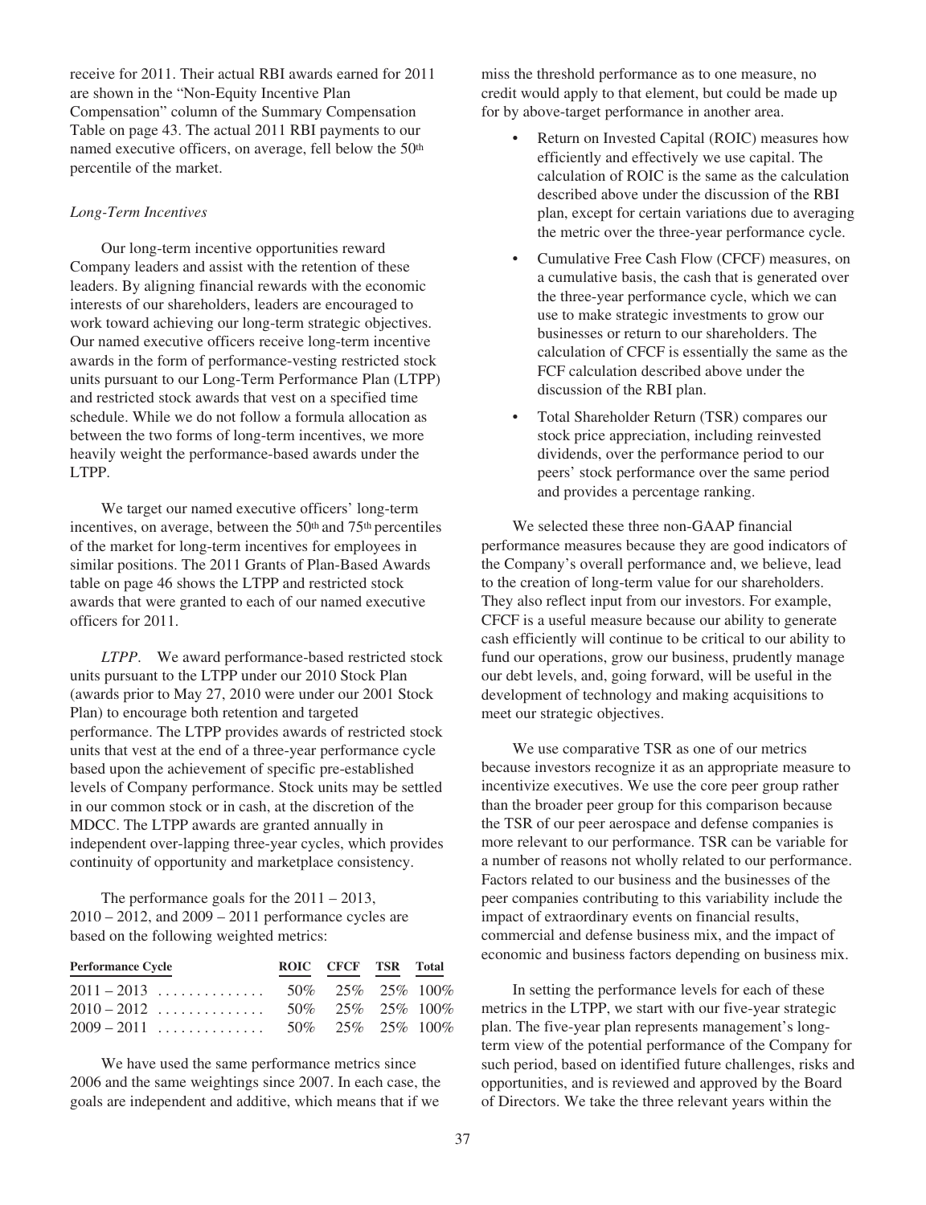receive for 2011. Their actual RBI awards earned for 2011 are shown in the "Non-Equity Incentive Plan Compensation" column of the Summary Compensation Table on page 43. The actual 2011 RBI payments to our named executive officers, on average, fell below the 50th percentile of the market.

*Long-Term Incentives*

Our long-term incentive opportunities reward Company leaders and assist with the retention of these leaders. By aligning financial rewards with the economic interests of our shareholders, leaders are encouraged to work toward achieving our long-term strategic objectives. Our named executive officers receive long-term incentive awards in the form of performance-vesting restricted stock units pursuant to our Long-Term Performance Plan (LTPP) and restricted stock awards that vest on a specified time schedule. While we do not follow a formula allocation as between the two forms of long-term incentives, we more heavily weight the performance-based awards under the LTPP.

We target our named executive officers' long-term incentives, on average, between the 50th and 75th percentiles of the market for long-term incentives for employees in similar positions. The 2011 Grants of Plan-Based Awards table on page 46 shows the LTPP and restricted stock awards that were granted to each of our named executive officers for 2011.

*LTPP*. We award performance-based restricted stock units pursuant to the LTPP under our 2010 Stock Plan (awards prior to May 27, 2010 were under our 2001 Stock Plan) to encourage both retention and targeted performance. The LTPP provides awards of restricted stock units that vest at the end of a three-year performance cycle based upon the achievement of specific pre-established levels of Company performance. Stock units may be settled in our common stock or in cash, at the discretion of the MDCC. The LTPP awards are granted annually in independent over-lapping three-year cycles, which provides continuity of opportunity and marketplace consistency.

The performance goals for the 2011 – 2013, 2010 – 2012, and 2009 – 2011 performance cycles are based on the following weighted metrics:

| Performance Cycle | ROIC | CFCF | TSR | Total |
|---|---|---|---|---|
| 2011 – 2013 | 50% | 25% | 25% | 100% |
| 2010 – 2012 | 50% | 25% | 25% | 100% |
| 2009 – 2011 | 50% | 25% | 25% | 100% |

We have used the same performance metrics since 2006 and the same weightings since 2007. In each case, the goals are independent and additive, which means that if we miss the threshold performance as to one measure, no credit would apply to that element, but could be made up for by above-target performance in another area.

- Return on Invested Capital (ROIC) measures how efficiently and effectively we use capital. The calculation of ROIC is the same as the calculation described above under the discussion of the RBI plan, except for certain variations due to averaging the metric over the three-year performance cycle.
- Cumulative Free Cash Flow (CFCF) measures, on a cumulative basis, the cash that is generated over the three-year performance cycle, which we can use to make strategic investments to grow our businesses or return to our shareholders. The calculation of CFCF is essentially the same as the FCF calculation described above under the discussion of the RBI plan.
- Total Shareholder Return (TSR) compares our stock price appreciation, including reinvested dividends, over the performance period to our peers' stock performance over the same period and provides a percentage ranking.

We selected these three non-GAAP financial performance measures because they are good indicators of the Company's overall performance and, we believe, lead to the creation of long-term value for our shareholders. They also reflect input from our investors. For example, CFCF is a useful measure because our ability to generate cash efficiently will continue to be critical to our ability to fund our operations, grow our business, prudently manage our debt levels, and, going forward, will be useful in the development of technology and making acquisitions to meet our strategic objectives.

We use comparative TSR as one of our metrics because investors recognize it as an appropriate measure to incentivize executives. We use the core peer group rather than the broader peer group for this comparison because the TSR of our peer aerospace and defense companies is more relevant to our performance. TSR can be variable for a number of reasons not wholly related to our performance. Factors related to our business and the businesses of the peer companies contributing to this variability include the impact of extraordinary events on financial results, commercial and defense business mix, and the impact of economic and business factors depending on business mix.

In setting the performance levels for each of these metrics in the LTPP, we start with our five-year strategic plan. The five-year plan represents management's long-term view of the potential performance of the Company for such period, based on identified future challenges, risks and opportunities, and is reviewed and approved by the Board of Directors. We take the three relevant years within the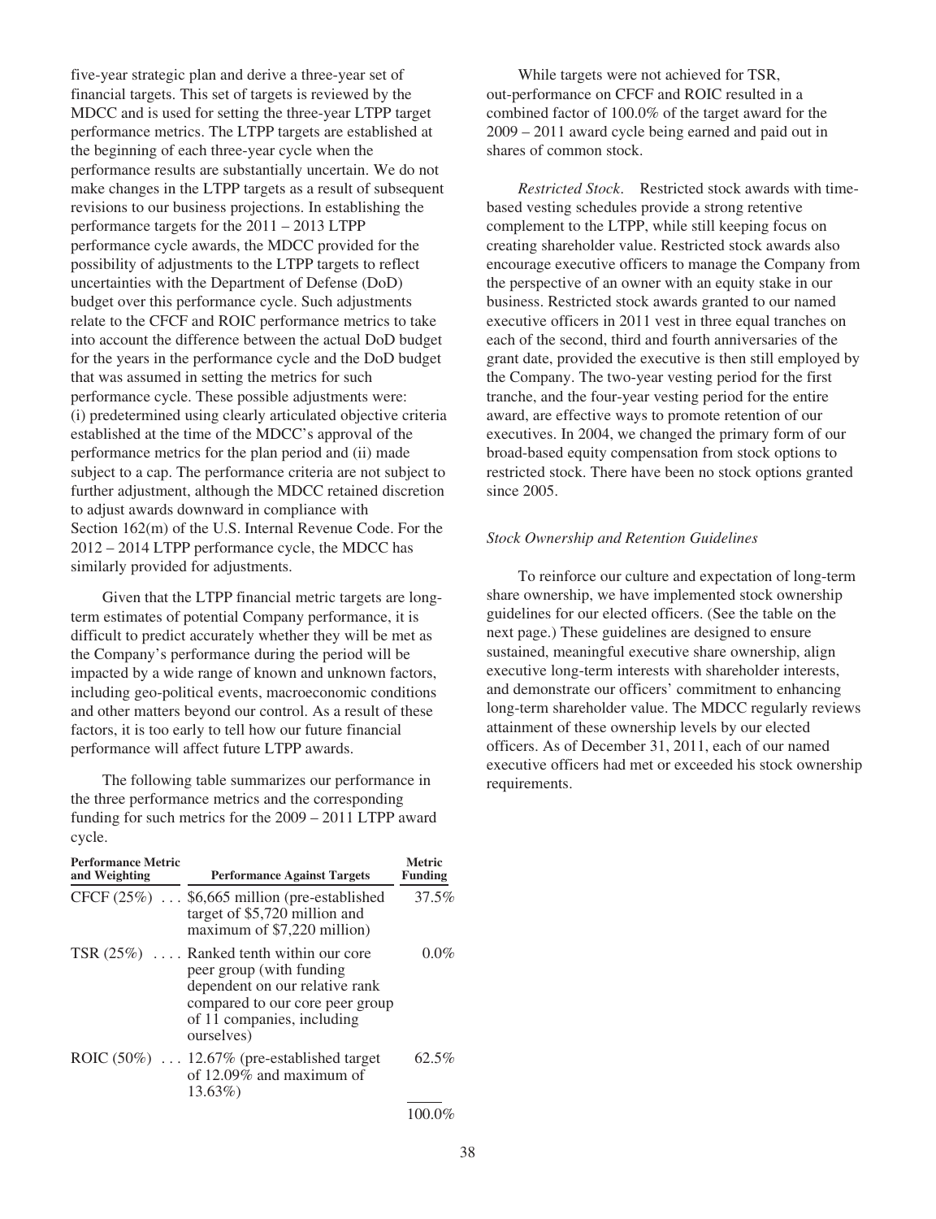five-year strategic plan and derive a three-year set of financial targets. This set of targets is reviewed by the MDCC and is used for setting the three-year LTPP target performance metrics. The LTPP targets are established at the beginning of each three-year cycle when the performance results are substantially uncertain. We do not make changes in the LTPP targets as a result of subsequent revisions to our business projections. In establishing the performance targets for the 2011 – 2013 LTPP performance cycle awards, the MDCC provided for the possibility of adjustments to the LTPP targets to reflect uncertainties with the Department of Defense (DoD) budget over this performance cycle. Such adjustments relate to the CFCF and ROIC performance metrics to take into account the difference between the actual DoD budget for the years in the performance cycle and the DoD budget that was assumed in setting the metrics for such performance cycle. These possible adjustments were: (i) predetermined using clearly articulated objective criteria established at the time of the MDCC's approval of the performance metrics for the plan period and (ii) made subject to a cap. The performance criteria are not subject to further adjustment, although the MDCC retained discretion to adjust awards downward in compliance with Section 162(m) of the U.S. Internal Revenue Code. For the 2012 – 2014 LTPP performance cycle, the MDCC has similarly provided for adjustments.

Given that the LTPP financial metric targets are long-term estimates of potential Company performance, it is difficult to predict accurately whether they will be met as the Company's performance during the period will be impacted by a wide range of known and unknown factors, including geo-political events, macroeconomic conditions and other matters beyond our control. As a result of these factors, it is too early to tell how our future financial performance will affect future LTPP awards.

The following table summarizes our performance in the three performance metrics and the corresponding funding for such metrics for the 2009 – 2011 LTPP award cycle.

| Performance Metric and Weighting | Performance Against Targets | Metric Funding |
|---|---|---|
| CFCF (25%) | \$6,665 million (pre-established target of \$5,720 million and maximum of \$7,220 million) | 37.5% |
| TSR (25%) | Ranked tenth within our core peer group (with funding dependent on our relative rank compared to our core peer group of 11 companies, including ourselves) | 0.0% |
| ROIC (50%) | 12.67% (pre-established target of 12.09% and maximum of 13.63%) | 62.5% |
| | | 100.0% |

While targets were not achieved for TSR, out-performance on CFCF and ROIC resulted in a combined factor of 100.0% of the target award for the 2009 – 2011 award cycle being earned and paid out in shares of common stock.

*Restricted Stock*. Restricted stock awards with time-based vesting schedules provide a strong retentive complement to the LTPP, while still keeping focus on creating shareholder value. Restricted stock awards also encourage executive officers to manage the Company from the perspective of an owner with an equity stake in our business. Restricted stock awards granted to our named executive officers in 2011 vest in three equal tranches on each of the second, third and fourth anniversaries of the grant date, provided the executive is then still employed by the Company. The two-year vesting period for the first tranche, and the four-year vesting period for the entire award, are effective ways to promote retention of our executives. In 2004, we changed the primary form of our broad-based equity compensation from stock options to restricted stock. There have been no stock options granted since 2005.

### *Stock Ownership and Retention Guidelines*

To reinforce our culture and expectation of long-term share ownership, we have implemented stock ownership guidelines for our elected officers. (See the table on the next page.) These guidelines are designed to ensure sustained, meaningful executive share ownership, align executive long-term interests with shareholder interests, and demonstrate our officers' commitment to enhancing long-term shareholder value. The MDCC regularly reviews attainment of these ownership levels by our elected officers. As of December 31, 2011, each of our named executive officers had met or exceeded his stock ownership requirements.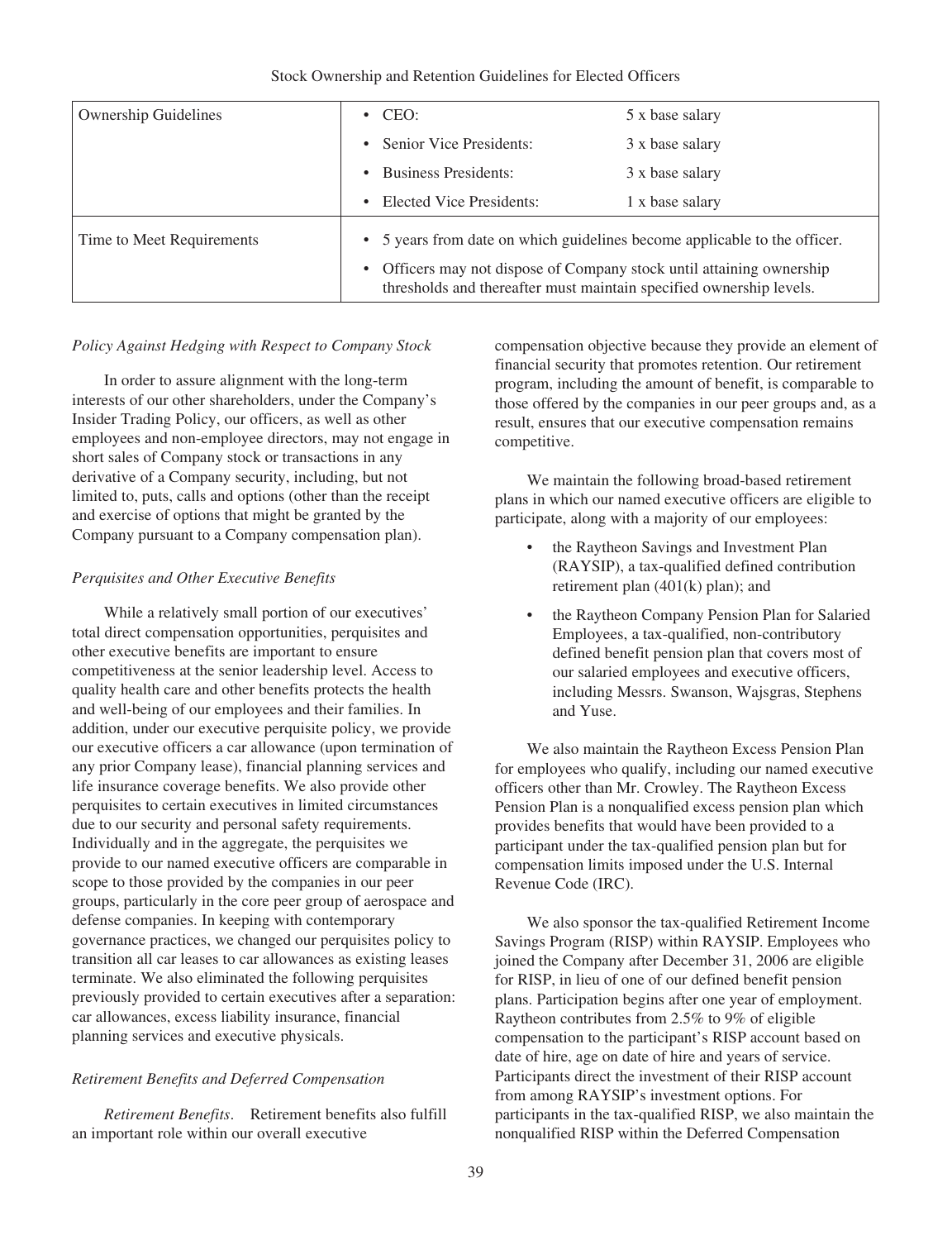Stock Ownership and Retention Guidelines for Elected Officers

| | | |
|---|---|---|
| Ownership Guidelines | • CEO: | 5 x base salary |
| | • Senior Vice Presidents: | 3 x base salary |
| | • Business Presidents: | 3 x base salary |
| | • Elected Vice Presidents: | 1 x base salary |
| Time to Meet Requirements | • 5 years from date on which guidelines become applicable to the officer.<br>• Officers may not dispose of Company stock until attaining ownership thresholds and thereafter must maintain specified ownership levels. | |

*Policy Against Hedging with Respect to Company Stock*

In order to assure alignment with the long-term interests of our other shareholders, under the Company's Insider Trading Policy, our officers, as well as other employees and non-employee directors, may not engage in short sales of Company stock or transactions in any derivative of a Company security, including, but not limited to, puts, calls and options (other than the receipt and exercise of options that might be granted by the Company pursuant to a Company compensation plan).

*Perquisites and Other Executive Benefits*

While a relatively small portion of our executives' total direct compensation opportunities, perquisites and other executive benefits are important to ensure competitiveness at the senior leadership level. Access to quality health care and other benefits protects the health and well-being of our employees and their families. In addition, under our executive perquisite policy, we provide our executive officers a car allowance (upon termination of any prior Company lease), financial planning services and life insurance coverage benefits. We also provide other perquisites to certain executives in limited circumstances due to our security and personal safety requirements. Individually and in the aggregate, the perquisites we provide to our named executive officers are comparable in scope to those provided by the companies in our peer groups, particularly in the core peer group of aerospace and defense companies. In keeping with contemporary governance practices, we changed our perquisites policy to transition all car leases to car allowances as existing leases terminate. We also eliminated the following perquisites previously provided to certain executives after a separation: car allowances, excess liability insurance, financial planning services and executive physicals.

*Retirement Benefits and Deferred Compensation*

*Retirement Benefits*. Retirement benefits also fulfill an important role within our overall executive compensation objective because they provide an element of financial security that promotes retention. Our retirement program, including the amount of benefit, is comparable to those offered by the companies in our peer groups and, as a result, ensures that our executive compensation remains competitive.

We maintain the following broad-based retirement plans in which our named executive officers are eligible to participate, along with a majority of our employees:

- the Raytheon Savings and Investment Plan (RAYSIP), a tax-qualified defined contribution retirement plan (401(k) plan); and
- the Raytheon Company Pension Plan for Salaried Employees, a tax-qualified, non-contributory defined benefit pension plan that covers most of our salaried employees and executive officers, including Messrs. Swanson, Wajsgras, Stephens and Yuse.

We also maintain the Raytheon Excess Pension Plan for employees who qualify, including our named executive officers other than Mr. Crowley. The Raytheon Excess Pension Plan is a nonqualified excess pension plan which provides benefits that would have been provided to a participant under the tax-qualified pension plan but for compensation limits imposed under the U.S. Internal Revenue Code (IRC).

We also sponsor the tax-qualified Retirement Income Savings Program (RISP) within RAYSIP. Employees who joined the Company after December 31, 2006 are eligible for RISP, in lieu of one of our defined benefit pension plans. Participation begins after one year of employment. Raytheon contributes from 2.5% to 9% of eligible compensation to the participant's RISP account based on date of hire, age on date of hire and years of service. Participants direct the investment of their RISP account from among RAYSIP's investment options. For participants in the tax-qualified RISP, we also maintain the nonqualified RISP within the Deferred Compensation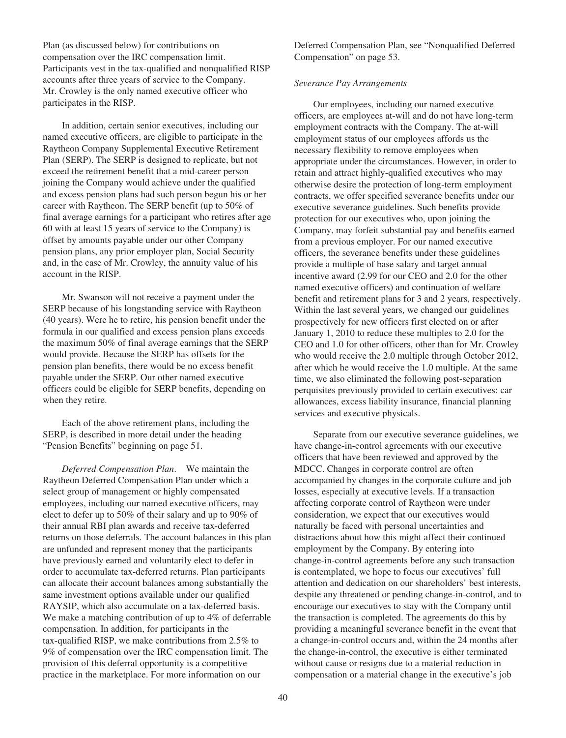Plan (as discussed below) for contributions on compensation over the IRC compensation limit. Participants vest in the tax-qualified and nonqualified RISP accounts after three years of service to the Company. Mr. Crowley is the only named executive officer who participates in the RISP.

In addition, certain senior executives, including our named executive officers, are eligible to participate in the Raytheon Company Supplemental Executive Retirement Plan (SERP). The SERP is designed to replicate, but not exceed the retirement benefit that a mid-career person joining the Company would achieve under the qualified and excess pension plans had such person begun his or her career with Raytheon. The SERP benefit (up to 50% of final average earnings for a participant who retires after age 60 with at least 15 years of service to the Company) is offset by amounts payable under our other Company pension plans, any prior employer plan, Social Security and, in the case of Mr. Crowley, the annuity value of his account in the RISP.

Mr. Swanson will not receive a payment under the SERP because of his longstanding service with Raytheon (40 years). Were he to retire, his pension benefit under the formula in our qualified and excess pension plans exceeds the maximum 50% of final average earnings that the SERP would provide. Because the SERP has offsets for the pension plan benefits, there would be no excess benefit payable under the SERP. Our other named executive officers could be eligible for SERP benefits, depending on when they retire.

Each of the above retirement plans, including the SERP, is described in more detail under the heading "Pension Benefits" beginning on page 51.

*Deferred Compensation Plan*. We maintain the Raytheon Deferred Compensation Plan under which a select group of management or highly compensated employees, including our named executive officers, may elect to defer up to 50% of their salary and up to 90% of their annual RBI plan awards and receive tax-deferred returns on those deferrals. The account balances in this plan are unfunded and represent money that the participants have previously earned and voluntarily elect to defer in order to accumulate tax-deferred returns. Plan participants can allocate their account balances among substantially the same investment options available under our qualified RAYSIP, which also accumulate on a tax-deferred basis. We make a matching contribution of up to 4% of deferrable compensation. In addition, for participants in the tax-qualified RISP, we make contributions from 2.5% to 9% of compensation over the IRC compensation limit. The provision of this deferral opportunity is a competitive practice in the marketplace. For more information on our Deferred Compensation Plan, see "Nonqualified Deferred Compensation" on page 53.

*Severance Pay Arrangements*

Our employees, including our named executive officers, are employees at-will and do not have long-term employment contracts with the Company. The at-will employment status of our employees affords us the necessary flexibility to remove employees when appropriate under the circumstances. However, in order to retain and attract highly-qualified executives who may otherwise desire the protection of long-term employment contracts, we offer specified severance benefits under our executive severance guidelines. Such benefits provide protection for our executives who, upon joining the Company, may forfeit substantial pay and benefits earned from a previous employer. For our named executive officers, the severance benefits under these guidelines provide a multiple of base salary and target annual incentive award (2.99 for our CEO and 2.0 for the other named executive officers) and continuation of welfare benefit and retirement plans for 3 and 2 years, respectively. Within the last several years, we changed our guidelines prospectively for new officers first elected on or after January 1, 2010 to reduce these multiples to 2.0 for the CEO and 1.0 for other officers, other than for Mr. Crowley who would receive the 2.0 multiple through October 2012, after which he would receive the 1.0 multiple. At the same time, we also eliminated the following post-separation perquisites previously provided to certain executives: car allowances, excess liability insurance, financial planning services and executive physicals.

Separate from our executive severance guidelines, we have change-in-control agreements with our executive officers that have been reviewed and approved by the MDCC. Changes in corporate control are often accompanied by changes in the corporate culture and job losses, especially at executive levels. If a transaction affecting corporate control of Raytheon were under consideration, we expect that our executives would naturally be faced with personal uncertainties and distractions about how this might affect their continued employment by the Company. By entering into change-in-control agreements before any such transaction is contemplated, we hope to focus our executives' full attention and dedication on our shareholders' best interests, despite any threatened or pending change-in-control, and to encourage our executives to stay with the Company until the transaction is completed. The agreements do this by providing a meaningful severance benefit in the event that a change-in-control occurs and, within the 24 months after the change-in-control, the executive is either terminated without cause or resigns due to a material reduction in compensation or a material change in the executive's job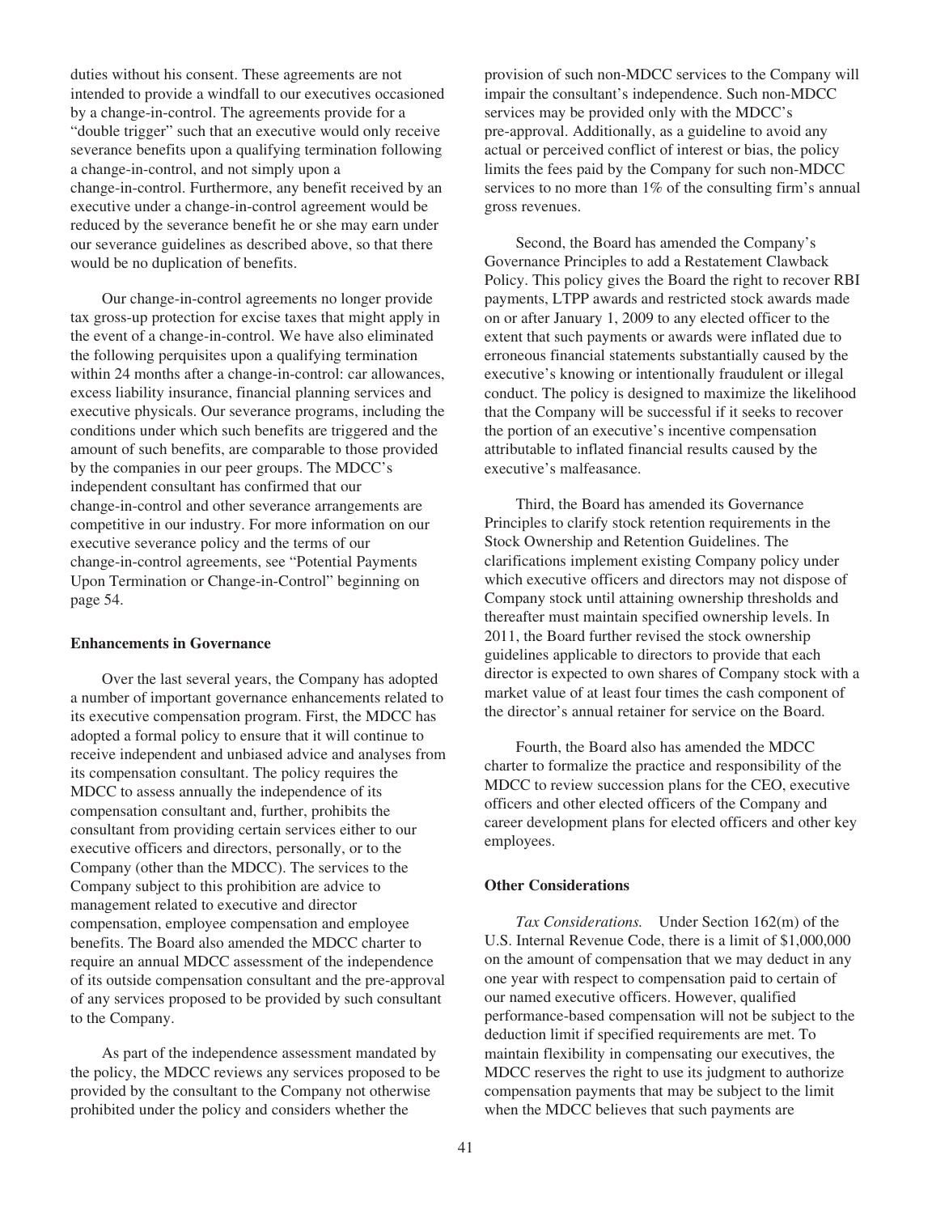duties without his consent. These agreements are not intended to provide a windfall to our executives occasioned by a change-in-control. The agreements provide for a "double trigger" such that an executive would only receive severance benefits upon a qualifying termination following a change-in-control, and not simply upon a change-in-control. Furthermore, any benefit received by an executive under a change-in-control agreement would be reduced by the severance benefit he or she may earn under our severance guidelines as described above, so that there would be no duplication of benefits.

Our change-in-control agreements no longer provide tax gross-up protection for excise taxes that might apply in the event of a change-in-control. We have also eliminated the following perquisites upon a qualifying termination within 24 months after a change-in-control: car allowances, excess liability insurance, financial planning services and executive physicals. Our severance programs, including the conditions under which such benefits are triggered and the amount of such benefits, are comparable to those provided by the companies in our peer groups. The MDCC's independent consultant has confirmed that our change-in-control and other severance arrangements are competitive in our industry. For more information on our executive severance policy and the terms of our change-in-control agreements, see "Potential Payments Upon Termination or Change-in-Control" beginning on page 54.

**Enhancements in Governance**

Over the last several years, the Company has adopted a number of important governance enhancements related to its executive compensation program. First, the MDCC has adopted a formal policy to ensure that it will continue to receive independent and unbiased advice and analyses from its compensation consultant. The policy requires the MDCC to assess annually the independence of its compensation consultant and, further, prohibits the consultant from providing certain services either to our executive officers and directors, personally, or to the Company (other than the MDCC). The services to the Company subject to this prohibition are advice to management related to executive and director compensation, employee compensation and employee benefits. The Board also amended the MDCC charter to require an annual MDCC assessment of the independence of its outside compensation consultant and the pre-approval of any services proposed to be provided by such consultant to the Company.

As part of the independence assessment mandated by the policy, the MDCC reviews any services proposed to be provided by the consultant to the Company not otherwise prohibited under the policy and considers whether the provision of such non-MDCC services to the Company will impair the consultant's independence. Such non-MDCC services may be provided only with the MDCC's pre-approval. Additionally, as a guideline to avoid any actual or perceived conflict of interest or bias, the policy limits the fees paid by the Company for such non-MDCC services to no more than 1% of the consulting firm's annual gross revenues.

Second, the Board has amended the Company's Governance Principles to add a Restatement Clawback Policy. This policy gives the Board the right to recover RBI payments, LTPP awards and restricted stock awards made on or after January 1, 2009 to any elected officer to the extent that such payments or awards were inflated due to erroneous financial statements substantially caused by the executive's knowing or intentionally fraudulent or illegal conduct. The policy is designed to maximize the likelihood that the Company will be successful if it seeks to recover the portion of an executive's incentive compensation attributable to inflated financial results caused by the executive's malfeasance.

Third, the Board has amended its Governance Principles to clarify stock retention requirements in the Stock Ownership and Retention Guidelines. The clarifications implement existing Company policy under which executive officers and directors may not dispose of Company stock until attaining ownership thresholds and thereafter must maintain specified ownership levels. In 2011, the Board further revised the stock ownership guidelines applicable to directors to provide that each director is expected to own shares of Company stock with a market value of at least four times the cash component of the director's annual retainer for service on the Board.

Fourth, the Board also has amended the MDCC charter to formalize the practice and responsibility of the MDCC to review succession plans for the CEO, executive officers and other elected officers of the Company and career development plans for elected officers and other key employees.

**Other Considerations**

*Tax Considerations.* Under Section 162(m) of the U.S. Internal Revenue Code, there is a limit of $1,000,000 on the amount of compensation that we may deduct in any one year with respect to compensation paid to certain of our named executive officers. However, qualified performance-based compensation will not be subject to the deduction limit if specified requirements are met. To maintain flexibility in compensating our executives, the MDCC reserves the right to use its judgment to authorize compensation payments that may be subject to the limit when the MDCC believes that such payments are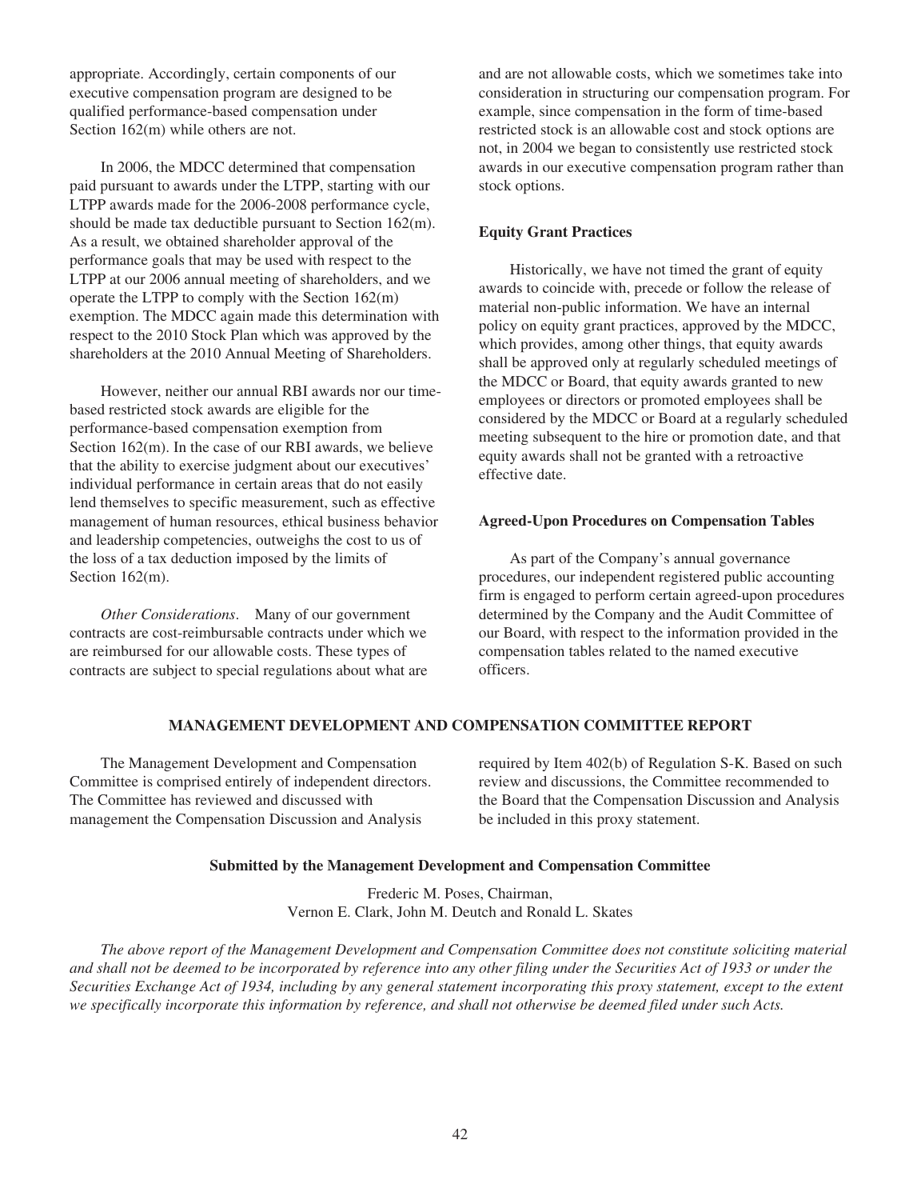appropriate. Accordingly, certain components of our executive compensation program are designed to be qualified performance-based compensation under Section 162(m) while others are not.

In 2006, the MDCC determined that compensation paid pursuant to awards under the LTPP, starting with our LTPP awards made for the 2006-2008 performance cycle, should be made tax deductible pursuant to Section 162(m). As a result, we obtained shareholder approval of the performance goals that may be used with respect to the LTPP at our 2006 annual meeting of shareholders, and we operate the LTPP to comply with the Section 162(m) exemption. The MDCC again made this determination with respect to the 2010 Stock Plan which was approved by the shareholders at the 2010 Annual Meeting of Shareholders.

However, neither our annual RBI awards nor our time-based restricted stock awards are eligible for the performance-based compensation exemption from Section 162(m). In the case of our RBI awards, we believe that the ability to exercise judgment about our executives' individual performance in certain areas that do not easily lend themselves to specific measurement, such as effective management of human resources, ethical business behavior and leadership competencies, outweighs the cost to us of the loss of a tax deduction imposed by the limits of Section 162(m).

*Other Considerations*. Many of our government contracts are cost-reimbursable contracts under which we are reimbursed for our allowable costs. These types of contracts are subject to special regulations about what are and are not allowable costs, which we sometimes take into consideration in structuring our compensation program. For example, since compensation in the form of time-based restricted stock is an allowable cost and stock options are not, in 2004 we began to consistently use restricted stock awards in our executive compensation program rather than stock options.

**Equity Grant Practices**

Historically, we have not timed the grant of equity awards to coincide with, precede or follow the release of material non-public information. We have an internal policy on equity grant practices, approved by the MDCC, which provides, among other things, that equity awards shall be approved only at regularly scheduled meetings of the MDCC or Board, that equity awards granted to new employees or directors or promoted employees shall be considered by the MDCC or Board at a regularly scheduled meeting subsequent to the hire or promotion date, and that equity awards shall not be granted with a retroactive effective date.

**Agreed-Upon Procedures on Compensation Tables**

As part of the Company's annual governance procedures, our independent registered public accounting firm is engaged to perform certain agreed-upon procedures determined by the Company and the Audit Committee of our Board, with respect to the information provided in the compensation tables related to the named executive officers.

## MANAGEMENT DEVELOPMENT AND COMPENSATION COMMITTEE REPORT

The Management Development and Compensation Committee is comprised entirely of independent directors. The Committee has reviewed and discussed with management the Compensation Discussion and Analysis required by Item 402(b) of Regulation S-K. Based on such review and discussions, the Committee recommended to the Board that the Compensation Discussion and Analysis be included in this proxy statement.

**Submitted by the Management Development and Compensation Committee**

Frederic M. Poses, Chairman,
Vernon E. Clark, John M. Deutch and Ronald L. Skates

*The above report of the Management Development and Compensation Committee does not constitute soliciting material and shall not be deemed to be incorporated by reference into any other filing under the Securities Act of 1933 or under the Securities Exchange Act of 1934, including by any general statement incorporating this proxy statement, except to the extent we specifically incorporate this information by reference, and shall not otherwise be deemed filed under such Acts.*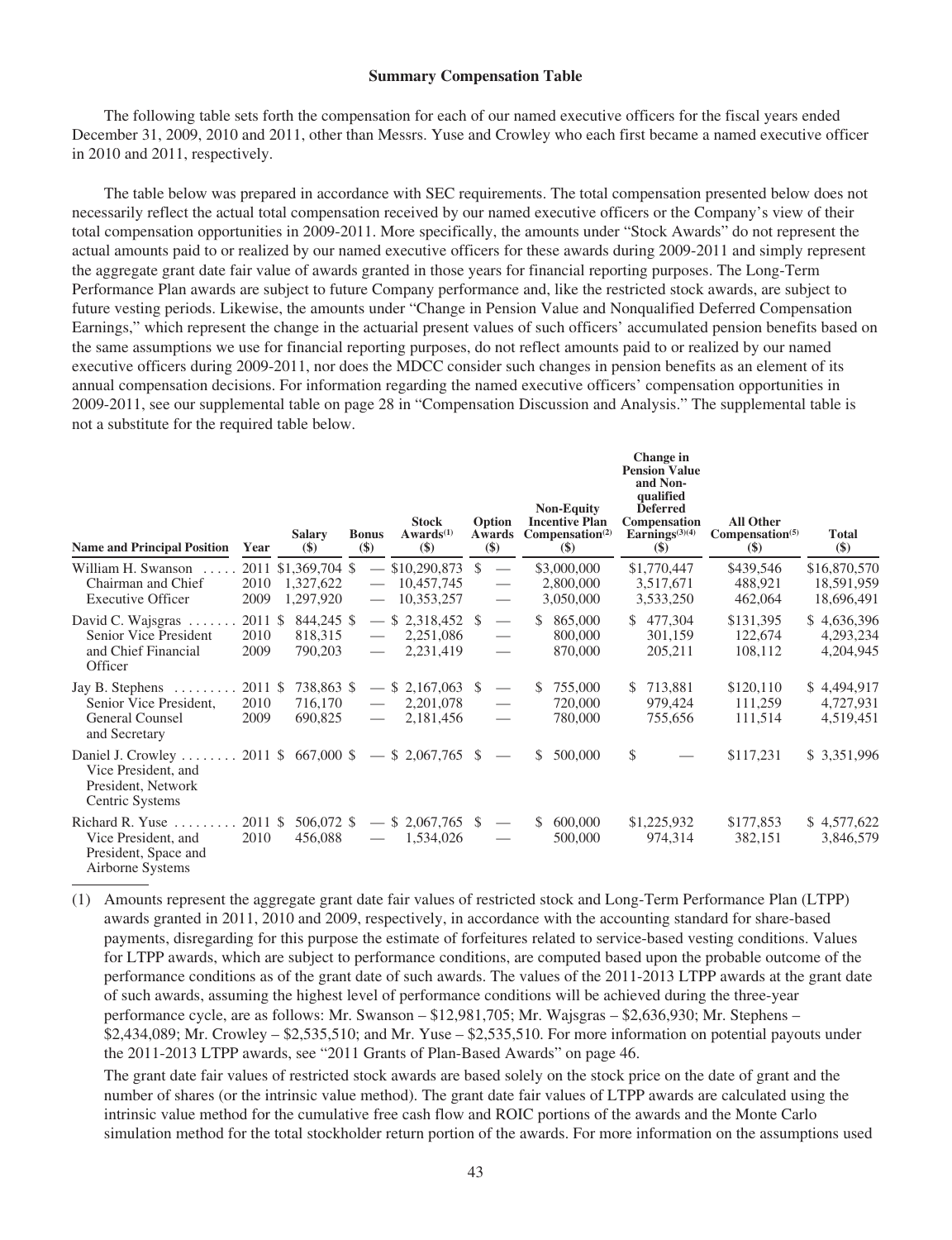**Summary Compensation Table**

The following table sets forth the compensation for each of our named executive officers for the fiscal years ended December 31, 2009, 2010 and 2011, other than Messrs. Yuse and Crowley who each first became a named executive officer in 2010 and 2011, respectively.

The table below was prepared in accordance with SEC requirements. The total compensation presented below does not necessarily reflect the actual total compensation received by our named executive officers or the Company's view of their total compensation opportunities in 2009-2011. More specifically, the amounts under "Stock Awards" do not represent the actual amounts paid to or realized by our named executive officers for these awards during 2009-2011 and simply represent the aggregate grant date fair value of awards granted in those years for financial reporting purposes. The Long-Term Performance Plan awards are subject to future Company performance and, like the restricted stock awards, are subject to future vesting periods. Likewise, the amounts under "Change in Pension Value and Nonqualified Deferred Compensation Earnings," which represent the change in the actuarial present values of such officers' accumulated pension benefits based on the same assumptions we use for financial reporting purposes, do not reflect amounts paid to or realized by our named executive officers during 2009-2011, nor does the MDCC consider such changes in pension benefits as an element of its annual compensation decisions. For information regarding the named executive officers' compensation opportunities in 2009-2011, see our supplemental table on page 28 in "Compensation Discussion and Analysis." The supplemental table is not a substitute for the required table below.

| Name and Principal Position | Year | Salary ($) | Bonus ($) | Stock Awards[1] ($) | Option Awards ($) | Non-Equity Incentive Plan Compensation[2] ($) | Change in Pension Value and Non-qualified Deferred Compensation Earnings[3][4] ($) | All Other Compensation[5] ($) | Total ($) |
|---|---|---|---|---|---|---|---|---|---|
| William H. Swanson | 2011 | $1,369,704 | $ — | $10,290,873 | $ — | $3,000,000 | $1,770,447 | $439,546 | $16,870,570 |
| Chairman and Chief | 2010 | 1,327,622 | — | 10,457,745 | — | 2,800,000 | 3,517,671 | 488,921 | 18,591,959 |
| Executive Officer | 2009 | 1,297,920 | — | 10,353,257 | — | 3,050,000 | 3,533,250 | 462,064 | 18,696,491 |
| David C. Wajsgras | 2011 | $ 844,245 | $ — | $ 2,318,452 | $ — | $ 865,000 | $ 477,304 | $131,395 | $ 4,636,396 |
| Senior Vice President | 2010 | 818,315 | — | 2,251,086 | — | 800,000 | 301,159 | 122,674 | 4,293,234 |
| and Chief Financial Officer | 2009 | 790,203 | — | 2,231,419 | — | 870,000 | 205,211 | 108,112 | 4,204,945 |
| Jay B. Stephens | 2011 | $ 738,863 | $ — | $ 2,167,063 | $ — | $ 755,000 | $ 713,881 | $120,110 | $ 4,494,917 |
| Senior Vice President, | 2010 | 716,170 | — | 2,201,078 | — | 720,000 | 979,424 | 111,259 | 4,727,931 |
| General Counsel and Secretary | 2009 | 690,825 | — | 2,181,456 | — | 780,000 | 755,656 | 111,514 | 4,519,451 |
| Daniel J. Crowley Vice President, and President, Network Centric Systems | 2011 | $ 667,000 | $ — | $ 2,067,765 | $ — | $ 500,000 | $ — | $117,231 | $ 3,351,996 |
| Richard R. Yuse | 2011 | $ 506,072 | $ — | $ 2,067,765 | $ — | $ 600,000 | $1,225,932 | $177,853 | $ 4,577,622 |
| Vice President, and President, Space and Airborne Systems | 2010 | 456,088 | — | 1,534,026 | — | 500,000 | 974,314 | 382,151 | 3,846,579 |

(1) Amounts represent the aggregate grant date fair values of restricted stock and Long-Term Performance Plan (LTPP) awards granted in 2011, 2010 and 2009, respectively, in accordance with the accounting standard for share-based payments, disregarding for this purpose the estimate of forfeitures related to service-based vesting conditions. Values for LTPP awards, which are subject to performance conditions, are computed based upon the probable outcome of the performance conditions as of the grant date of such awards. The values of the 2011-2013 LTPP awards at the grant date of such awards, assuming the highest level of performance conditions will be achieved during the three-year performance cycle, are as follows: Mr. Swanson – $12,981,705; Mr. Wajsgras – $2,636,930; Mr. Stephens – $2,434,089; Mr. Crowley – $2,535,510; and Mr. Yuse – $2,535,510. For more information on potential payouts under the 2011-2013 LTPP awards, see "2011 Grants of Plan-Based Awards" on page 46.

The grant date fair values of restricted stock awards are based solely on the stock price on the date of grant and the number of shares (or the intrinsic value method). The grant date fair values of LTPP awards are calculated using the intrinsic value method for the cumulative free cash flow and ROIC portions of the awards and the Monte Carlo simulation method for the total stockholder return portion of the awards. For more information on the assumptions used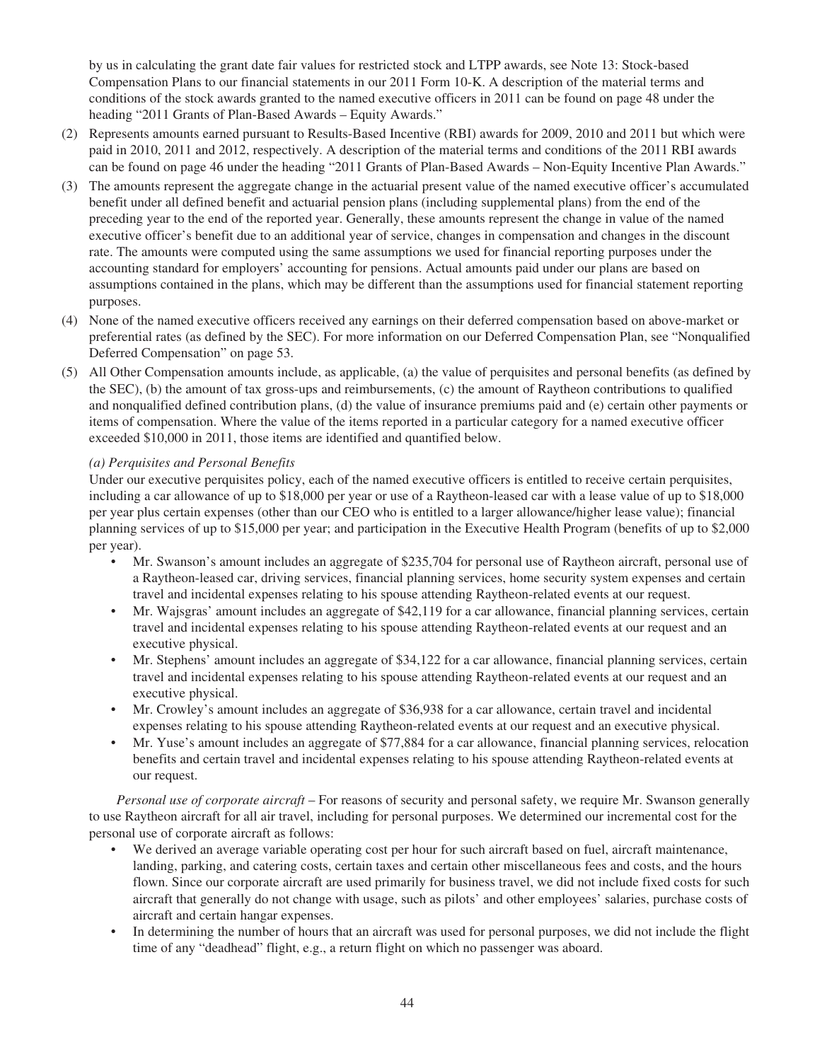by us in calculating the grant date fair values for restricted stock and LTPP awards, see Note 13: Stock-based Compensation Plans to our financial statements in our 2011 Form 10-K. A description of the material terms and conditions of the stock awards granted to the named executive officers in 2011 can be found on page 48 under the heading "2011 Grants of Plan-Based Awards – Equity Awards."

(2) Represents amounts earned pursuant to Results-Based Incentive (RBI) awards for 2009, 2010 and 2011 but which were paid in 2010, 2011 and 2012, respectively. A description of the material terms and conditions of the 2011 RBI awards can be found on page 46 under the heading "2011 Grants of Plan-Based Awards – Non-Equity Incentive Plan Awards."

(3) The amounts represent the aggregate change in the actuarial present value of the named executive officer's accumulated benefit under all defined benefit and actuarial pension plans (including supplemental plans) from the end of the preceding year to the end of the reported year. Generally, these amounts represent the change in value of the named executive officer's benefit due to an additional year of service, changes in compensation and changes in the discount rate. The amounts were computed using the same assumptions we used for financial reporting purposes under the accounting standard for employers' accounting for pensions. Actual amounts paid under our plans are based on assumptions contained in the plans, which may be different than the assumptions used for financial statement reporting purposes.

(4) None of the named executive officers received any earnings on their deferred compensation based on above-market or preferential rates (as defined by the SEC). For more information on our Deferred Compensation Plan, see "Nonqualified Deferred Compensation" on page 53.

(5) All Other Compensation amounts include, as applicable, (a) the value of perquisites and personal benefits (as defined by the SEC), (b) the amount of tax gross-ups and reimbursements, (c) the amount of Raytheon contributions to qualified and nonqualified defined contribution plans, (d) the value of insurance premiums paid and (e) certain other payments or items of compensation. Where the value of the items reported in a particular category for a named executive officer exceeded $10,000 in 2011, those items are identified and quantified below.

*(a) Perquisites and Personal Benefits*

Under our executive perquisites policy, each of the named executive officers is entitled to receive certain perquisites, including a car allowance of up to $18,000 per year or use of a Raytheon-leased car with a lease value of up to $18,000 per year plus certain expenses (other than our CEO who is entitled to a larger allowance/higher lease value); financial planning services of up to $15,000 per year; and participation in the Executive Health Program (benefits of up to $2,000 per year).

- Mr. Swanson's amount includes an aggregate of $235,704 for personal use of Raytheon aircraft, personal use of a Raytheon-leased car, driving services, financial planning services, home security system expenses and certain travel and incidental expenses relating to his spouse attending Raytheon-related events at our request.
- Mr. Wajsgras' amount includes an aggregate of $42,119 for a car allowance, financial planning services, certain travel and incidental expenses relating to his spouse attending Raytheon-related events at our request and an executive physical.
- Mr. Stephens' amount includes an aggregate of $34,122 for a car allowance, financial planning services, certain travel and incidental expenses relating to his spouse attending Raytheon-related events at our request and an executive physical.
- Mr. Crowley's amount includes an aggregate of $36,938 for a car allowance, certain travel and incidental expenses relating to his spouse attending Raytheon-related events at our request and an executive physical.
- Mr. Yuse's amount includes an aggregate of $77,884 for a car allowance, financial planning services, relocation benefits and certain travel and incidental expenses relating to his spouse attending Raytheon-related events at our request.

*Personal use of corporate aircraft* – For reasons of security and personal safety, we require Mr. Swanson generally to use Raytheon aircraft for all air travel, including for personal purposes. We determined our incremental cost for the personal use of corporate aircraft as follows:

- We derived an average variable operating cost per hour for such aircraft based on fuel, aircraft maintenance, landing, parking, and catering costs, certain taxes and certain other miscellaneous fees and costs, and the hours flown. Since our corporate aircraft are used primarily for business travel, we did not include fixed costs for such aircraft that generally do not change with usage, such as pilots' and other employees' salaries, purchase costs of aircraft and certain hangar expenses.
- In determining the number of hours that an aircraft was used for personal purposes, we did not include the flight time of any "deadhead" flight, e.g., a return flight on which no passenger was aboard.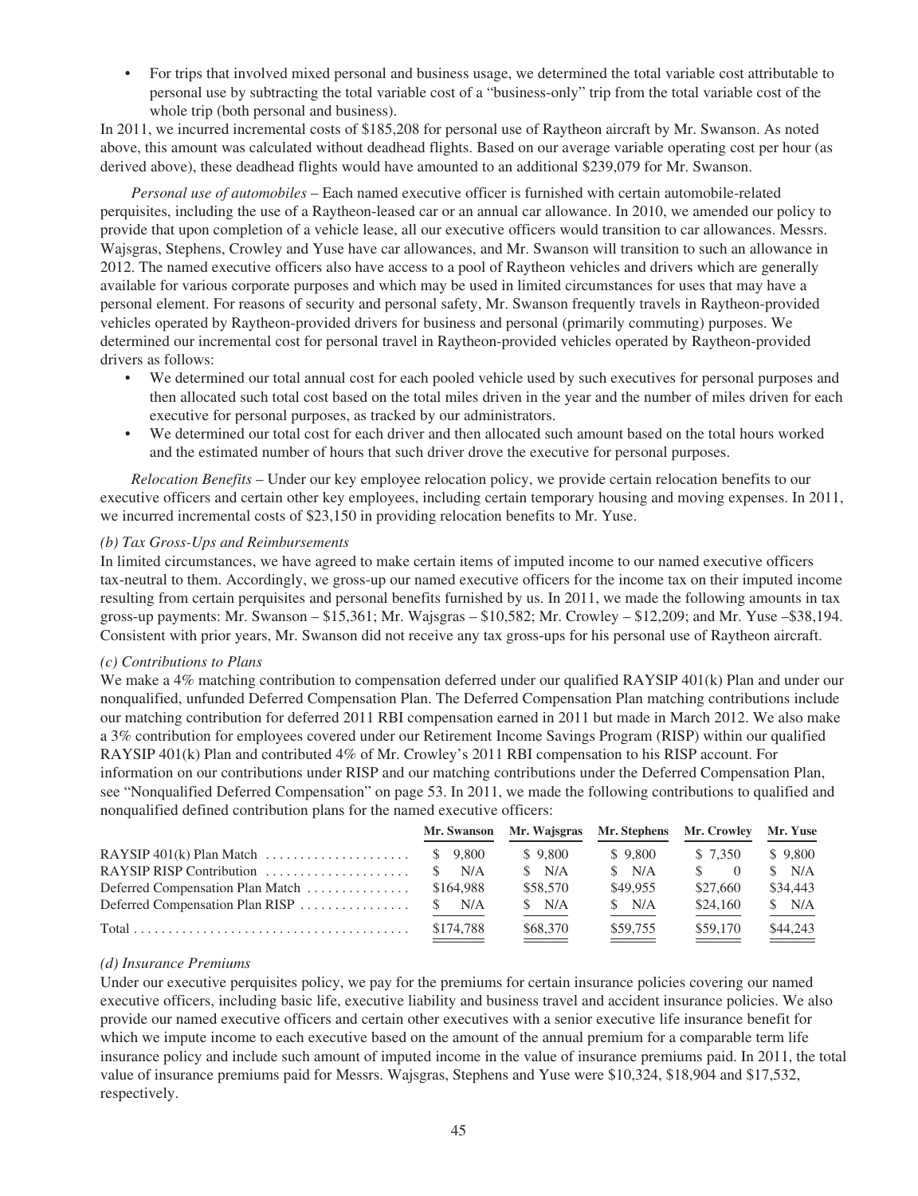- For trips that involved mixed personal and business usage, we determined the total variable cost attributable to personal use by subtracting the total variable cost of a "business-only" trip from the total variable cost of the whole trip (both personal and business).

In 2011, we incurred incremental costs of $185,208 for personal use of Raytheon aircraft by Mr. Swanson. As noted above, this amount was calculated without deadhead flights. Based on our average variable operating cost per hour (as derived above), these deadhead flights would have amounted to an additional $239,079 for Mr. Swanson.

*Personal use of automobiles* – Each named executive officer is furnished with certain automobile-related perquisites, including the use of a Raytheon-leased car or an annual car allowance. In 2010, we amended our policy to provide that upon completion of a vehicle lease, all our executive officers would transition to car allowances. Messrs. Wajsgras, Stephens, Crowley and Yuse have car allowances, and Mr. Swanson will transition to such an allowance in 2012. The named executive officers also have access to a pool of Raytheon vehicles and drivers which are generally available for various corporate purposes and which may be used in limited circumstances for uses that may have a personal element. For reasons of security and personal safety, Mr. Swanson frequently travels in Raytheon-provided vehicles operated by Raytheon-provided drivers for business and personal (primarily commuting) purposes. We determined our incremental cost for personal travel in Raytheon-provided vehicles operated by Raytheon-provided drivers as follows:

- We determined our total annual cost for each pooled vehicle used by such executives for personal purposes and then allocated such total cost based on the total miles driven in the year and the number of miles driven for each executive for personal purposes, as tracked by our administrators.
- We determined our total cost for each driver and then allocated such amount based on the total hours worked and the estimated number of hours that such driver drove the executive for personal purposes.

*Relocation Benefits* – Under our key employee relocation policy, we provide certain relocation benefits to our executive officers and certain other key employees, including certain temporary housing and moving expenses. In 2011, we incurred incremental costs of $23,150 in providing relocation benefits to Mr. Yuse.

*(b) Tax Gross-Ups and Reimbursements*

In limited circumstances, we have agreed to make certain items of imputed income to our named executive officers tax-neutral to them. Accordingly, we gross-up our named executive officers for the income tax on their imputed income resulting from certain perquisites and personal benefits furnished by us. In 2011, we made the following amounts in tax gross-up payments: Mr. Swanson – $15,361; Mr. Wajsgras – $10,582; Mr. Crowley – $12,209; and Mr. Yuse –$38,194. Consistent with prior years, Mr. Swanson did not receive any tax gross-ups for his personal use of Raytheon aircraft.

*(c) Contributions to Plans*

We make a 4% matching contribution to compensation deferred under our qualified RAYSIP 401(k) Plan and under our nonqualified, unfunded Deferred Compensation Plan. The Deferred Compensation Plan matching contributions include our matching contribution for deferred 2011 RBI compensation earned in 2011 but made in March 2012. We also make a 3% contribution for employees covered under our Retirement Income Savings Program (RISP) within our qualified RAYSIP 401(k) Plan and contributed 4% of Mr. Crowley's 2011 RBI compensation to his RISP account. For information on our contributions under RISP and our matching contributions under the Deferred Compensation Plan, see "Nonqualified Deferred Compensation" on page 53. In 2011, we made the following contributions to qualified and nonqualified defined contribution plans for the named executive officers:

| | Mr. Swanson | Mr. Wajsgras | Mr. Stephens | Mr. Crowley | Mr. Yuse |
|---|---|---|---|---|---|
| RAYSIP 401(k) Plan Match | $ 9,800 | $ 9,800 | $ 9,800 | $ 7,350 | $ 9,800 |
| RAYSIP RISP Contribution | $ N/A | $ N/A | $ N/A | $ 0 | $ N/A |
| Deferred Compensation Plan Match | $164,988 | $58,570 | $49,955 | $27,660 | $34,443 |
| Deferred Compensation Plan RISP | $ N/A | $ N/A | $ N/A | $24,160 | $ N/A |
| Total | $174,788 | $68,370 | $59,755 | $59,170 | $44,243 |

*(d) Insurance Premiums*

Under our executive perquisites policy, we pay for the premiums for certain insurance policies covering our named executive officers, including basic life, executive liability and business travel and accident insurance policies. We also provide our named executive officers and certain other executives with a senior executive life insurance benefit for which we impute income to each executive based on the amount of the annual premium for a comparable term life insurance policy and include such amount of imputed income in the value of insurance premiums paid. In 2011, the total value of insurance premiums paid for Messrs. Wajsgras, Stephens and Yuse were $10,324, $18,904 and $17,532, respectively.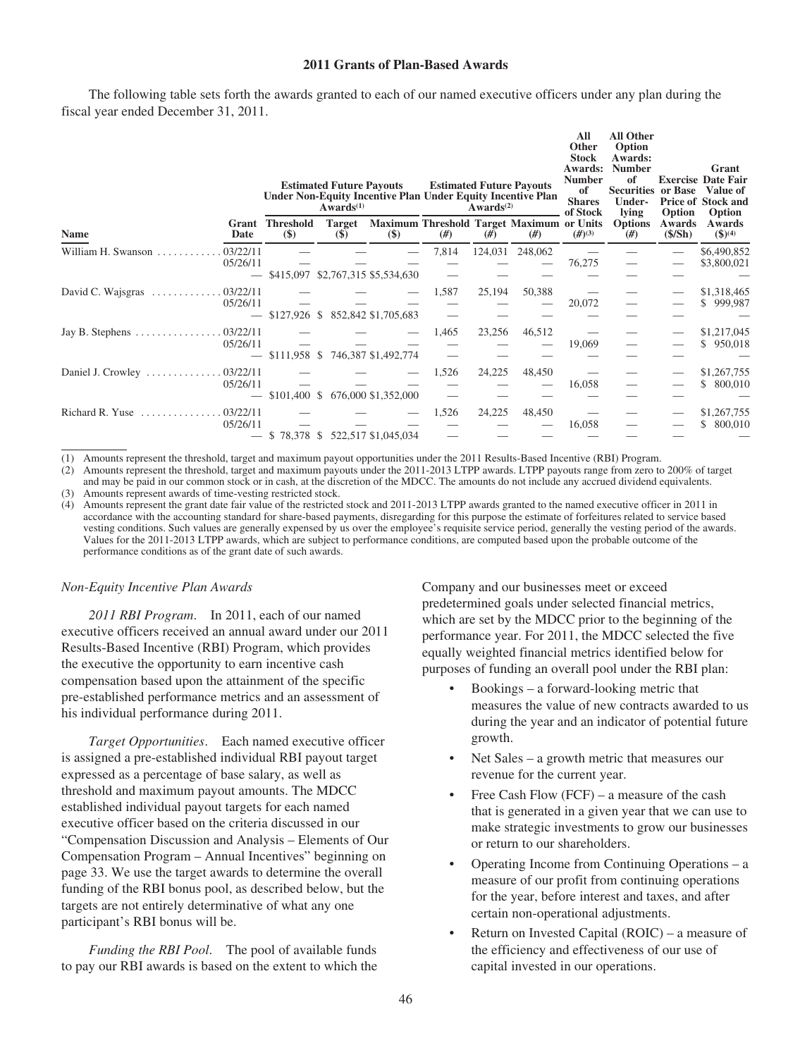## 2011 Grants of Plan-Based Awards

The following table sets forth the awards granted to each of our named executive officers under any plan during the fiscal year ended December 31, 2011.

| Name | Grant Date | Estimated Future Payouts Under Non-Equity Incentive Plan Awards[(1)] | | | Estimated Future Payouts Under Equity Incentive Plan Awards[(2)] | | | All Other Stock Awards: Number of Shares of Stock or Units (#)[(3)] | All Other Option Awards: Number of Securities Under-lying Options (#) | Exercise or Base Price of Option Awards ($/Sh) | Grant Date Fair Value of Stock and Option Awards ($)[(4)] |
|---|---|---|---|---|---|---|---|---|---|---|---|
| | | Threshold ($) | Target ($) | Maximum ($) | Threshold (#) | Target (#) | Maximum (#) | | | | |
| William H. Swanson | 03/22/11 | — | — | — | 7,814 | 124,031 | 248,062 | — | — | — | $6,490,852 |
| | 05/26/11 | — | — | — | — | — | — | 76,275 | — | — | $3,800,021 |
| | — | $415,097 | $2,767,315 | $5,534,630 | — | — | — | — | — | — | — |
| David C. Wajsgras | 03/22/11 | — | — | — | 1,587 | 25,194 | 50,388 | — | — | — | $1,318,465 |
| | 05/26/11 | — | — | — | — | — | — | 20,072 | — | — | $ 999,987 |
| | — | $127,926 | $ 852,842 | $1,705,683 | — | — | — | — | — | — | — |
| Jay B. Stephens | 03/22/11 | — | — | — | 1,465 | 23,256 | 46,512 | — | — | — | $1,217,045 |
| | 05/26/11 | — | — | — | — | — | — | 19,069 | — | — | $ 950,018 |
| | — | $111,958 | $ 746,387 | $1,492,774 | — | — | — | — | — | — | — |
| Daniel J. Crowley | 03/22/11 | — | — | — | 1,526 | 24,225 | 48,450 | — | — | — | $1,267,755 |
| | 05/26/11 | — | — | — | — | — | — | 16,058 | — | — | $ 800,010 |
| | — | $101,400 | $ 676,000 | $1,352,000 | — | — | — | — | — | — | — |
| Richard R. Yuse | 03/22/11 | — | — | — | 1,526 | 24,225 | 48,450 | — | — | — | $1,267,755 |
| | 05/26/11 | — | — | — | — | — | — | 16,058 | — | — | $ 800,010 |
| | — | $ 78,378 | $ 522,517 | $1,045,034 | — | — | — | — | — | — | — |

(1) Amounts represent the threshold, target and maximum payout opportunities under the 2011 Results-Based Incentive (RBI) Program.

(2) Amounts represent the threshold, target and maximum payouts under the 2011-2013 LTPP awards. LTPP payouts range from zero to 200% of target and may be paid in our common stock or in cash, at the discretion of the MDCC. The amounts do not include any accrued dividend equivalents.

(3) Amounts represent awards of time-vesting restricted stock.

(4) Amounts represent the grant date fair value of the restricted stock and 2011-2013 LTPP awards granted to the named executive officer in 2011 in accordance with the accounting standard for share-based payments, disregarding for this purpose the estimate of forfeitures related to service based vesting conditions. Such values are generally expensed by us over the employee's requisite service period, generally the vesting period of the awards. Values for the 2011-2013 LTPP awards, which are subject to performance conditions, are computed based upon the probable outcome of the performance conditions as of the grant date of such awards.

### *Non-Equity Incentive Plan Awards*

*2011 RBI Program*. In 2011, each of our named executive officers received an annual award under our 2011 Results-Based Incentive (RBI) Program, which provides the executive the opportunity to earn incentive cash compensation based upon the attainment of the specific pre-established performance metrics and an assessment of his individual performance during 2011.

*Target Opportunities*. Each named executive officer is assigned a pre-established individual RBI payout target expressed as a percentage of base salary, as well as threshold and maximum payout amounts. The MDCC established individual payout targets for each named executive officer based on the criteria discussed in our "Compensation Discussion and Analysis – Elements of Our Compensation Program – Annual Incentives" beginning on page 33. We use the target awards to determine the overall funding of the RBI bonus pool, as described below, but the targets are not entirely determinative of what any one participant's RBI bonus will be.

*Funding the RBI Pool*. The pool of available funds to pay our RBI awards is based on the extent to which the Company and our businesses meet or exceed predetermined goals under selected financial metrics, which are set by the MDCC prior to the beginning of the performance year. For 2011, the MDCC selected the five equally weighted financial metrics identified below for purposes of funding an overall pool under the RBI plan:

- Bookings – a forward-looking metric that measures the value of new contracts awarded to us during the year and an indicator of potential future growth.
- Net Sales – a growth metric that measures our revenue for the current year.
- Free Cash Flow (FCF) – a measure of the cash that is generated in a given year that we can use to make strategic investments to grow our businesses or return to our shareholders.
- Operating Income from Continuing Operations – a measure of our profit from continuing operations for the year, before interest and taxes, and after certain non-operational adjustments.
- Return on Invested Capital (ROIC) – a measure of the efficiency and effectiveness of our use of capital invested in our operations.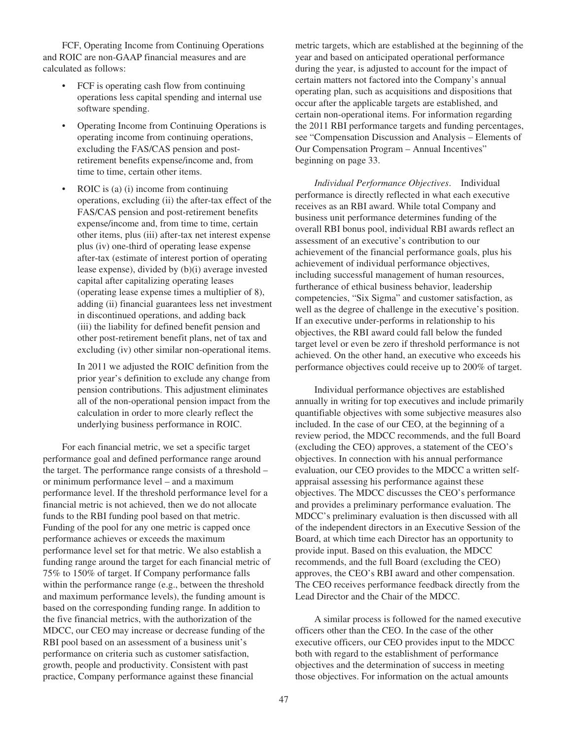FCF, Operating Income from Continuing Operations and ROIC are non-GAAP financial measures and are calculated as follows:

- FCF is operating cash flow from continuing operations less capital spending and internal use software spending.
- Operating Income from Continuing Operations is operating income from continuing operations, excluding the FAS/CAS pension and post-retirement benefits expense/income and, from time to time, certain other items.
- ROIC is (a) (i) income from continuing operations, excluding (ii) the after-tax effect of the FAS/CAS pension and post-retirement benefits expense/income and, from time to time, certain other items, plus (iii) after-tax net interest expense plus (iv) one-third of operating lease expense after-tax (estimate of interest portion of operating lease expense), divided by (b)(i) average invested capital after capitalizing operating leases (operating lease expense times a multiplier of 8), adding (ii) financial guarantees less net investment in discontinued operations, and adding back (iii) the liability for defined benefit pension and other post-retirement benefit plans, net of tax and excluding (iv) other similar non-operational items.

  In 2011 we adjusted the ROIC definition from the prior year's definition to exclude any change from pension contributions. This adjustment eliminates all of the non-operational pension impact from the calculation in order to more clearly reflect the underlying business performance in ROIC.

For each financial metric, we set a specific target performance goal and defined performance range around the target. The performance range consists of a threshold – or minimum performance level – and a maximum performance level. If the threshold performance level for a financial metric is not achieved, then we do not allocate funds to the RBI funding pool based on that metric. Funding of the pool for any one metric is capped once performance achieves or exceeds the maximum performance level set for that metric. We also establish a funding range around the target for each financial metric of 75% to 150% of target. If Company performance falls within the performance range (e.g., between the threshold and maximum performance levels), the funding amount is based on the corresponding funding range. In addition to the five financial metrics, with the authorization of the MDCC, our CEO may increase or decrease funding of the RBI pool based on an assessment of a business unit's performance on criteria such as customer satisfaction, growth, people and productivity. Consistent with past practice, Company performance against these financial metric targets, which are established at the beginning of the year and based on anticipated operational performance during the year, is adjusted to account for the impact of certain matters not factored into the Company's annual operating plan, such as acquisitions and dispositions that occur after the applicable targets are established, and certain non-operational items. For information regarding the 2011 RBI performance targets and funding percentages, see "Compensation Discussion and Analysis – Elements of Our Compensation Program – Annual Incentives" beginning on page 33.

*Individual Performance Objectives*. Individual performance is directly reflected in what each executive receives as an RBI award. While total Company and business unit performance determines funding of the overall RBI bonus pool, individual RBI awards reflect an assessment of an executive's contribution to our achievement of the financial performance goals, plus his achievement of individual performance objectives, including successful management of human resources, furtherance of ethical business behavior, leadership competencies, "Six Sigma" and customer satisfaction, as well as the degree of challenge in the executive's position. If an executive under-performs in relationship to his objectives, the RBI award could fall below the funded target level or even be zero if threshold performance is not achieved. On the other hand, an executive who exceeds his performance objectives could receive up to 200% of target.

Individual performance objectives are established annually in writing for top executives and include primarily quantifiable objectives with some subjective measures also included. In the case of our CEO, at the beginning of a review period, the MDCC recommends, and the full Board (excluding the CEO) approves, a statement of the CEO's objectives. In connection with his annual performance evaluation, our CEO provides to the MDCC a written self-appraisal assessing his performance against these objectives. The MDCC discusses the CEO's performance and provides a preliminary performance evaluation. The MDCC's preliminary evaluation is then discussed with all of the independent directors in an Executive Session of the Board, at which time each Director has an opportunity to provide input. Based on this evaluation, the MDCC recommends, and the full Board (excluding the CEO) approves, the CEO's RBI award and other compensation. The CEO receives performance feedback directly from the Lead Director and the Chair of the MDCC.

A similar process is followed for the named executive officers other than the CEO. In the case of the other executive officers, our CEO provides input to the MDCC both with regard to the establishment of performance objectives and the determination of success in meeting those objectives. For information on the actual amounts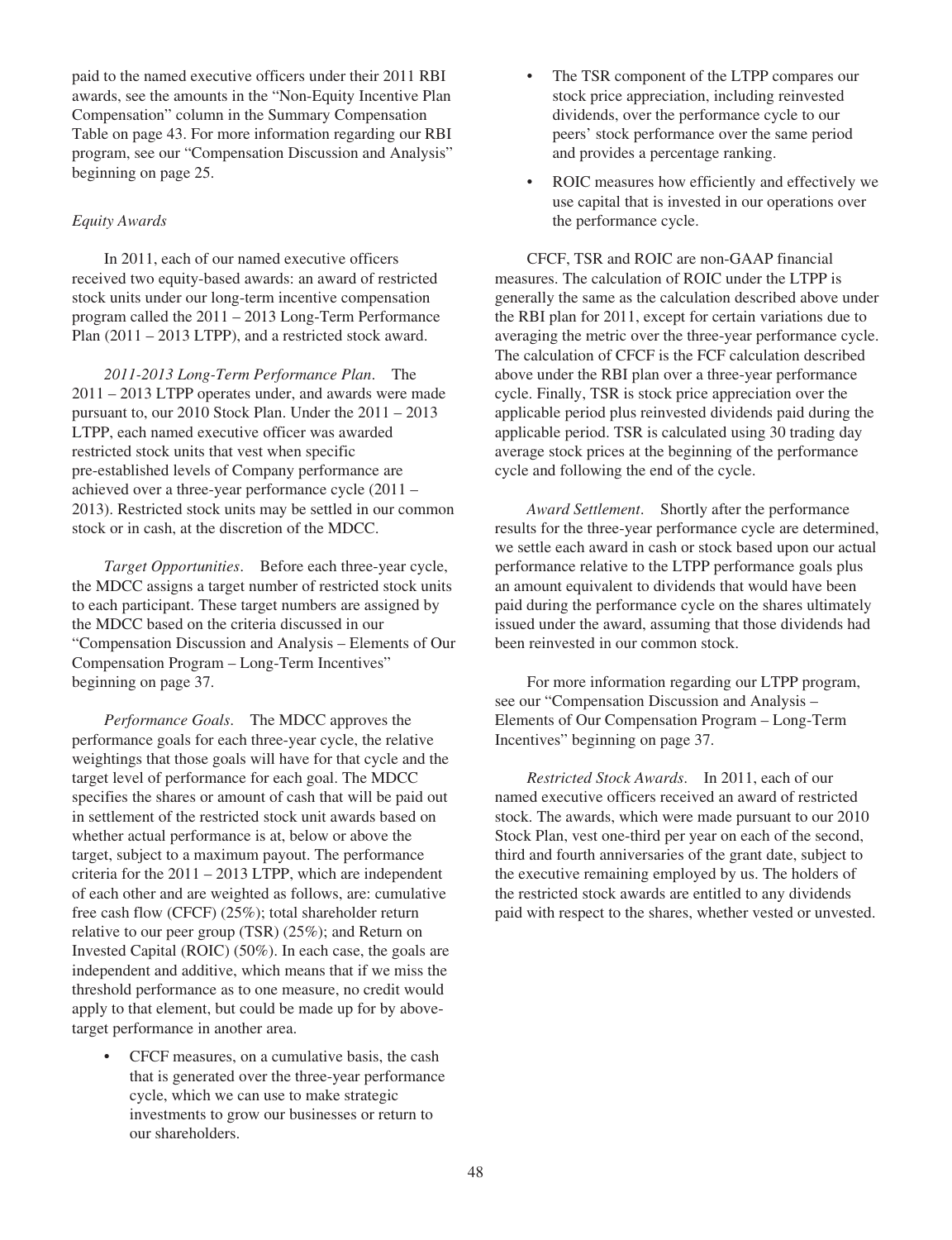paid to the named executive officers under their 2011 RBI awards, see the amounts in the "Non-Equity Incentive Plan Compensation" column in the Summary Compensation Table on page 43. For more information regarding our RBI program, see our "Compensation Discussion and Analysis" beginning on page 25.

*Equity Awards*

In 2011, each of our named executive officers received two equity-based awards: an award of restricted stock units under our long-term incentive compensation program called the 2011 – 2013 Long-Term Performance Plan (2011 – 2013 LTPP), and a restricted stock award.

*2011-2013 Long-Term Performance Plan*. The 2011 – 2013 LTPP operates under, and awards were made pursuant to, our 2010 Stock Plan. Under the 2011 – 2013 LTPP, each named executive officer was awarded restricted stock units that vest when specific pre-established levels of Company performance are achieved over a three-year performance cycle (2011 – 2013). Restricted stock units may be settled in our common stock or in cash, at the discretion of the MDCC.

*Target Opportunities*. Before each three-year cycle, the MDCC assigns a target number of restricted stock units to each participant. These target numbers are assigned by the MDCC based on the criteria discussed in our "Compensation Discussion and Analysis – Elements of Our Compensation Program – Long-Term Incentives" beginning on page 37.

*Performance Goals*. The MDCC approves the performance goals for each three-year cycle, the relative weightings that those goals will have for that cycle and the target level of performance for each goal. The MDCC specifies the shares or amount of cash that will be paid out in settlement of the restricted stock unit awards based on whether actual performance is at, below or above the target, subject to a maximum payout. The performance criteria for the 2011 – 2013 LTPP, which are independent of each other and are weighted as follows, are: cumulative free cash flow (CFCF) (25%); total shareholder return relative to our peer group (TSR) (25%); and Return on Invested Capital (ROIC) (50%). In each case, the goals are independent and additive, which means that if we miss the threshold performance as to one measure, no credit would apply to that element, but could be made up for by above-target performance in another area.

- CFCF measures, on a cumulative basis, the cash that is generated over the three-year performance cycle, which we can use to make strategic investments to grow our businesses or return to our shareholders.
- The TSR component of the LTPP compares our stock price appreciation, including reinvested dividends, over the performance cycle to our peers' stock performance over the same period and provides a percentage ranking.
- ROIC measures how efficiently and effectively we use capital that is invested in our operations over the performance cycle.

CFCF, TSR and ROIC are non-GAAP financial measures. The calculation of ROIC under the LTPP is generally the same as the calculation described above under the RBI plan for 2011, except for certain variations due to averaging the metric over the three-year performance cycle. The calculation of CFCF is the FCF calculation described above under the RBI plan over a three-year performance cycle. Finally, TSR is stock price appreciation over the applicable period plus reinvested dividends paid during the applicable period. TSR is calculated using 30 trading day average stock prices at the beginning of the performance cycle and following the end of the cycle.

*Award Settlement*. Shortly after the performance results for the three-year performance cycle are determined, we settle each award in cash or stock based upon our actual performance relative to the LTPP performance goals plus an amount equivalent to dividends that would have been paid during the performance cycle on the shares ultimately issued under the award, assuming that those dividends had been reinvested in our common stock.

For more information regarding our LTPP program, see our "Compensation Discussion and Analysis – Elements of Our Compensation Program – Long-Term Incentives" beginning on page 37.

*Restricted Stock Awards*. In 2011, each of our named executive officers received an award of restricted stock. The awards, which were made pursuant to our 2010 Stock Plan, vest one-third per year on each of the second, third and fourth anniversaries of the grant date, subject to the executive remaining employed by us. The holders of the restricted stock awards are entitled to any dividends paid with respect to the shares, whether vested or unvested.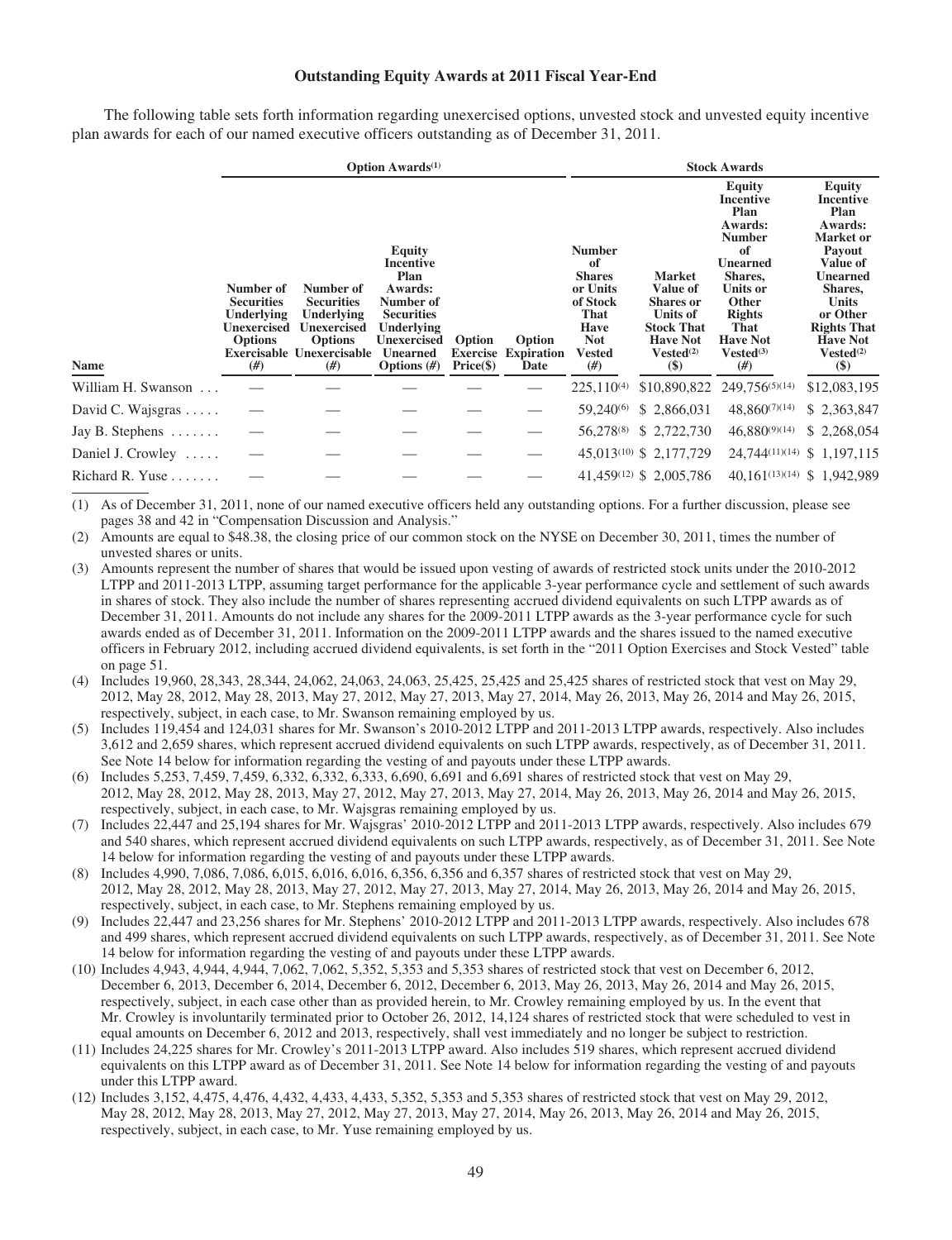### Outstanding Equity Awards at 2011 Fiscal Year-End

The following table sets forth information regarding unexercised options, unvested stock and unvested equity incentive plan awards for each of our named executive officers outstanding as of December 31, 2011.

| | Option Awards[(1)] | | | | | Stock Awards | | | |
|---|---|---|---|---|---|---|---|---|---|
| Name | Number of Securities Underlying Unexercised Options Exercisable (#) | Number of Securities Underlying Unexercised Options Unexercisable (#) | Equity Incentive Plan Awards: Number of Securities Underlying Unexercised Unearned Options (#) | Option Exercise Price($) | Option Expiration Date | Number of Shares or Units of Stock That Have Not Vested (#) | Market Value of Shares or Units of Stock That Have Not Vested[(2)] ($) | Equity Incentive Plan Awards: Number of Unearned Shares, Units or Other Rights That Have Not Vested[(3)] (#) | Equity Incentive Plan Awards: Market or Payout Value of Unearned Shares, Units or Other Rights That Have Not Vested[(2)] ($) |
| William H. Swanson . . . | — | — | — | — | — | 225,110[(4)] | $10,890,822 | 249,756[(5)(14)] | $12,083,195 |
| David C. Wajsgras . . . . . | — | — | — | — | — | 59,240[(6)] | $ 2,866,031 | 48,860[(7)(14)] | $ 2,363,847 |
| Jay B. Stephens . . . . . . . | — | — | — | — | — | 56,278[(8)] | $ 2,722,730 | 46,880[(9)(14)] | $ 2,268,054 |
| Daniel J. Crowley . . . . . | — | — | — | — | — | 45,013[(10)] | $ 2,177,729 | 24,744[(11)(14)] | $ 1,197,115 |
| Richard R. Yuse . . . . . . . | — | — | — | — | — | 41,459[(12)] | $ 2,005,786 | 40,161[(13)(14)] | $ 1,942,989 |

(1) As of December 31, 2011, none of our named executive officers held any outstanding options. For a further discussion, please see pages 38 and 42 in "Compensation Discussion and Analysis."

(2) Amounts are equal to $48.38, the closing price of our common stock on the NYSE on December 30, 2011, times the number of unvested shares or units.

(3) Amounts represent the number of shares that would be issued upon vesting of awards of restricted stock units under the 2010-2012 LTPP and 2011-2013 LTPP, assuming target performance for the applicable 3-year performance cycle and settlement of such awards in shares of stock. They also include the number of shares representing accrued dividend equivalents on such LTPP awards as of December 31, 2011. Amounts do not include any shares for the 2009-2011 LTPP awards as the 3-year performance cycle for such awards ended as of December 31, 2011. Information on the 2009-2011 LTPP awards and the shares issued to the named executive officers in February 2012, including accrued dividend equivalents, is set forth in the "2011 Option Exercises and Stock Vested" table on page 51.

(4) Includes 19,960, 28,343, 28,344, 24,062, 24,063, 24,063, 25,425, 25,425 and 25,425 shares of restricted stock that vest on May 29, 2012, May 28, 2012, May 28, 2013, May 27, 2012, May 27, 2013, May 27, 2014, May 26, 2013, May 26, 2014 and May 26, 2015, respectively, subject, in each case, to Mr. Swanson remaining employed by us.

(5) Includes 119,454 and 124,031 shares for Mr. Swanson's 2010-2012 LTPP and 2011-2013 LTPP awards, respectively. Also includes 3,612 and 2,659 shares, which represent accrued dividend equivalents on such LTPP awards, respectively, as of December 31, 2011. See Note 14 below for information regarding the vesting of and payouts under these LTPP awards.

(6) Includes 5,253, 7,459, 7,459, 6,332, 6,332, 6,333, 6,690, 6,691 and 6,691 shares of restricted stock that vest on May 29, 2012, May 28, 2012, May 28, 2013, May 27, 2012, May 27, 2013, May 27, 2014, May 26, 2013, May 26, 2014 and May 26, 2015, respectively, subject, in each case, to Mr. Wajsgras remaining employed by us.

(7) Includes 22,447 and 25,194 shares for Mr. Wajsgras' 2010-2012 LTPP and 2011-2013 LTPP awards, respectively. Also includes 679 and 540 shares, which represent accrued dividend equivalents on such LTPP awards, respectively, as of December 31, 2011. See Note 14 below for information regarding the vesting of and payouts under these LTPP awards.

(8) Includes 4,990, 7,086, 7,086, 6,015, 6,016, 6,016, 6,356, 6,356 and 6,357 shares of restricted stock that vest on May 29, 2012, May 28, 2012, May 28, 2013, May 27, 2012, May 27, 2013, May 27, 2014, May 26, 2013, May 26, 2014 and May 26, 2015, respectively, subject, in each case, to Mr. Stephens remaining employed by us.

(9) Includes 22,447 and 23,256 shares for Mr. Stephens' 2010-2012 LTPP and 2011-2013 LTPP awards, respectively. Also includes 678 and 499 shares, which represent accrued dividend equivalents on such LTPP awards, respectively, as of December 31, 2011. See Note 14 below for information regarding the vesting of and payouts under these LTPP awards.

(10) Includes 4,943, 4,944, 4,944, 7,062, 7,062, 5,352, 5,353 and 5,353 shares of restricted stock that vest on December 6, 2012, December 6, 2013, December 6, 2014, December 6, 2012, December 6, 2013, May 26, 2013, May 26, 2014 and May 26, 2015, respectively, subject, in each case other than as provided herein, to Mr. Crowley remaining employed by us. In the event that Mr. Crowley is involuntarily terminated prior to October 26, 2012, 14,124 shares of restricted stock that were scheduled to vest in equal amounts on December 6, 2012 and 2013, respectively, shall vest immediately and no longer be subject to restriction.

(11) Includes 24,225 shares for Mr. Crowley's 2011-2013 LTPP award. Also includes 519 shares, which represent accrued dividend equivalents on this LTPP award as of December 31, 2011. See Note 14 below for information regarding the vesting of and payouts under this LTPP award.

(12) Includes 3,152, 4,475, 4,476, 4,432, 4,433, 4,433, 5,352, 5,353 and 5,353 shares of restricted stock that vest on May 29, 2012, May 28, 2012, May 28, 2013, May 27, 2012, May 27, 2013, May 27, 2014, May 26, 2013, May 26, 2014 and May 26, 2015, respectively, subject, in each case, to Mr. Yuse remaining employed by us.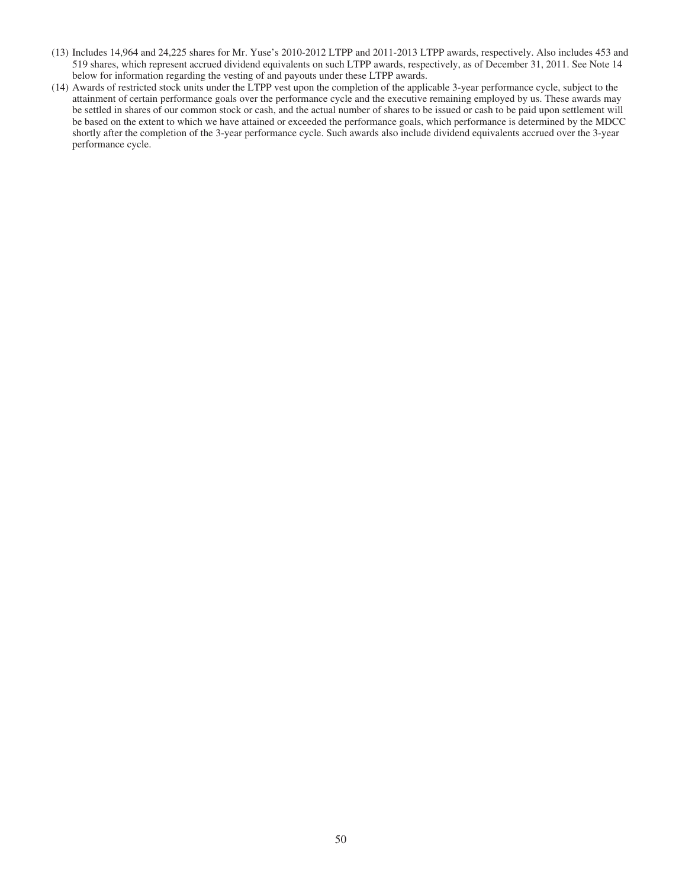(13) Includes 14,964 and 24,225 shares for Mr. Yuse's 2010-2012 LTPP and 2011-2013 LTPP awards, respectively. Also includes 453 and 519 shares, which represent accrued dividend equivalents on such LTPP awards, respectively, as of December 31, 2011. See Note 14 below for information regarding the vesting of and payouts under these LTPP awards.

(14) Awards of restricted stock units under the LTPP vest upon the completion of the applicable 3-year performance cycle, subject to the attainment of certain performance goals over the performance cycle and the executive remaining employed by us. These awards may be settled in shares of our common stock or cash, and the actual number of shares to be issued or cash to be paid upon settlement will be based on the extent to which we have attained or exceeded the performance goals, which performance is determined by the MDCC shortly after the completion of the 3-year performance cycle. Such awards also include dividend equivalents accrued over the 3-year performance cycle.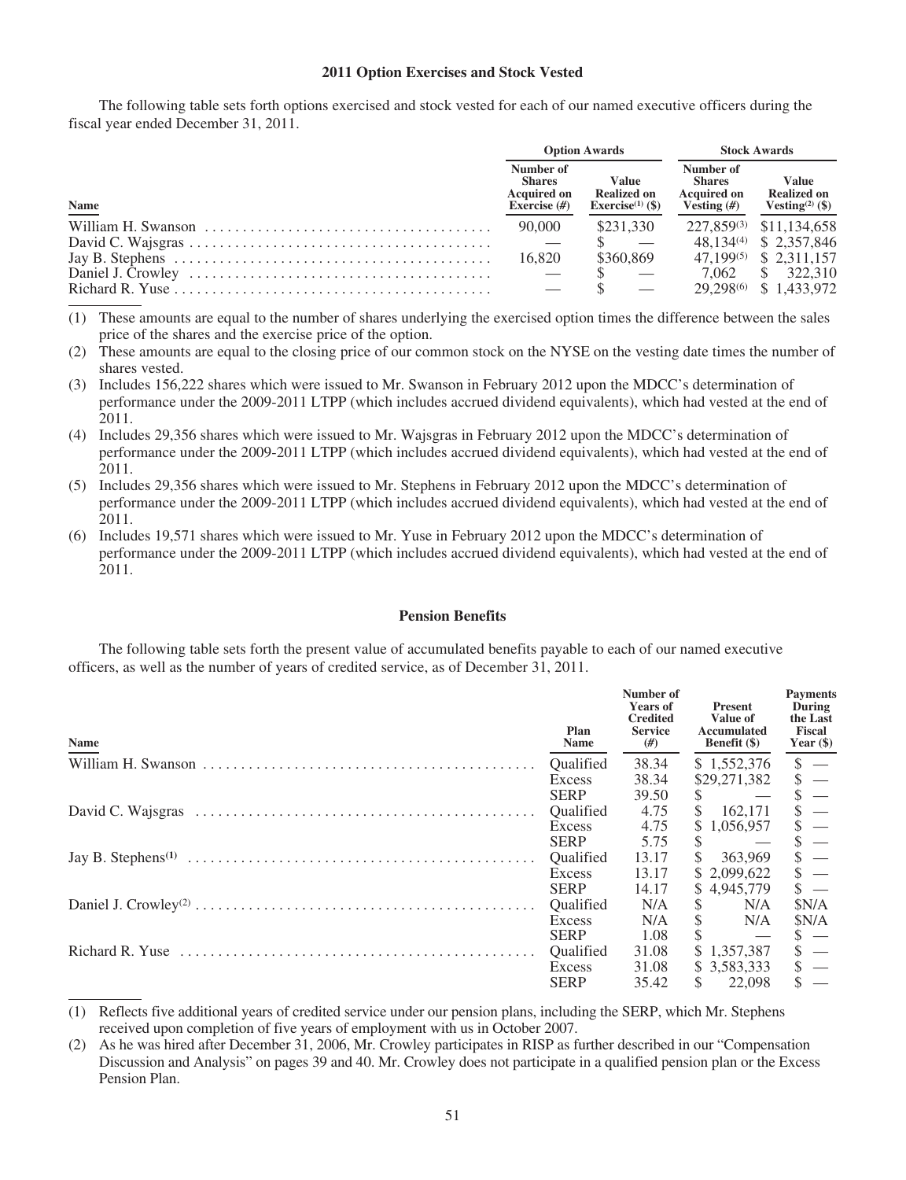## 2011 Option Exercises and Stock Vested

The following table sets forth options exercised and stock vested for each of our named executive officers during the fiscal year ended December 31, 2011.

| | Option Awards | | Stock Awards | |
|---|---|---|---|---|
| Name | Number of Shares Acquired on Exercise (#) | Value Realized on Exercise[(1)] ($) | Number of Shares Acquired on Vesting (#) | Value Realized on Vesting[(2)] ($) |
| William H. Swanson | 90,000 | $231,330 | 227,859[(3)] | $11,134,658 |
| David C. Wajsgras | — | $ — | 48,134[(4)] | $ 2,357,846 |
| Jay B. Stephens | 16,820 | $360,869 | 47,199[(5)] | $ 2,311,157 |
| Daniel J. Crowley | — | $ — | 7,062 | $ 322,310 |
| Richard R. Yuse | — | $ — | 29,298[(6)] | $ 1,433,972 |

(1) These amounts are equal to the number of shares underlying the exercised option times the difference between the sales price of the shares and the exercise price of the option.

(2) These amounts are equal to the closing price of our common stock on the NYSE on the vesting date times the number of shares vested.

(3) Includes 156,222 shares which were issued to Mr. Swanson in February 2012 upon the MDCC's determination of performance under the 2009-2011 LTPP (which includes accrued dividend equivalents), which had vested at the end of 2011.

(4) Includes 29,356 shares which were issued to Mr. Wajsgras in February 2012 upon the MDCC's determination of performance under the 2009-2011 LTPP (which includes accrued dividend equivalents), which had vested at the end of 2011.

(5) Includes 29,356 shares which were issued to Mr. Stephens in February 2012 upon the MDCC's determination of performance under the 2009-2011 LTPP (which includes accrued dividend equivalents), which had vested at the end of 2011.

(6) Includes 19,571 shares which were issued to Mr. Yuse in February 2012 upon the MDCC's determination of performance under the 2009-2011 LTPP (which includes accrued dividend equivalents), which had vested at the end of 2011.

## Pension Benefits

The following table sets forth the present value of accumulated benefits payable to each of our named executive officers, as well as the number of years of credited service, as of December 31, 2011.

| Name | Plan Name | Number of Years of Credited Service (#) | Present Value of Accumulated Benefit ($) | Payments During the Last Fiscal Year ($) |
|---|---|---|---|---|
| William H. Swanson | Qualified | 38.34 | $ 1,552,376 | $ — |
| | Excess | 38.34 | $29,271,382 | $ — |
| | SERP | 39.50 | $ — | $ — |
| David C. Wajsgras | Qualified | 4.75 | $ 162,171 | $ — |
| | Excess | 4.75 | $ 1,056,957 | $ — |
| | SERP | 5.75 | $ — | $ — |
| Jay B. Stephens[(1)] | Qualified | 13.17 | $ 363,969 | $ — |
| | Excess | 13.17 | $ 2,099,622 | $ — |
| | SERP | 14.17 | $ 4,945,779 | $ — |
| Daniel J. Crowley[(2)] | Qualified | N/A | $ N/A | $N/A |
| | Excess | N/A | $ N/A | $N/A |
| | SERP | 1.08 | $ — | $ — |
| Richard R. Yuse | Qualified | 31.08 | $ 1,357,387 | $ — |
| | Excess | 31.08 | $ 3,583,333 | $ — |
| | SERP | 35.42 | $ 22,098 | $ — |

(1) Reflects five additional years of credited service under our pension plans, including the SERP, which Mr. Stephens received upon completion of five years of employment with us in October 2007.

(2) As he was hired after December 31, 2006, Mr. Crowley participates in RISP as further described in our "Compensation Discussion and Analysis" on pages 39 and 40. Mr. Crowley does not participate in a qualified pension plan or the Excess Pension Plan.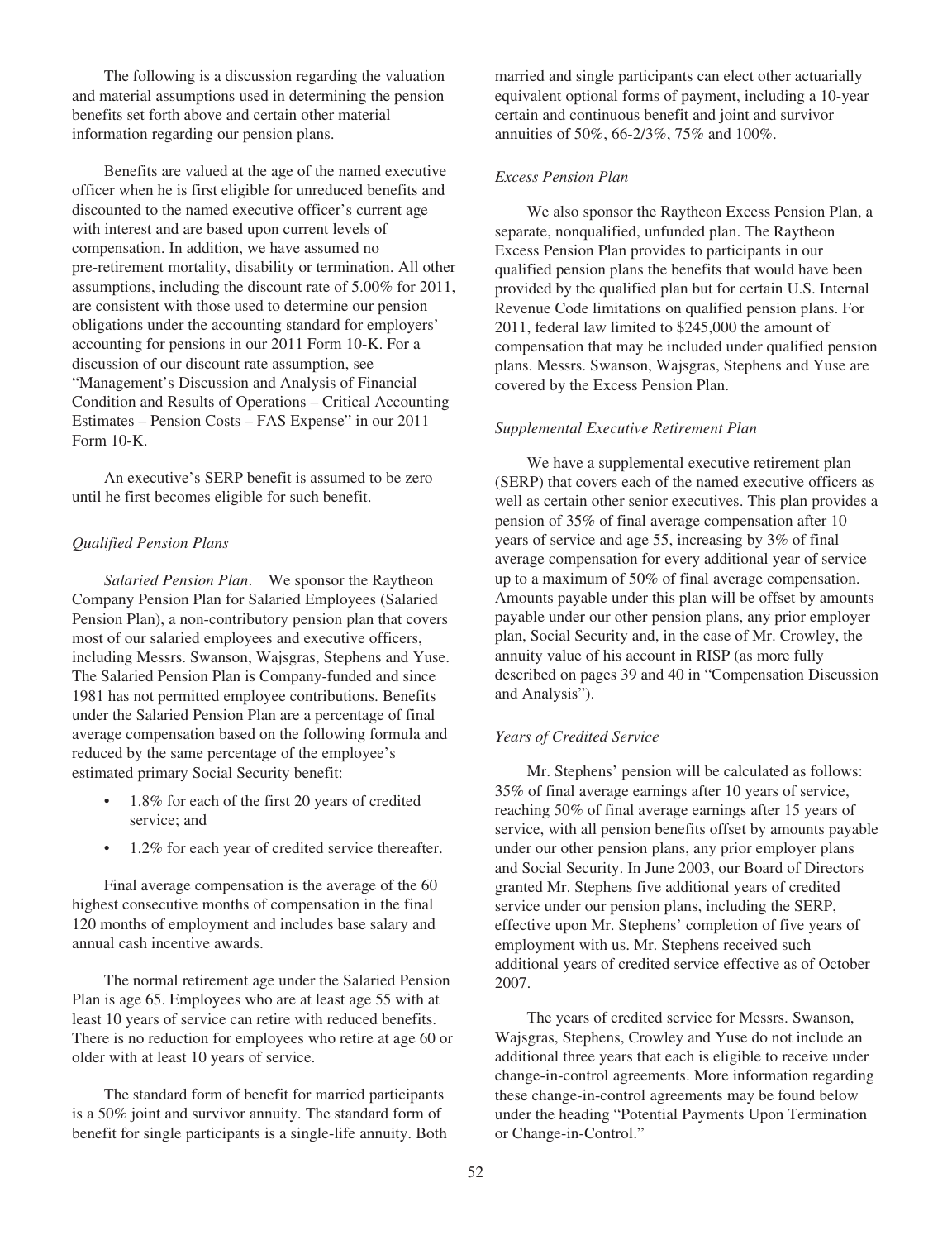The following is a discussion regarding the valuation and material assumptions used in determining the pension benefits set forth above and certain other material information regarding our pension plans.

Benefits are valued at the age of the named executive officer when he is first eligible for unreduced benefits and discounted to the named executive officer's current age with interest and are based upon current levels of compensation. In addition, we have assumed no pre-retirement mortality, disability or termination. All other assumptions, including the discount rate of 5.00% for 2011, are consistent with those used to determine our pension obligations under the accounting standard for employers' accounting for pensions in our 2011 Form 10-K. For a discussion of our discount rate assumption, see "Management's Discussion and Analysis of Financial Condition and Results of Operations – Critical Accounting Estimates – Pension Costs – FAS Expense" in our 2011 Form 10-K.

An executive's SERP benefit is assumed to be zero until he first becomes eligible for such benefit.

*Qualified Pension Plans*

*Salaried Pension Plan*. We sponsor the Raytheon Company Pension Plan for Salaried Employees (Salaried Pension Plan), a non-contributory pension plan that covers most of our salaried employees and executive officers, including Messrs. Swanson, Wajsgras, Stephens and Yuse. The Salaried Pension Plan is Company-funded and since 1981 has not permitted employee contributions. Benefits under the Salaried Pension Plan are a percentage of final average compensation based on the following formula and reduced by the same percentage of the employee's estimated primary Social Security benefit:

- 1.8% for each of the first 20 years of credited service; and
- 1.2% for each year of credited service thereafter.

Final average compensation is the average of the 60 highest consecutive months of compensation in the final 120 months of employment and includes base salary and annual cash incentive awards.

The normal retirement age under the Salaried Pension Plan is age 65. Employees who are at least age 55 with at least 10 years of service can retire with reduced benefits. There is no reduction for employees who retire at age 60 or older with at least 10 years of service.

The standard form of benefit for married participants is a 50% joint and survivor annuity. The standard form of benefit for single participants is a single-life annuity. Both married and single participants can elect other actuarially equivalent optional forms of payment, including a 10-year certain and continuous benefit and joint and survivor annuities of 50%, 66-2/3%, 75% and 100%.

*Excess Pension Plan*

We also sponsor the Raytheon Excess Pension Plan, a separate, nonqualified, unfunded plan. The Raytheon Excess Pension Plan provides to participants in our qualified pension plans the benefits that would have been provided by the qualified plan but for certain U.S. Internal Revenue Code limitations on qualified pension plans. For 2011, federal law limited to $245,000 the amount of compensation that may be included under qualified pension plans. Messrs. Swanson, Wajsgras, Stephens and Yuse are covered by the Excess Pension Plan.

*Supplemental Executive Retirement Plan*

We have a supplemental executive retirement plan (SERP) that covers each of the named executive officers as well as certain other senior executives. This plan provides a pension of 35% of final average compensation after 10 years of service and age 55, increasing by 3% of final average compensation for every additional year of service up to a maximum of 50% of final average compensation. Amounts payable under this plan will be offset by amounts payable under our other pension plans, any prior employer plan, Social Security and, in the case of Mr. Crowley, the annuity value of his account in RISP (as more fully described on pages 39 and 40 in "Compensation Discussion and Analysis").

*Years of Credited Service*

Mr. Stephens' pension will be calculated as follows: 35% of final average earnings after 10 years of service, reaching 50% of final average earnings after 15 years of service, with all pension benefits offset by amounts payable under our other pension plans, any prior employer plans and Social Security. In June 2003, our Board of Directors granted Mr. Stephens five additional years of credited service under our pension plans, including the SERP, effective upon Mr. Stephens' completion of five years of employment with us. Mr. Stephens received such additional years of credited service effective as of October 2007.

The years of credited service for Messrs. Swanson, Wajsgras, Stephens, Crowley and Yuse do not include an additional three years that each is eligible to receive under change-in-control agreements. More information regarding these change-in-control agreements may be found below under the heading "Potential Payments Upon Termination or Change-in-Control."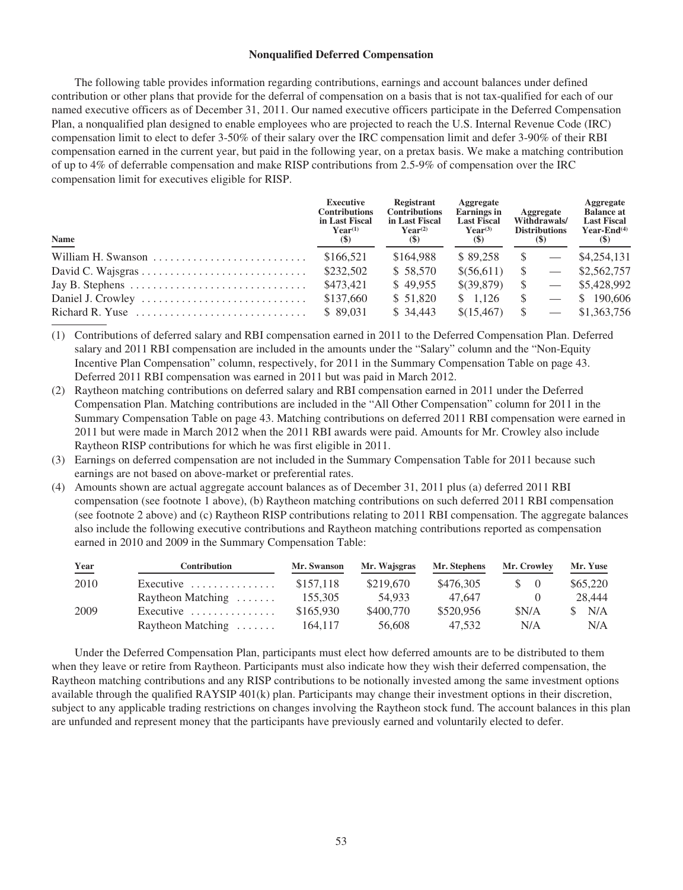## Nonqualified Deferred Compensation

The following table provides information regarding contributions, earnings and account balances under defined contribution or other plans that provide for the deferral of compensation on a basis that is not tax-qualified for each of our named executive officers as of December 31, 2011. Our named executive officers participate in the Deferred Compensation Plan, a nonqualified plan designed to enable employees who are projected to reach the U.S. Internal Revenue Code (IRC) compensation limit to elect to defer 3-50% of their salary over the IRC compensation limit and defer 3-90% of their RBI compensation earned in the current year, but paid in the following year, on a pretax basis. We make a matching contribution of up to 4% of deferrable compensation and make RISP contributions from 2.5-9% of compensation over the IRC compensation limit for executives eligible for RISP.

| Name | Executive Contributions in Last Fiscal Year[(1)] ($) | Registrant Contributions in Last Fiscal Year[(2)] ($) | Aggregate Earnings in Last Fiscal Year[(3)] ($) | Aggregate Withdrawals/ Distributions ($) | Aggregate Balance at Last Fiscal Year-End[(4)] ($) |
|---|---|---|---|---|---|
| William H. Swanson | $166,521 | $164,988 | $ 89,258 | $ — | $4,254,131 |
| David C. Wajsgras | $232,502 | $ 58,570 | $(56,611) | $ — | $2,562,757 |
| Jay B. Stephens | $473,421 | $ 49,955 | $(39,879) | $ — | $5,428,992 |
| Daniel J. Crowley | $137,660 | $ 51,820 | $ 1,126 | $ — | $ 190,606 |
| Richard R. Yuse | $ 89,031 | $ 34,443 | $(15,467) | $ — | $1,363,756 |

(1) Contributions of deferred salary and RBI compensation earned in 2011 to the Deferred Compensation Plan. Deferred salary and 2011 RBI compensation are included in the amounts under the "Salary" column and the "Non-Equity Incentive Plan Compensation" column, respectively, for 2011 in the Summary Compensation Table on page 43. Deferred 2011 RBI compensation was earned in 2011 but was paid in March 2012.

(2) Raytheon matching contributions on deferred salary and RBI compensation earned in 2011 under the Deferred Compensation Plan. Matching contributions are included in the "All Other Compensation" column for 2011 in the Summary Compensation Table on page 43. Matching contributions on deferred 2011 RBI compensation were earned in 2011 but were made in March 2012 when the 2011 RBI awards were paid. Amounts for Mr. Crowley also include Raytheon RISP contributions for which he was first eligible in 2011.

(3) Earnings on deferred compensation are not included in the Summary Compensation Table for 2011 because such earnings are not based on above-market or preferential rates.

(4) Amounts shown are actual aggregate account balances as of December 31, 2011 plus (a) deferred 2011 RBI compensation (see footnote 1 above), (b) Raytheon matching contributions on such deferred 2011 RBI compensation (see footnote 2 above) and (c) Raytheon RISP contributions relating to 2011 RBI compensation. The aggregate balances also include the following executive contributions and Raytheon matching contributions reported as compensation earned in 2010 and 2009 in the Summary Compensation Table:

| Year | Contribution | Mr. Swanson | Mr. Wajsgras | Mr. Stephens | Mr. Crowley | Mr. Yuse |
|---|---|---|---|---|---|---|
| 2010 | Executive | $157,118 | $219,670 | $476,305 | $ 0 | $65,220 |
| | Raytheon Matching | 155,305 | 54,933 | 47,647 | 0 | 28,444 |
| 2009 | Executive | $165,930 | $400,770 | $520,956 | $N/A | $ N/A |
| | Raytheon Matching | 164,117 | 56,608 | 47,532 | N/A | N/A |

Under the Deferred Compensation Plan, participants must elect how deferred amounts are to be distributed to them when they leave or retire from Raytheon. Participants must also indicate how they wish their deferred compensation, the Raytheon matching contributions and any RISP contributions to be notionally invested among the same investment options available through the qualified RAYSIP 401(k) plan. Participants may change their investment options in their discretion, subject to any applicable trading restrictions on changes involving the Raytheon stock fund. The account balances in this plan are unfunded and represent money that the participants have previously earned and voluntarily elected to defer.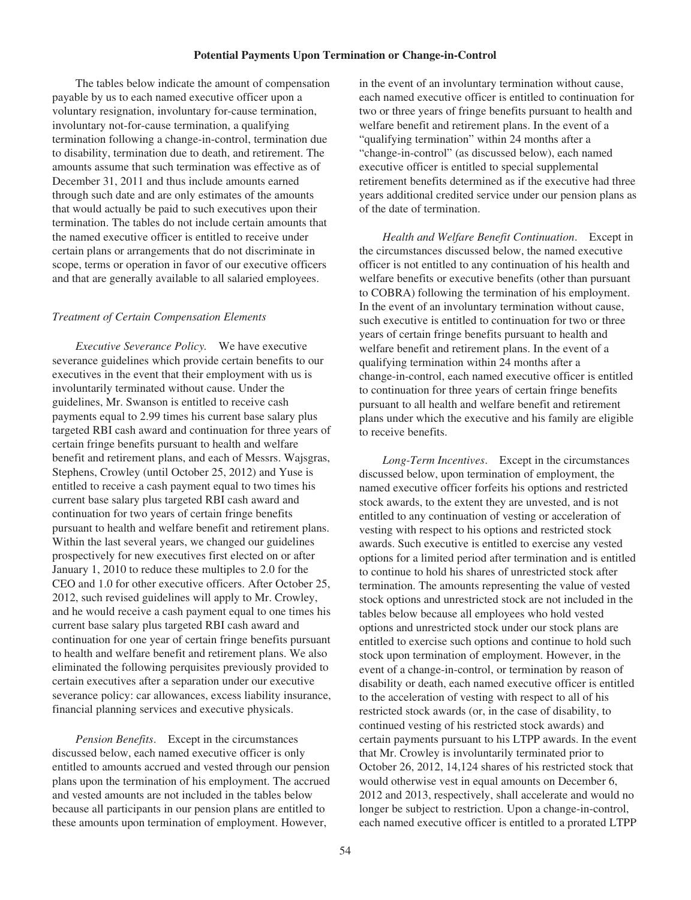## Potential Payments Upon Termination or Change-in-Control

The tables below indicate the amount of compensation payable by us to each named executive officer upon a voluntary resignation, involuntary for-cause termination, involuntary not-for-cause termination, a qualifying termination following a change-in-control, termination due to disability, termination due to death, and retirement. The amounts assume that such termination was effective as of December 31, 2011 and thus include amounts earned through such date and are only estimates of the amounts that would actually be paid to such executives upon their termination. The tables do not include certain amounts that the named executive officer is entitled to receive under certain plans or arrangements that do not discriminate in scope, terms or operation in favor of our executive officers and that are generally available to all salaried employees.

*Treatment of Certain Compensation Elements*

*Executive Severance Policy.* We have executive severance guidelines which provide certain benefits to our executives in the event that their employment with us is involuntarily terminated without cause. Under the guidelines, Mr. Swanson is entitled to receive cash payments equal to 2.99 times his current base salary plus targeted RBI cash award and continuation for three years of certain fringe benefits pursuant to health and welfare benefit and retirement plans, and each of Messrs. Wajsgras, Stephens, Crowley (until October 25, 2012) and Yuse is entitled to receive a cash payment equal to two times his current base salary plus targeted RBI cash award and continuation for two years of certain fringe benefits pursuant to health and welfare benefit and retirement plans. Within the last several years, we changed our guidelines prospectively for new executives first elected on or after January 1, 2010 to reduce these multiples to 2.0 for the CEO and 1.0 for other executive officers. After October 25, 2012, such revised guidelines will apply to Mr. Crowley, and he would receive a cash payment equal to one times his current base salary plus targeted RBI cash award and continuation for one year of certain fringe benefits pursuant to health and welfare benefit and retirement plans. We also eliminated the following perquisites previously provided to certain executives after a separation under our executive severance policy: car allowances, excess liability insurance, financial planning services and executive physicals.

*Pension Benefits.* Except in the circumstances discussed below, each named executive officer is only entitled to amounts accrued and vested through our pension plans upon the termination of his employment. The accrued and vested amounts are not included in the tables below because all participants in our pension plans are entitled to these amounts upon termination of employment. However, in the event of an involuntary termination without cause, each named executive officer is entitled to continuation for two or three years of fringe benefits pursuant to health and welfare benefit and retirement plans. In the event of a "qualifying termination" within 24 months after a "change-in-control" (as discussed below), each named executive officer is entitled to special supplemental retirement benefits determined as if the executive had three years additional credited service under our pension plans as of the date of termination.

*Health and Welfare Benefit Continuation.* Except in the circumstances discussed below, the named executive officer is not entitled to any continuation of his health and welfare benefits or executive benefits (other than pursuant to COBRA) following the termination of his employment. In the event of an involuntary termination without cause, such executive is entitled to continuation for two or three years of certain fringe benefits pursuant to health and welfare benefit and retirement plans. In the event of a qualifying termination within 24 months after a change-in-control, each named executive officer is entitled to continuation for three years of certain fringe benefits pursuant to all health and welfare benefit and retirement plans under which the executive and his family are eligible to receive benefits.

*Long-Term Incentives.* Except in the circumstances discussed below, upon termination of employment, the named executive officer forfeits his options and restricted stock awards, to the extent they are unvested, and is not entitled to any continuation of vesting or acceleration of vesting with respect to his options and restricted stock awards. Such executive is entitled to exercise any vested options for a limited period after termination and is entitled to continue to hold his shares of unrestricted stock after termination. The amounts representing the value of vested stock options and unrestricted stock are not included in the tables below because all employees who hold vested options and unrestricted stock under our stock plans are entitled to exercise such options and continue to hold such stock upon termination of employment. However, in the event of a change-in-control, or termination by reason of disability or death, each named executive officer is entitled to the acceleration of vesting with respect to all of his restricted stock awards (or, in the case of disability, to continued vesting of his restricted stock awards) and certain payments pursuant to his LTPP awards. In the event that Mr. Crowley is involuntarily terminated prior to October 26, 2012, 14,124 shares of his restricted stock that would otherwise vest in equal amounts on December 6, 2012 and 2013, respectively, shall accelerate and would no longer be subject to restriction. Upon a change-in-control, each named executive officer is entitled to a prorated LTPP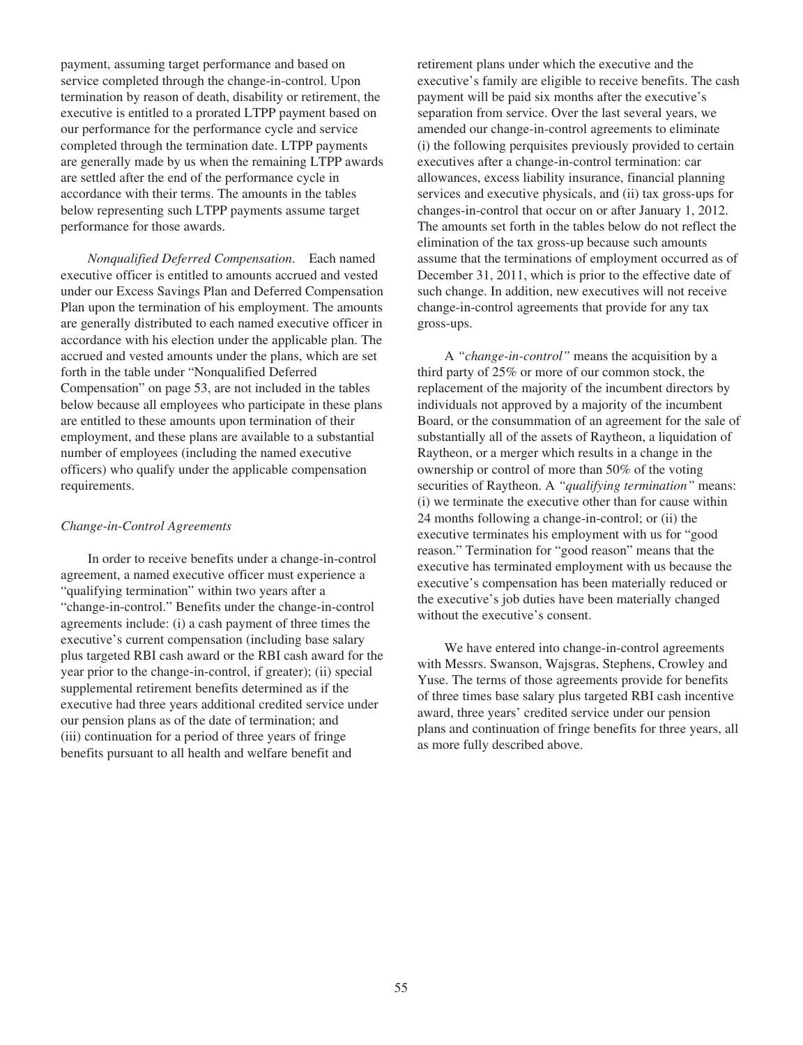payment, assuming target performance and based on service completed through the change-in-control. Upon termination by reason of death, disability or retirement, the executive is entitled to a prorated LTPP payment based on our performance for the performance cycle and service completed through the termination date. LTPP payments are generally made by us when the remaining LTPP awards are settled after the end of the performance cycle in accordance with their terms. The amounts in the tables below representing such LTPP payments assume target performance for those awards.

*Nonqualified Deferred Compensation*. Each named executive officer is entitled to amounts accrued and vested under our Excess Savings Plan and Deferred Compensation Plan upon the termination of his employment. The amounts are generally distributed to each named executive officer in accordance with his election under the applicable plan. The accrued and vested amounts under the plans, which are set forth in the table under "Nonqualified Deferred Compensation" on page 53, are not included in the tables below because all employees who participate in these plans are entitled to these amounts upon termination of their employment, and these plans are available to a substantial number of employees (including the named executive officers) who qualify under the applicable compensation requirements.

*Change-in-Control Agreements*

In order to receive benefits under a change-in-control agreement, a named executive officer must experience a "qualifying termination" within two years after a "change-in-control." Benefits under the change-in-control agreements include: (i) a cash payment of three times the executive's current compensation (including base salary plus targeted RBI cash award or the RBI cash award for the year prior to the change-in-control, if greater); (ii) special supplemental retirement benefits determined as if the executive had three years additional credited service under our pension plans as of the date of termination; and (iii) continuation for a period of three years of fringe benefits pursuant to all health and welfare benefit and retirement plans under which the executive and the executive's family are eligible to receive benefits. The cash payment will be paid six months after the executive's separation from service. Over the last several years, we amended our change-in-control agreements to eliminate (i) the following perquisites previously provided to certain executives after a change-in-control termination: car allowances, excess liability insurance, financial planning services and executive physicals, and (ii) tax gross-ups for changes-in-control that occur on or after January 1, 2012. The amounts set forth in the tables below do not reflect the elimination of the tax gross-up because such amounts assume that the terminations of employment occurred as of December 31, 2011, which is prior to the effective date of such change. In addition, new executives will not receive change-in-control agreements that provide for any tax gross-ups.

A *"change-in-control"* means the acquisition by a third party of 25% or more of our common stock, the replacement of the majority of the incumbent directors by individuals not approved by a majority of the incumbent Board, or the consummation of an agreement for the sale of substantially all of the assets of Raytheon, a liquidation of Raytheon, or a merger which results in a change in the ownership or control of more than 50% of the voting securities of Raytheon. A *"qualifying termination"* means: (i) we terminate the executive other than for cause within 24 months following a change-in-control; or (ii) the executive terminates his employment with us for "good reason." Termination for "good reason" means that the executive has terminated employment with us because the executive's compensation has been materially reduced or the executive's job duties have been materially changed without the executive's consent.

We have entered into change-in-control agreements with Messrs. Swanson, Wajsgras, Stephens, Crowley and Yuse. The terms of those agreements provide for benefits of three times base salary plus targeted RBI cash incentive award, three years' credited service under our pension plans and continuation of fringe benefits for three years, all as more fully described above.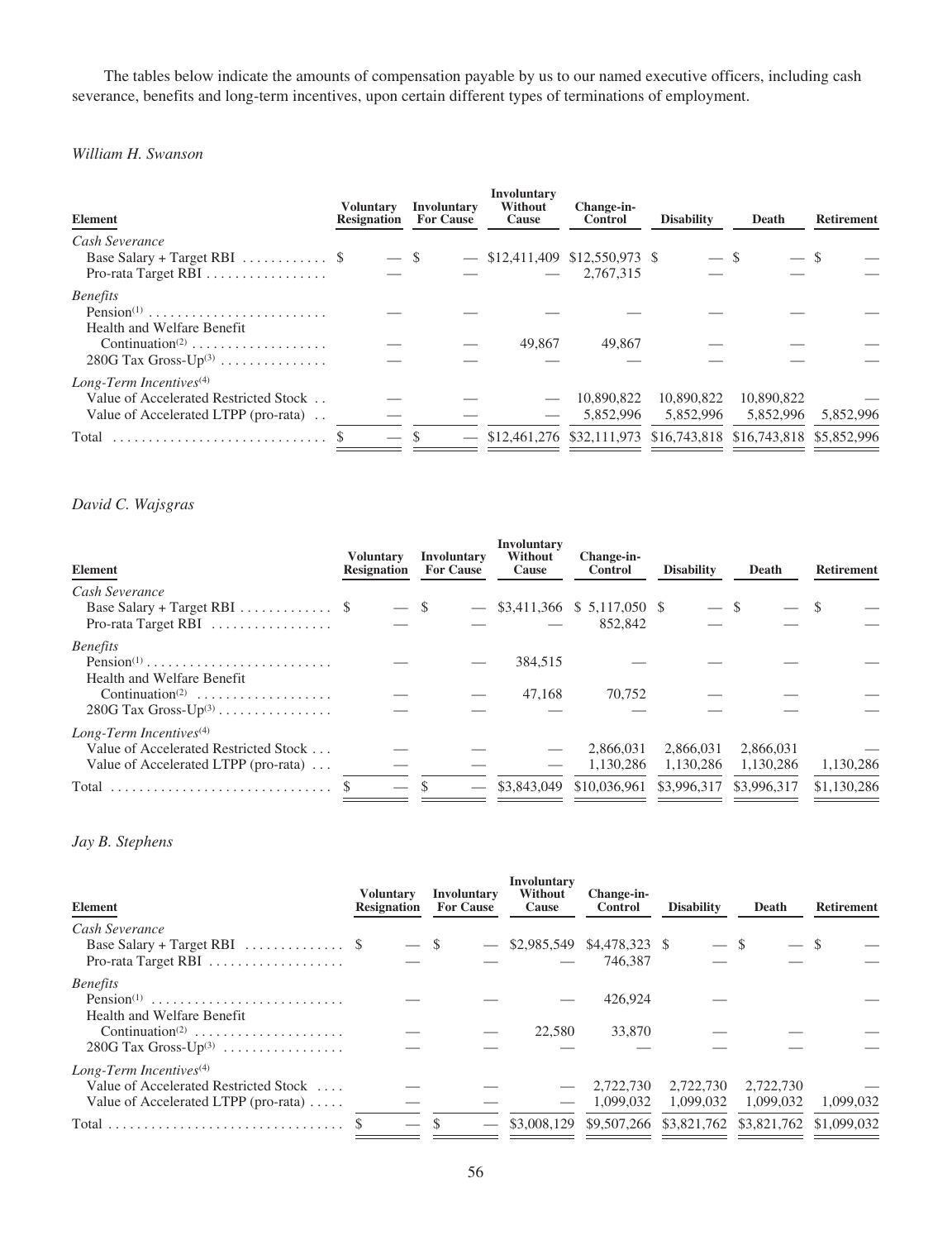The tables below indicate the amounts of compensation payable by us to our named executive officers, including cash severance, benefits and long-term incentives, upon certain different types of terminations of employment.

*William H. Swanson*

| Element | Voluntary Resignation | Involuntary For Cause | Involuntary Without Cause | Change-in-Control | Disability | Death | Retirement |
|---|---|---|---|---|---|---|---|
| *Cash Severance* | | | | | | | |
| Base Salary + Target RBI | $ — | $ — | $12,411,409 | $12,550,973 | $ — | $ — | $ — |
| Pro-rata Target RBI | — | — | — | 2,767,315 | — | — | — |
| *Benefits* | | | | | | | |
| Pension[(1)] | — | — | — | — | — | — | — |
| Health and Welfare Benefit Continuation[(2)] | — | — | 49,867 | 49,867 | — | — | — |
| 280G Tax Gross-Up[(3)] | — | — | — | — | — | — | — |
| *Long-Term Incentives*[(4)] | | | | | | | |
| Value of Accelerated Restricted Stock | — | — | — | 10,890,822 | 10,890,822 | 10,890,822 | — |
| Value of Accelerated LTPP (pro-rata) | — | — | — | 5,852,996 | 5,852,996 | 5,852,996 | 5,852,996 |
| Total | $ — | $ — | $12,461,276 | $32,111,973 | $16,743,818 | $16,743,818 | $5,852,996 |

*David C. Wajsgras*

| Element | Voluntary Resignation | Involuntary For Cause | Involuntary Without Cause | Change-in-Control | Disability | Death | Retirement |
|---|---|---|---|---|---|---|---|
| *Cash Severance* | | | | | | | |
| Base Salary + Target RBI | $ — | $ — | $3,411,366 | $ 5,117,050 | $ — | $ — | $ — |
| Pro-rata Target RBI | — | — | — | 852,842 | — | — | — |
| *Benefits* | | | | | | | |
| Pension[(1)] | — | — | 384,515 | — | — | — | — |
| Health and Welfare Benefit Continuation[(2)] | — | — | 47,168 | 70,752 | — | — | — |
| 280G Tax Gross-Up[(3)] | — | — | — | — | — | — | — |
| *Long-Term Incentives*[(4)] | | | | | | | |
| Value of Accelerated Restricted Stock | — | — | — | 2,866,031 | 2,866,031 | 2,866,031 | — |
| Value of Accelerated LTPP (pro-rata) | — | — | — | 1,130,286 | 1,130,286 | 1,130,286 | 1,130,286 |
| Total | $ — | $ — | $3,843,049 | $10,036,961 | $3,996,317 | $3,996,317 | $1,130,286 |

*Jay B. Stephens*

| Element | Voluntary Resignation | Involuntary For Cause | Involuntary Without Cause | Change-in-Control | Disability | Death | Retirement |
|---|---|---|---|---|---|---|---|
| *Cash Severance* | | | | | | | |
| Base Salary + Target RBI | $ — | $ — | $2,985,549 | $4,478,323 | $ — | $ — | $ — |
| Pro-rata Target RBI | — | — | — | 746,387 | — | — | — |
| *Benefits* | | | | | | | |
| Pension[(1)] | — | — | — | 426,924 | — | — | — |
| Health and Welfare Benefit Continuation[(2)] | — | — | 22,580 | 33,870 | — | — | — |
| 280G Tax Gross-Up[(3)] | — | — | — | — | — | — | — |
| *Long-Term Incentives*[(4)] | | | | | | | |
| Value of Accelerated Restricted Stock | — | — | — | 2,722,730 | 2,722,730 | 2,722,730 | — |
| Value of Accelerated LTPP (pro-rata) | — | — | — | 1,099,032 | 1,099,032 | 1,099,032 | 1,099,032 |
| Total | $ — | $ — | $3,008,129 | $9,507,266 | $3,821,762 | $3,821,762 | $1,099,032 |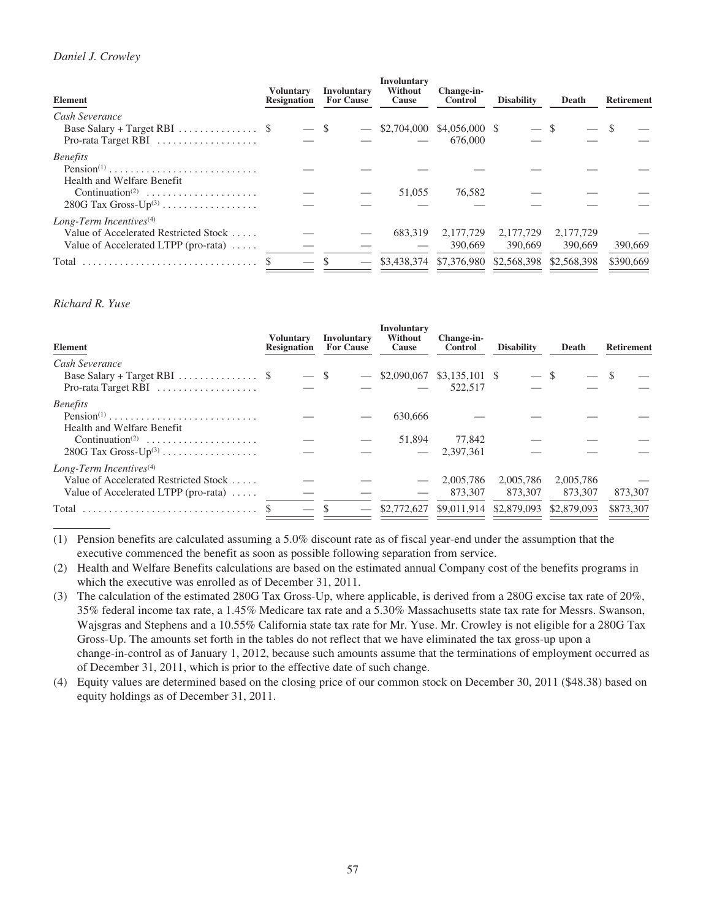*Daniel J. Crowley*

| Element | Voluntary Resignation | Involuntary For Cause | Involuntary Without Cause | Change-in-Control | Disability | Death | Retirement |
|---|---|---|---|---|---|---|---|
| *Cash Severance* | | | | | | | |
| Base Salary + Target RBI | $ — | $ — | $2,704,000 | $4,056,000 | $ — | $ — | $ — |
| Pro-rata Target RBI | — | — | — | 676,000 | — | — | — |
| *Benefits* | | | | | | | |
| Pension[(1)] | — | — | — | — | — | — | — |
| Health and Welfare Benefit Continuation[(2)] | — | — | 51,055 | 76,582 | — | — | — |
| 280G Tax Gross-Up[(3)] | — | — | — | — | — | — | — |
| *Long-Term Incentives*[(4)] | | | | | | | |
| Value of Accelerated Restricted Stock | — | — | 683,319 | 2,177,729 | 2,177,729 | 2,177,729 | — |
| Value of Accelerated LTPP (pro-rata) | — | — | — | 390,669 | 390,669 | 390,669 | 390,669 |
| Total | $ — | $ — | $3,438,374 | $7,376,980 | $2,568,398 | $2,568,398 | $390,669 |

*Richard R. Yuse*

| Element | Voluntary Resignation | Involuntary For Cause | Involuntary Without Cause | Change-in-Control | Disability | Death | Retirement |
|---|---|---|---|---|---|---|---|
| *Cash Severance* | | | | | | | |
| Base Salary + Target RBI | $ — | $ — | $2,090,067 | $3,135,101 | $ — | $ — | $ — |
| Pro-rata Target RBI | — | — | — | 522,517 | — | — | — |
| *Benefits* | | | | | | | |
| Pension[(1)] | — | — | 630,666 | — | — | — | — |
| Health and Welfare Benefit Continuation[(2)] | — | — | 51,894 | 77,842 | — | — | — |
| 280G Tax Gross-Up[(3)] | — | — | — | 2,397,361 | — | — | — |
| *Long-Term Incentives*[(4)] | | | | | | | |
| Value of Accelerated Restricted Stock | — | — | — | 2,005,786 | 2,005,786 | 2,005,786 | — |
| Value of Accelerated LTPP (pro-rata) | — | — | — | 873,307 | 873,307 | 873,307 | 873,307 |
| Total | $ — | $ — | $2,772,627 | $9,011,914 | $2,879,093 | $2,879,093 | $873,307 |

(1) Pension benefits are calculated assuming a 5.0% discount rate as of fiscal year-end under the assumption that the executive commenced the benefit as soon as possible following separation from service.

(2) Health and Welfare Benefits calculations are based on the estimated annual Company cost of the benefits programs in which the executive was enrolled as of December 31, 2011.

(3) The calculation of the estimated 280G Tax Gross-Up, where applicable, is derived from a 280G excise tax rate of 20%, 35% federal income tax rate, a 1.45% Medicare tax rate and a 5.30% Massachusetts state tax rate for Messrs. Swanson, Wajsgras and Stephens and a 10.55% California state tax rate for Mr. Yuse. Mr. Crowley is not eligible for a 280G Tax Gross-Up. The amounts set forth in the tables do not reflect that we have eliminated the tax gross-up upon a change-in-control as of January 1, 2012, because such amounts assume that the terminations of employment occurred as of December 31, 2011, which is prior to the effective date of such change.

(4) Equity values are determined based on the closing price of our common stock on December 30, 2011 ($48.38) based on equity holdings as of December 31, 2011.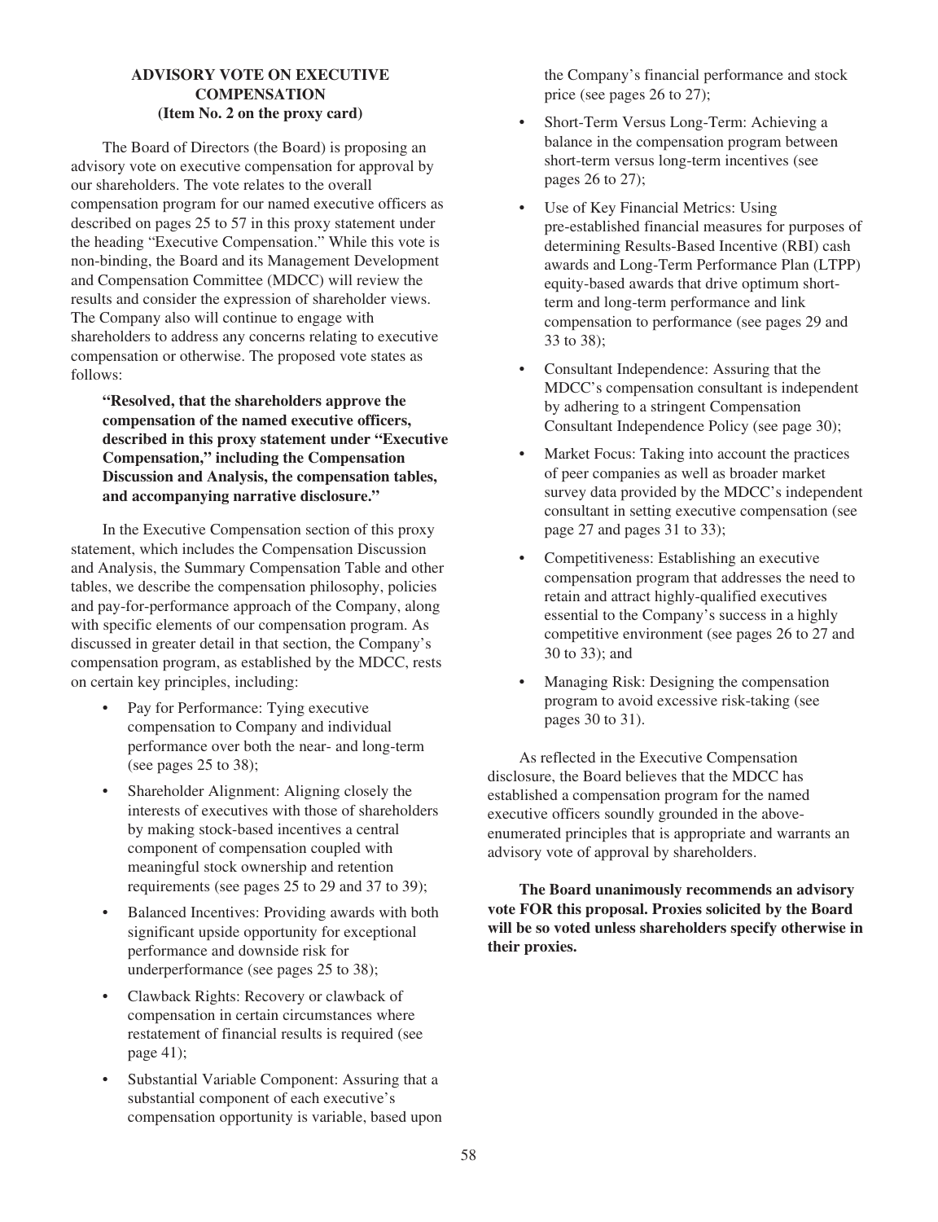## ADVISORY VOTE ON EXECUTIVE COMPENSATION (Item No. 2 on the proxy card)

The Board of Directors (the Board) is proposing an advisory vote on executive compensation for approval by our shareholders. The vote relates to the overall compensation program for our named executive officers as described on pages 25 to 57 in this proxy statement under the heading "Executive Compensation." While this vote is non-binding, the Board and its Management Development and Compensation Committee (MDCC) will review the results and consider the expression of shareholder views. The Company also will continue to engage with shareholders to address any concerns relating to executive compensation or otherwise. The proposed vote states as follows:

> **"Resolved, that the shareholders approve the compensation of the named executive officers, described in this proxy statement under "Executive Compensation," including the Compensation Discussion and Analysis, the compensation tables, and accompanying narrative disclosure."**

In the Executive Compensation section of this proxy statement, which includes the Compensation Discussion and Analysis, the Summary Compensation Table and other tables, we describe the compensation philosophy, policies and pay-for-performance approach of the Company, along with specific elements of our compensation program. As discussed in greater detail in that section, the Company's compensation program, as established by the MDCC, rests on certain key principles, including:

- Pay for Performance: Tying executive compensation to Company and individual performance over both the near- and long-term (see pages 25 to 38);
- Shareholder Alignment: Aligning closely the interests of executives with those of shareholders by making stock-based incentives a central component of compensation coupled with meaningful stock ownership and retention requirements (see pages 25 to 29 and 37 to 39);
- Balanced Incentives: Providing awards with both significant upside opportunity for exceptional performance and downside risk for underperformance (see pages 25 to 38);
- Clawback Rights: Recovery or clawback of compensation in certain circumstances where restatement of financial results is required (see page 41);
- Substantial Variable Component: Assuring that a substantial component of each executive's compensation opportunity is variable, based upon the Company's financial performance and stock price (see pages 26 to 27);
- Short-Term Versus Long-Term: Achieving a balance in the compensation program between short-term versus long-term incentives (see pages 26 to 27);
- Use of Key Financial Metrics: Using pre-established financial measures for purposes of determining Results-Based Incentive (RBI) cash awards and Long-Term Performance Plan (LTPP) equity-based awards that drive optimum short-term and long-term performance and link compensation to performance (see pages 29 and 33 to 38);
- Consultant Independence: Assuring that the MDCC's compensation consultant is independent by adhering to a stringent Compensation Consultant Independence Policy (see page 30);
- Market Focus: Taking into account the practices of peer companies as well as broader market survey data provided by the MDCC's independent consultant in setting executive compensation (see page 27 and pages 31 to 33);
- Competitiveness: Establishing an executive compensation program that addresses the need to retain and attract highly-qualified executives essential to the Company's success in a highly competitive environment (see pages 26 to 27 and 30 to 33); and
- Managing Risk: Designing the compensation program to avoid excessive risk-taking (see pages 30 to 31).

As reflected in the Executive Compensation disclosure, the Board believes that the MDCC has established a compensation program for the named executive officers soundly grounded in the above-enumerated principles that is appropriate and warrants an advisory vote of approval by shareholders.

**The Board unanimously recommends an advisory vote FOR this proposal. Proxies solicited by the Board will be so voted unless shareholders specify otherwise in their proxies.**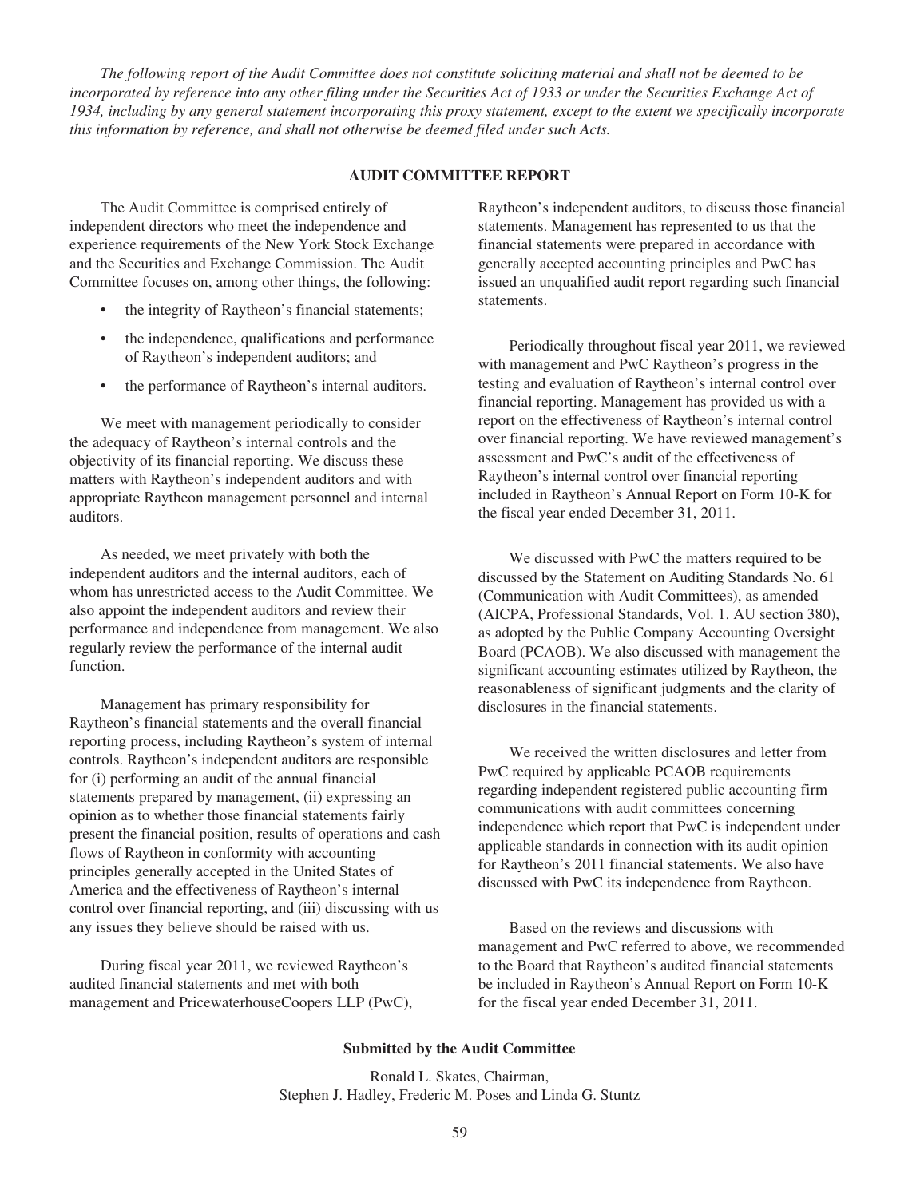*The following report of the Audit Committee does not constitute soliciting material and shall not be deemed to be incorporated by reference into any other filing under the Securities Act of 1933 or under the Securities Exchange Act of 1934, including by any general statement incorporating this proxy statement, except to the extent we specifically incorporate this information by reference, and shall not otherwise be deemed filed under such Acts.*

## AUDIT COMMITTEE REPORT

The Audit Committee is comprised entirely of independent directors who meet the independence and experience requirements of the New York Stock Exchange and the Securities and Exchange Commission. The Audit Committee focuses on, among other things, the following:

- the integrity of Raytheon's financial statements;
- the independence, qualifications and performance of Raytheon's independent auditors; and
- the performance of Raytheon's internal auditors.

We meet with management periodically to consider the adequacy of Raytheon's internal controls and the objectivity of its financial reporting. We discuss these matters with Raytheon's independent auditors and with appropriate Raytheon management personnel and internal auditors.

As needed, we meet privately with both the independent auditors and the internal auditors, each of whom has unrestricted access to the Audit Committee. We also appoint the independent auditors and review their performance and independence from management. We also regularly review the performance of the internal audit function.

Management has primary responsibility for Raytheon's financial statements and the overall financial reporting process, including Raytheon's system of internal controls. Raytheon's independent auditors are responsible for (i) performing an audit of the annual financial statements prepared by management, (ii) expressing an opinion as to whether those financial statements fairly present the financial position, results of operations and cash flows of Raytheon in conformity with accounting principles generally accepted in the United States of America and the effectiveness of Raytheon's internal control over financial reporting, and (iii) discussing with us any issues they believe should be raised with us.

During fiscal year 2011, we reviewed Raytheon's audited financial statements and met with both management and PricewaterhouseCoopers LLP (PwC), Raytheon's independent auditors, to discuss those financial statements. Management has represented to us that the financial statements were prepared in accordance with generally accepted accounting principles and PwC has issued an unqualified audit report regarding such financial statements.

Periodically throughout fiscal year 2011, we reviewed with management and PwC Raytheon's progress in the testing and evaluation of Raytheon's internal control over financial reporting. Management has provided us with a report on the effectiveness of Raytheon's internal control over financial reporting. We have reviewed management's assessment and PwC's audit of the effectiveness of Raytheon's internal control over financial reporting included in Raytheon's Annual Report on Form 10-K for the fiscal year ended December 31, 2011.

We discussed with PwC the matters required to be discussed by the Statement on Auditing Standards No. 61 (Communication with Audit Committees), as amended (AICPA, Professional Standards, Vol. 1. AU section 380), as adopted by the Public Company Accounting Oversight Board (PCAOB). We also discussed with management the significant accounting estimates utilized by Raytheon, the reasonableness of significant judgments and the clarity of disclosures in the financial statements.

We received the written disclosures and letter from PwC required by applicable PCAOB requirements regarding independent registered public accounting firm communications with audit committees concerning independence which report that PwC is independent under applicable standards in connection with its audit opinion for Raytheon's 2011 financial statements. We also have discussed with PwC its independence from Raytheon.

Based on the reviews and discussions with management and PwC referred to above, we recommended to the Board that Raytheon's audited financial statements be included in Raytheon's Annual Report on Form 10-K for the fiscal year ended December 31, 2011.

**Submitted by the Audit Committee**

Ronald L. Skates, Chairman,
Stephen J. Hadley, Frederic M. Poses and Linda G. Stuntz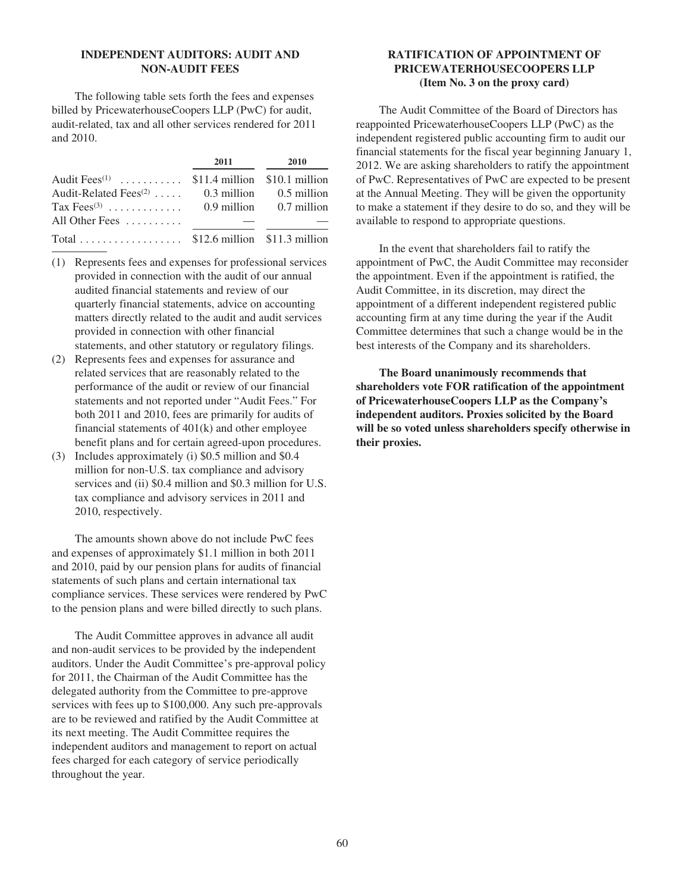## INDEPENDENT AUDITORS: AUDIT AND NON-AUDIT FEES

The following table sets forth the fees and expenses billed by PricewaterhouseCoopers LLP (PwC) for audit, audit-related, tax and all other services rendered for 2011 and 2010.

| | 2011 | 2010 |
|---|---|---|
| Audit Fees[(1)] | \$11.4 million | \$10.1 million |
| Audit-Related Fees[(2)] | 0.3 million | 0.5 million |
| Tax Fees[(3)] | 0.9 million | 0.7 million |
| All Other Fees | — | — |
| Total | \$12.6 million | \$11.3 million |

(1) Represents fees and expenses for professional services provided in connection with the audit of our annual audited financial statements and review of our quarterly financial statements, advice on accounting matters directly related to the audit and audit services provided in connection with other financial statements, and other statutory or regulatory filings.

(2) Represents fees and expenses for assurance and related services that are reasonably related to the performance of the audit or review of our financial statements and not reported under "Audit Fees." For both 2011 and 2010, fees are primarily for audits of financial statements of 401(k) and other employee benefit plans and for certain agreed-upon procedures.

(3) Includes approximately (i) \$0.5 million and \$0.4 million for non-U.S. tax compliance and advisory services and (ii) \$0.4 million and \$0.3 million for U.S. tax compliance and advisory services in 2011 and 2010, respectively.

The amounts shown above do not include PwC fees and expenses of approximately \$1.1 million in both 2011 and 2010, paid by our pension plans for audits of financial statements of such plans and certain international tax compliance services. These services were rendered by PwC to the pension plans and were billed directly to such plans.

The Audit Committee approves in advance all audit and non-audit services to be provided by the independent auditors. Under the Audit Committee's pre-approval policy for 2011, the Chairman of the Audit Committee has the delegated authority from the Committee to pre-approve services with fees up to \$100,000. Any such pre-approvals are to be reviewed and ratified by the Audit Committee at its next meeting. The Audit Committee requires the independent auditors and management to report on actual fees charged for each category of service periodically throughout the year.

## RATIFICATION OF APPOINTMENT OF PRICEWATERHOUSECOOPERS LLP (Item No. 3 on the proxy card)

The Audit Committee of the Board of Directors has reappointed PricewaterhouseCoopers LLP (PwC) as the independent registered public accounting firm to audit our financial statements for the fiscal year beginning January 1, 2012. We are asking shareholders to ratify the appointment of PwC. Representatives of PwC are expected to be present at the Annual Meeting. They will be given the opportunity to make a statement if they desire to do so, and they will be available to respond to appropriate questions.

In the event that shareholders fail to ratify the appointment of PwC, the Audit Committee may reconsider the appointment. Even if the appointment is ratified, the Audit Committee, in its discretion, may direct the appointment of a different independent registered public accounting firm at any time during the year if the Audit Committee determines that such a change would be in the best interests of the Company and its shareholders.

**The Board unanimously recommends that shareholders vote FOR ratification of the appointment of PricewaterhouseCoopers LLP as the Company's independent auditors. Proxies solicited by the Board will be so voted unless shareholders specify otherwise in their proxies.**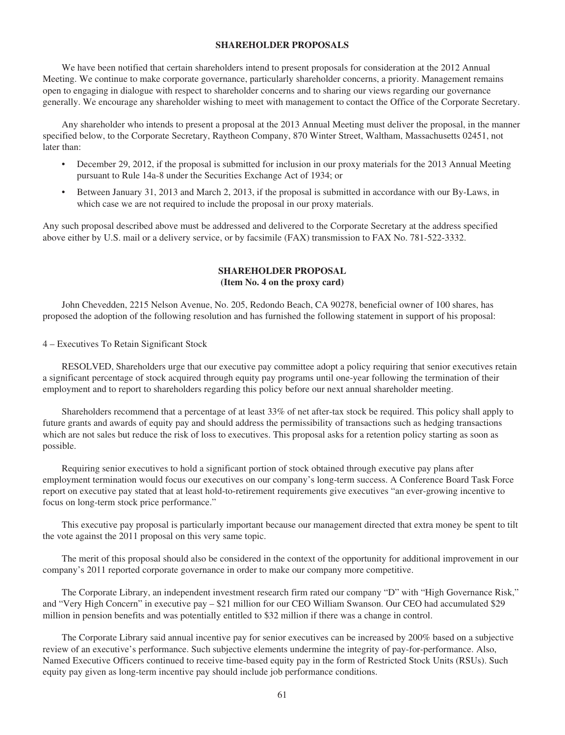## SHAREHOLDER PROPOSALS

We have been notified that certain shareholders intend to present proposals for consideration at the 2012 Annual Meeting. We continue to make corporate governance, particularly shareholder concerns, a priority. Management remains open to engaging in dialogue with respect to shareholder concerns and to sharing our views regarding our governance generally. We encourage any shareholder wishing to meet with management to contact the Office of the Corporate Secretary.

Any shareholder who intends to present a proposal at the 2013 Annual Meeting must deliver the proposal, in the manner specified below, to the Corporate Secretary, Raytheon Company, 870 Winter Street, Waltham, Massachusetts 02451, not later than:

- December 29, 2012, if the proposal is submitted for inclusion in our proxy materials for the 2013 Annual Meeting pursuant to Rule 14a-8 under the Securities Exchange Act of 1934; or
- Between January 31, 2013 and March 2, 2013, if the proposal is submitted in accordance with our By-Laws, in which case we are not required to include the proposal in our proxy materials.

Any such proposal described above must be addressed and delivered to the Corporate Secretary at the address specified above either by U.S. mail or a delivery service, or by facsimile (FAX) transmission to FAX No. 781-522-3332.

## SHAREHOLDER PROPOSAL
**(Item No. 4 on the proxy card)**

John Chevedden, 2215 Nelson Avenue, No. 205, Redondo Beach, CA 90278, beneficial owner of 100 shares, has proposed the adoption of the following resolution and has furnished the following statement in support of his proposal:

4 – Executives To Retain Significant Stock

RESOLVED, Shareholders urge that our executive pay committee adopt a policy requiring that senior executives retain a significant percentage of stock acquired through equity pay programs until one-year following the termination of their employment and to report to shareholders regarding this policy before our next annual shareholder meeting.

Shareholders recommend that a percentage of at least 33% of net after-tax stock be required. This policy shall apply to future grants and awards of equity pay and should address the permissibility of transactions such as hedging transactions which are not sales but reduce the risk of loss to executives. This proposal asks for a retention policy starting as soon as possible.

Requiring senior executives to hold a significant portion of stock obtained through executive pay plans after employment termination would focus our executives on our company's long-term success. A Conference Board Task Force report on executive pay stated that at least hold-to-retirement requirements give executives "an ever-growing incentive to focus on long-term stock price performance."

This executive pay proposal is particularly important because our management directed that extra money be spent to tilt the vote against the 2011 proposal on this very same topic.

The merit of this proposal should also be considered in the context of the opportunity for additional improvement in our company's 2011 reported corporate governance in order to make our company more competitive.

The Corporate Library, an independent investment research firm rated our company "D" with "High Governance Risk," and "Very High Concern" in executive pay – $21 million for our CEO William Swanson. Our CEO had accumulated $29 million in pension benefits and was potentially entitled to $32 million if there was a change in control.

The Corporate Library said annual incentive pay for senior executives can be increased by 200% based on a subjective review of an executive's performance. Such subjective elements undermine the integrity of pay-for-performance. Also, Named Executive Officers continued to receive time-based equity pay in the form of Restricted Stock Units (RSUs). Such equity pay given as long-term incentive pay should include job performance conditions.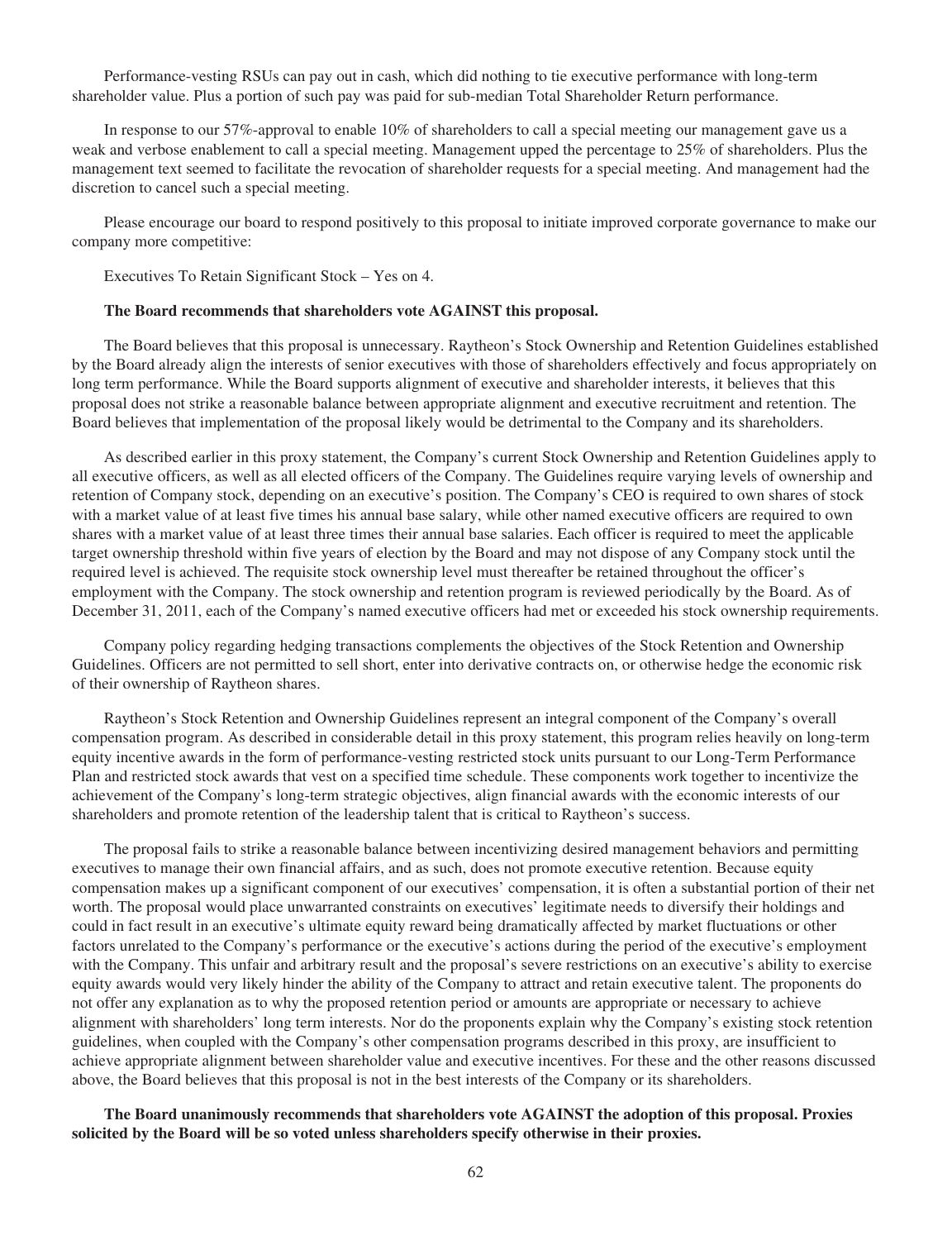Performance-vesting RSUs can pay out in cash, which did nothing to tie executive performance with long-term shareholder value. Plus a portion of such pay was paid for sub-median Total Shareholder Return performance.

In response to our 57%-approval to enable 10% of shareholders to call a special meeting our management gave us a weak and verbose enablement to call a special meeting. Management upped the percentage to 25% of shareholders. Plus the management text seemed to facilitate the revocation of shareholder requests for a special meeting. And management had the discretion to cancel such a special meeting.

Please encourage our board to respond positively to this proposal to initiate improved corporate governance to make our company more competitive:

Executives To Retain Significant Stock – Yes on 4.

**The Board recommends that shareholders vote AGAINST this proposal.**

The Board believes that this proposal is unnecessary. Raytheon's Stock Ownership and Retention Guidelines established by the Board already align the interests of senior executives with those of shareholders effectively and focus appropriately on long term performance. While the Board supports alignment of executive and shareholder interests, it believes that this proposal does not strike a reasonable balance between appropriate alignment and executive recruitment and retention. The Board believes that implementation of the proposal likely would be detrimental to the Company and its shareholders.

As described earlier in this proxy statement, the Company's current Stock Ownership and Retention Guidelines apply to all executive officers, as well as all elected officers of the Company. The Guidelines require varying levels of ownership and retention of Company stock, depending on an executive's position. The Company's CEO is required to own shares of stock with a market value of at least five times his annual base salary, while other named executive officers are required to own shares with a market value of at least three times their annual base salaries. Each officer is required to meet the applicable target ownership threshold within five years of election by the Board and may not dispose of any Company stock until the required level is achieved. The requisite stock ownership level must thereafter be retained throughout the officer's employment with the Company. The stock ownership and retention program is reviewed periodically by the Board. As of December 31, 2011, each of the Company's named executive officers had met or exceeded his stock ownership requirements.

Company policy regarding hedging transactions complements the objectives of the Stock Retention and Ownership Guidelines. Officers are not permitted to sell short, enter into derivative contracts on, or otherwise hedge the economic risk of their ownership of Raytheon shares.

Raytheon's Stock Retention and Ownership Guidelines represent an integral component of the Company's overall compensation program. As described in considerable detail in this proxy statement, this program relies heavily on long-term equity incentive awards in the form of performance-vesting restricted stock units pursuant to our Long-Term Performance Plan and restricted stock awards that vest on a specified time schedule. These components work together to incentivize the achievement of the Company's long-term strategic objectives, align financial awards with the economic interests of our shareholders and promote retention of the leadership talent that is critical to Raytheon's success.

The proposal fails to strike a reasonable balance between incentivizing desired management behaviors and permitting executives to manage their own financial affairs, and as such, does not promote executive retention. Because equity compensation makes up a significant component of our executives' compensation, it is often a substantial portion of their net worth. The proposal would place unwarranted constraints on executives' legitimate needs to diversify their holdings and could in fact result in an executive's ultimate equity reward being dramatically affected by market fluctuations or other factors unrelated to the Company's performance or the executive's actions during the period of the executive's employment with the Company. This unfair and arbitrary result and the proposal's severe restrictions on an executive's ability to exercise equity awards would very likely hinder the ability of the Company to attract and retain executive talent. The proponents do not offer any explanation as to why the proposed retention period or amounts are appropriate or necessary to achieve alignment with shareholders' long term interests. Nor do the proponents explain why the Company's existing stock retention guidelines, when coupled with the Company's other compensation programs described in this proxy, are insufficient to achieve appropriate alignment between shareholder value and executive incentives. For these and the other reasons discussed above, the Board believes that this proposal is not in the best interests of the Company or its shareholders.

**The Board unanimously recommends that shareholders vote AGAINST the adoption of this proposal. Proxies solicited by the Board will be so voted unless shareholders specify otherwise in their proxies.**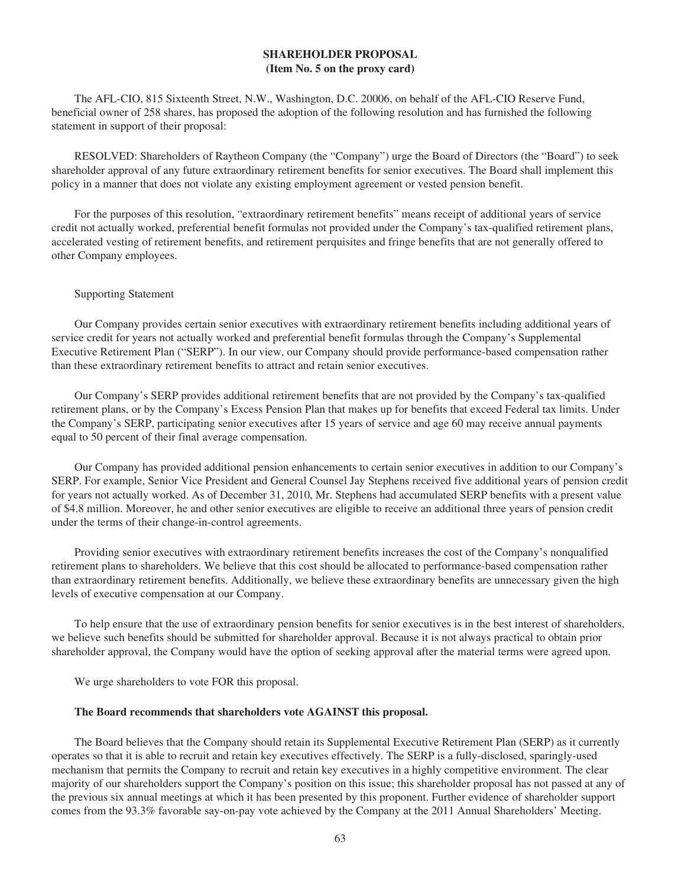## SHAREHOLDER PROPOSAL
**(Item No. 5 on the proxy card)**

The AFL-CIO, 815 Sixteenth Street, N.W., Washington, D.C. 20006, on behalf of the AFL-CIO Reserve Fund, beneficial owner of 258 shares, has proposed the adoption of the following resolution and has furnished the following statement in support of their proposal:

RESOLVED: Shareholders of Raytheon Company (the "Company") urge the Board of Directors (the "Board") to seek shareholder approval of any future extraordinary retirement benefits for senior executives. The Board shall implement this policy in a manner that does not violate any existing employment agreement or vested pension benefit.

For the purposes of this resolution, "extraordinary retirement benefits" means receipt of additional years of service credit not actually worked, preferential benefit formulas not provided under the Company's tax-qualified retirement plans, accelerated vesting of retirement benefits, and retirement perquisites and fringe benefits that are not generally offered to other Company employees.

Supporting Statement

Our Company provides certain senior executives with extraordinary retirement benefits including additional years of service credit for years not actually worked and preferential benefit formulas through the Company's Supplemental Executive Retirement Plan ("SERP"). In our view, our Company should provide performance-based compensation rather than these extraordinary retirement benefits to attract and retain senior executives.

Our Company's SERP provides additional retirement benefits that are not provided by the Company's tax-qualified retirement plans, or by the Company's Excess Pension Plan that makes up for benefits that exceed Federal tax limits. Under the Company's SERP, participating senior executives after 15 years of service and age 60 may receive annual payments equal to 50 percent of their final average compensation.

Our Company has provided additional pension enhancements to certain senior executives in addition to our Company's SERP. For example, Senior Vice President and General Counsel Jay Stephens received five additional years of pension credit for years not actually worked. As of December 31, 2010, Mr. Stephens had accumulated SERP benefits with a present value of $4.8 million. Moreover, he and other senior executives are eligible to receive an additional three years of pension credit under the terms of their change-in-control agreements.

Providing senior executives with extraordinary retirement benefits increases the cost of the Company's nonqualified retirement plans to shareholders. We believe that this cost should be allocated to performance-based compensation rather than extraordinary retirement benefits. Additionally, we believe these extraordinary benefits are unnecessary given the high levels of executive compensation at our Company.

To help ensure that the use of extraordinary pension benefits for senior executives is in the best interest of shareholders, we believe such benefits should be submitted for shareholder approval. Because it is not always practical to obtain prior shareholder approval, the Company would have the option of seeking approval after the material terms were agreed upon.

We urge shareholders to vote FOR this proposal.

**The Board recommends that shareholders vote AGAINST this proposal.**

The Board believes that the Company should retain its Supplemental Executive Retirement Plan (SERP) as it currently operates so that it is able to recruit and retain key executives effectively. The SERP is a fully-disclosed, sparingly-used mechanism that permits the Company to recruit and retain key executives in a highly competitive environment. The clear majority of our shareholders support the Company's position on this issue; this shareholder proposal has not passed at any of the previous six annual meetings at which it has been presented by this proponent. Further evidence of shareholder support comes from the 93.3% favorable say-on-pay vote achieved by the Company at the 2011 Annual Shareholders' Meeting.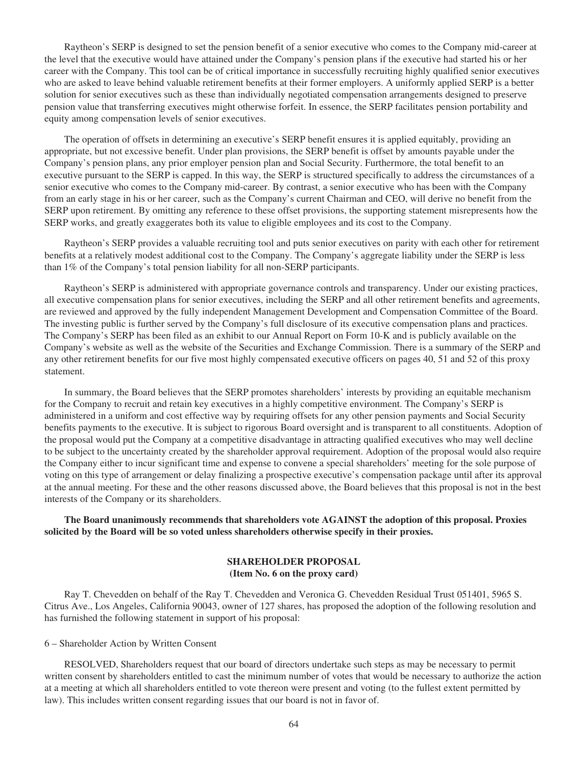Raytheon's SERP is designed to set the pension benefit of a senior executive who comes to the Company mid-career at the level that the executive would have attained under the Company's pension plans if the executive had started his or her career with the Company. This tool can be of critical importance in successfully recruiting highly qualified senior executives who are asked to leave behind valuable retirement benefits at their former employers. A uniformly applied SERP is a better solution for senior executives such as these than individually negotiated compensation arrangements designed to preserve pension value that transferring executives might otherwise forfeit. In essence, the SERP facilitates pension portability and equity among compensation levels of senior executives.

The operation of offsets in determining an executive's SERP benefit ensures it is applied equitably, providing an appropriate, but not excessive benefit. Under plan provisions, the SERP benefit is offset by amounts payable under the Company's pension plans, any prior employer pension plan and Social Security. Furthermore, the total benefit to an executive pursuant to the SERP is capped. In this way, the SERP is structured specifically to address the circumstances of a senior executive who comes to the Company mid-career. By contrast, a senior executive who has been with the Company from an early stage in his or her career, such as the Company's current Chairman and CEO, will derive no benefit from the SERP upon retirement. By omitting any reference to these offset provisions, the supporting statement misrepresents how the SERP works, and greatly exaggerates both its value to eligible employees and its cost to the Company.

Raytheon's SERP provides a valuable recruiting tool and puts senior executives on parity with each other for retirement benefits at a relatively modest additional cost to the Company. The Company's aggregate liability under the SERP is less than 1% of the Company's total pension liability for all non-SERP participants.

Raytheon's SERP is administered with appropriate governance controls and transparency. Under our existing practices, all executive compensation plans for senior executives, including the SERP and all other retirement benefits and agreements, are reviewed and approved by the fully independent Management Development and Compensation Committee of the Board. The investing public is further served by the Company's full disclosure of its executive compensation plans and practices. The Company's SERP has been filed as an exhibit to our Annual Report on Form 10-K and is publicly available on the Company's website as well as the website of the Securities and Exchange Commission. There is a summary of the SERP and any other retirement benefits for our five most highly compensated executive officers on pages 40, 51 and 52 of this proxy statement.

In summary, the Board believes that the SERP promotes shareholders' interests by providing an equitable mechanism for the Company to recruit and retain key executives in a highly competitive environment. The Company's SERP is administered in a uniform and cost effective way by requiring offsets for any other pension payments and Social Security benefits payments to the executive. It is subject to rigorous Board oversight and is transparent to all constituents. Adoption of the proposal would put the Company at a competitive disadvantage in attracting qualified executives who may well decline to be subject to the uncertainty created by the shareholder approval requirement. Adoption of the proposal would also require the Company either to incur significant time and expense to convene a special shareholders' meeting for the sole purpose of voting on this type of arrangement or delay finalizing a prospective executive's compensation package until after its approval at the annual meeting. For these and the other reasons discussed above, the Board believes that this proposal is not in the best interests of the Company or its shareholders.

**The Board unanimously recommends that shareholders vote AGAINST the adoption of this proposal. Proxies solicited by the Board will be so voted unless shareholders otherwise specify in their proxies.**

## SHAREHOLDER PROPOSAL
**(Item No. 6 on the proxy card)**

Ray T. Chevedden on behalf of the Ray T. Chevedden and Veronica G. Chevedden Residual Trust 051401, 5965 S. Citrus Ave., Los Angeles, California 90043, owner of 127 shares, has proposed the adoption of the following resolution and has furnished the following statement in support of his proposal:

6 – Shareholder Action by Written Consent

RESOLVED, Shareholders request that our board of directors undertake such steps as may be necessary to permit written consent by shareholders entitled to cast the minimum number of votes that would be necessary to authorize the action at a meeting at which all shareholders entitled to vote thereon were present and voting (to the fullest extent permitted by law). This includes written consent regarding issues that our board is not in favor of.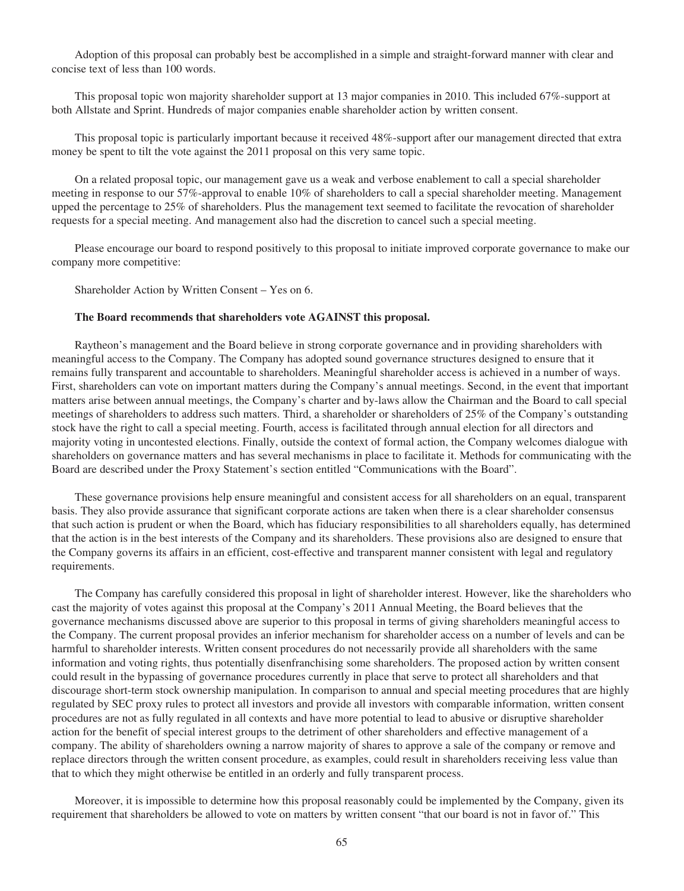Adoption of this proposal can probably best be accomplished in a simple and straight-forward manner with clear and concise text of less than 100 words.

This proposal topic won majority shareholder support at 13 major companies in 2010. This included 67%-support at both Allstate and Sprint. Hundreds of major companies enable shareholder action by written consent.

This proposal topic is particularly important because it received 48%-support after our management directed that extra money be spent to tilt the vote against the 2011 proposal on this very same topic.

On a related proposal topic, our management gave us a weak and verbose enablement to call a special shareholder meeting in response to our 57%-approval to enable 10% of shareholders to call a special shareholder meeting. Management upped the percentage to 25% of shareholders. Plus the management text seemed to facilitate the revocation of shareholder requests for a special meeting. And management also had the discretion to cancel such a special meeting.

Please encourage our board to respond positively to this proposal to initiate improved corporate governance to make our company more competitive:

Shareholder Action by Written Consent – Yes on 6.

**The Board recommends that shareholders vote AGAINST this proposal.**

Raytheon's management and the Board believe in strong corporate governance and in providing shareholders with meaningful access to the Company. The Company has adopted sound governance structures designed to ensure that it remains fully transparent and accountable to shareholders. Meaningful shareholder access is achieved in a number of ways. First, shareholders can vote on important matters during the Company's annual meetings. Second, in the event that important matters arise between annual meetings, the Company's charter and by-laws allow the Chairman and the Board to call special meetings of shareholders to address such matters. Third, a shareholder or shareholders of 25% of the Company's outstanding stock have the right to call a special meeting. Fourth, access is facilitated through annual election for all directors and majority voting in uncontested elections. Finally, outside the context of formal action, the Company welcomes dialogue with shareholders on governance matters and has several mechanisms in place to facilitate it. Methods for communicating with the Board are described under the Proxy Statement's section entitled "Communications with the Board".

These governance provisions help ensure meaningful and consistent access for all shareholders on an equal, transparent basis. They also provide assurance that significant corporate actions are taken when there is a clear shareholder consensus that such action is prudent or when the Board, which has fiduciary responsibilities to all shareholders equally, has determined that the action is in the best interests of the Company and its shareholders. These provisions also are designed to ensure that the Company governs its affairs in an efficient, cost-effective and transparent manner consistent with legal and regulatory requirements.

The Company has carefully considered this proposal in light of shareholder interest. However, like the shareholders who cast the majority of votes against this proposal at the Company's 2011 Annual Meeting, the Board believes that the governance mechanisms discussed above are superior to this proposal in terms of giving shareholders meaningful access to the Company. The current proposal provides an inferior mechanism for shareholder access on a number of levels and can be harmful to shareholder interests. Written consent procedures do not necessarily provide all shareholders with the same information and voting rights, thus potentially disenfranchising some shareholders. The proposed action by written consent could result in the bypassing of governance procedures currently in place that serve to protect all shareholders and that discourage short-term stock ownership manipulation. In comparison to annual and special meeting procedures that are highly regulated by SEC proxy rules to protect all investors and provide all investors with comparable information, written consent procedures are not as fully regulated in all contexts and have more potential to lead to abusive or disruptive shareholder action for the benefit of special interest groups to the detriment of other shareholders and effective management of a company. The ability of shareholders owning a narrow majority of shares to approve a sale of the company or remove and replace directors through the written consent procedure, as examples, could result in shareholders receiving less value than that to which they might otherwise be entitled in an orderly and fully transparent process.

Moreover, it is impossible to determine how this proposal reasonably could be implemented by the Company, given its requirement that shareholders be allowed to vote on matters by written consent "that our board is not in favor of." This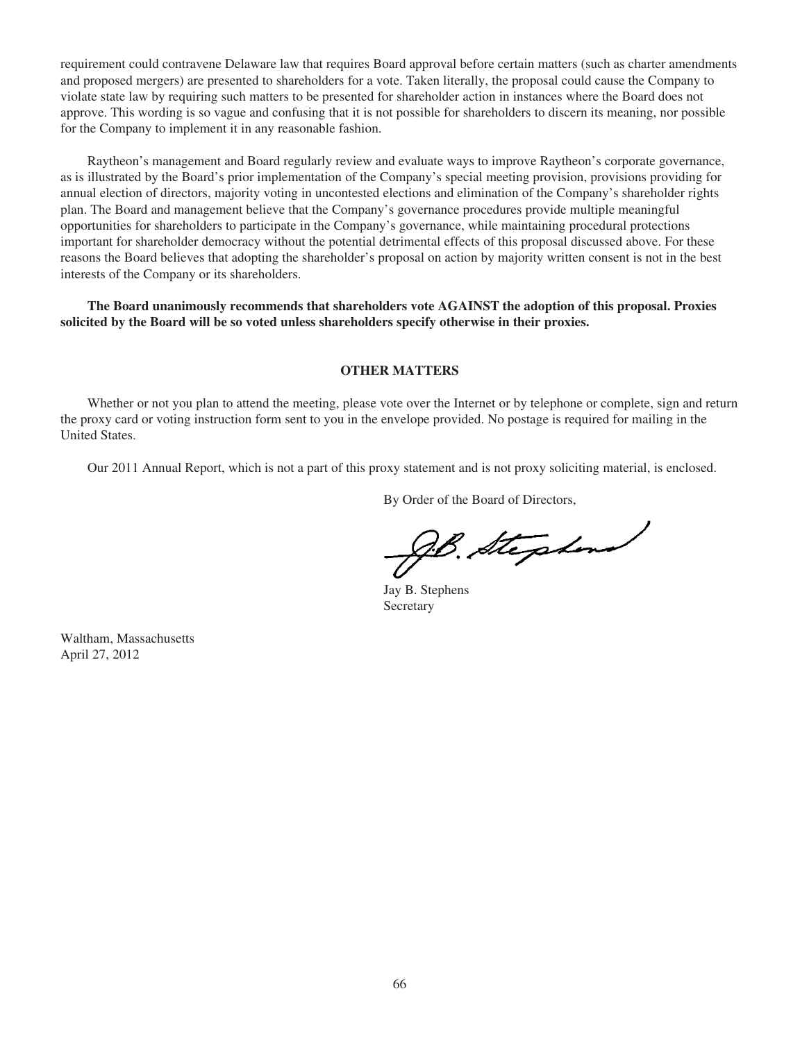requirement could contravene Delaware law that requires Board approval before certain matters (such as charter amendments and proposed mergers) are presented to shareholders for a vote. Taken literally, the proposal could cause the Company to violate state law by requiring such matters to be presented for shareholder action in instances where the Board does not approve. This wording is so vague and confusing that it is not possible for shareholders to discern its meaning, nor possible for the Company to implement it in any reasonable fashion.

Raytheon's management and Board regularly review and evaluate ways to improve Raytheon's corporate governance, as is illustrated by the Board's prior implementation of the Company's special meeting provision, provisions providing for annual election of directors, majority voting in uncontested elections and elimination of the Company's shareholder rights plan. The Board and management believe that the Company's governance procedures provide multiple meaningful opportunities for shareholders to participate in the Company's governance, while maintaining procedural protections important for shareholder democracy without the potential detrimental effects of this proposal discussed above. For these reasons the Board believes that adopting the shareholder's proposal on action by majority written consent is not in the best interests of the Company or its shareholders.

**The Board unanimously recommends that shareholders vote AGAINST the adoption of this proposal. Proxies solicited by the Board will be so voted unless shareholders specify otherwise in their proxies.**

## OTHER MATTERS

Whether or not you plan to attend the meeting, please vote over the Internet or by telephone or complete, sign and return the proxy card or voting instruction form sent to you in the envelope provided. No postage is required for mailing in the United States.

Our 2011 Annual Report, which is not a part of this proxy statement and is not proxy soliciting material, is enclosed.

By Order of the Board of Directors,

Jay B. Stephens
Secretary

Waltham, Massachusetts
April 27, 2012